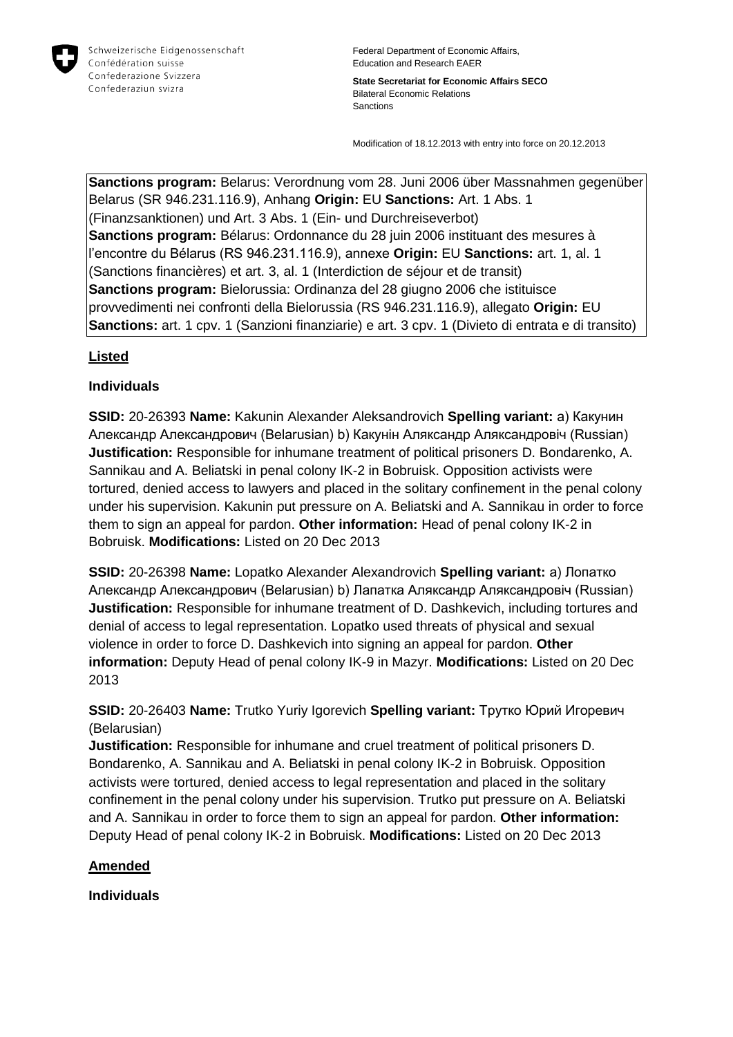Schweizerische Eidgenossenschaft
Confédération suisse
Confederazione Svizzera
Confederaziun svizra

Federal Department of Economic Affairs, Education and Research EAER

**State Secretariat for Economic Affairs SECO**
Bilateral Economic Relations
Sanctions

Modification of 18.12.2013 with entry into force on 20.12.2013

**Sanctions program:** Belarus: Verordnung vom 28. Juni 2006 über Massnahmen gegenüber Belarus (SR 946.231.116.9), Anhang **Origin:** EU **Sanctions:** Art. 1 Abs. 1 (Finanzsanktionen) und Art. 3 Abs. 1 (Ein- und Durchreiseverbot)
**Sanctions program:** Bélarus: Ordonnance du 28 juin 2006 instituant des mesures à l'encontre du Bélarus (RS 946.231.116.9), annexe **Origin:** EU **Sanctions:** art. 1, al. 1 (Sanctions financières) et art. 3, al. 1 (Interdiction de séjour et de transit)
**Sanctions program:** Bielorussia: Ordinanza del 28 giugno 2006 che istituisce provvedimenti nei confronti della Bielorussia (RS 946.231.116.9), allegato **Origin:** EU **Sanctions:** art. 1 cpv. 1 (Sanzioni finanziarie) e art. 3 cpv. 1 (Divieto di entrata e di transito)

## Listed

### Individuals

**SSID:** 20-26393 **Name:** Kakunin Alexander Aleksandrovich **Spelling variant:** a) Какунин Александр Александрович (Belarusian) b) Какунін Аляксандр Аляксандровіч (Russian) **Justification:** Responsible for inhumane treatment of political prisoners D. Bondarenko, A. Sannikau and A. Beliatski in penal colony IK-2 in Bobruisk. Opposition activists were tortured, denied access to lawyers and placed in the solitary confinement in the penal colony under his supervision. Kakunin put pressure on A. Beliatski and A. Sannikau in order to force them to sign an appeal for pardon. **Other information:** Head of penal colony IK-2 in Bobruisk. **Modifications:** Listed on 20 Dec 2013

**SSID:** 20-26398 **Name:** Lopatko Alexander Alexandrovich **Spelling variant:** a) Лопатко Александр Александрович (Belarusian) b) Лапатка Аляксандр Аляксандровіч (Russian) **Justification:** Responsible for inhumane treatment of D. Dashkevich, including tortures and denial of access to legal representation. Lopatko used threats of physical and sexual violence in order to force D. Dashkevich into signing an appeal for pardon. **Other information:** Deputy Head of penal colony IK-9 in Mazyr. **Modifications:** Listed on 20 Dec 2013

**SSID:** 20-26403 **Name:** Trutko Yuriy Igorevich **Spelling variant:** Трутко Юрий Игоревич (Belarusian)
**Justification:** Responsible for inhumane and cruel treatment of political prisoners D. Bondarenko, A. Sannikau and A. Beliatski in penal colony IK-2 in Bobruisk. Opposition activists were tortured, denied access to legal representation and placed in the solitary confinement in the penal colony under his supervision. Trutko put pressure on A. Beliatski and A. Sannikau in order to force them to sign an appeal for pardon. **Other information:** Deputy Head of penal colony IK-2 in Bobruisk. **Modifications:** Listed on 20 Dec 2013

## Amended

### Individuals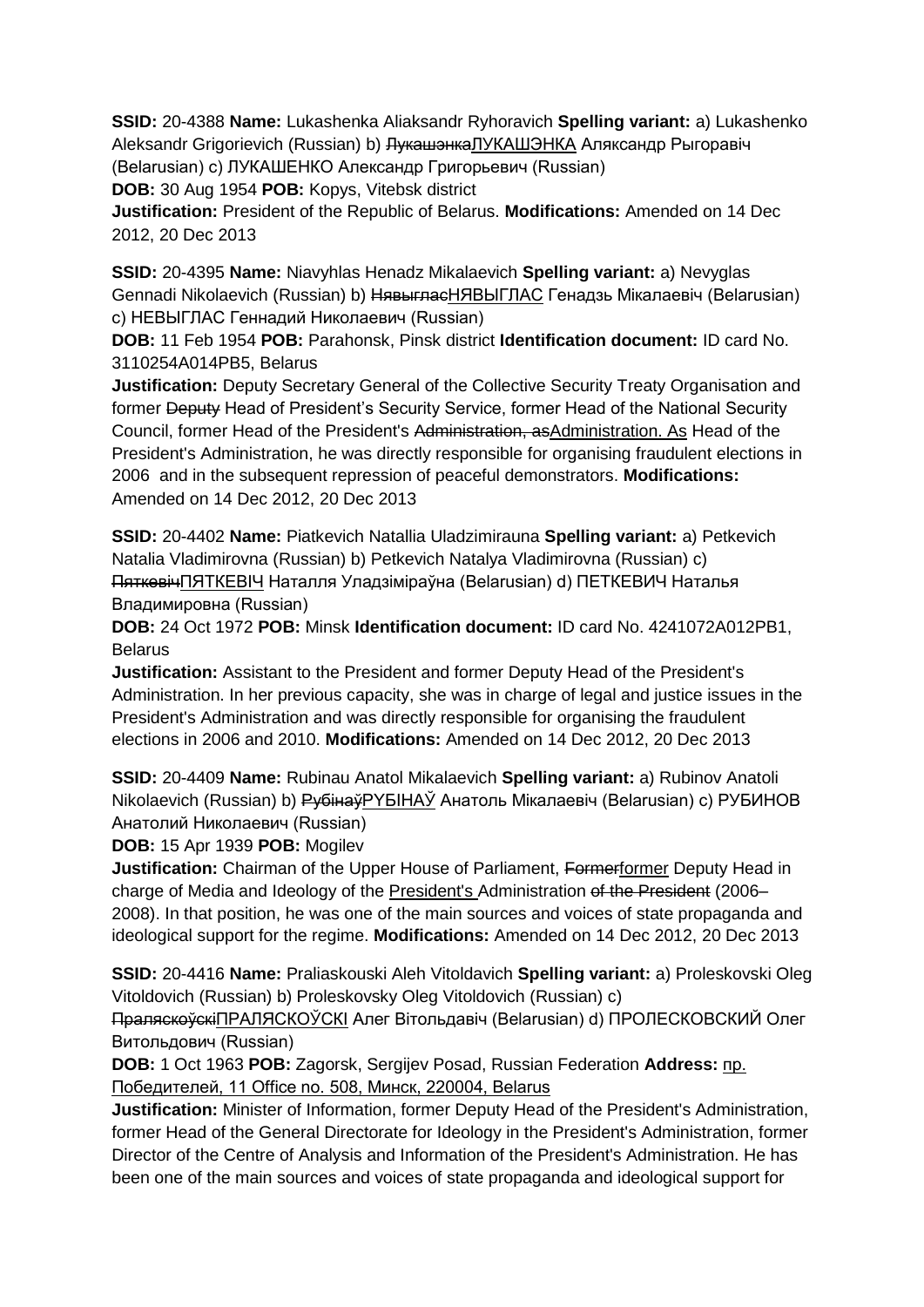**SSID:** 20-4388 **Name:** Lukashenka Aliaksandr Ryhoravich **Spelling variant:** a) Lukashenko Aleksandr Grigorievich (Russian) b) ~~Лукашэнка~~ЛУКАШЭНКА Аляксандр Рыгоравіч (Belarusian) c) ЛУКАШЕНКО Александр Григорьевич (Russian)
**DOB:** 30 Aug 1954 **POB:** Kopys, Vitebsk district
**Justification:** President of the Republic of Belarus. **Modifications:** Amended on 14 Dec 2012, 20 Dec 2013

**SSID:** 20-4395 **Name:** Niavyhlas Henadz Mikalaevich **Spelling variant:** a) Nevyglas Gennadi Nikolaevich (Russian) b) ~~Нявыглас~~НЯВЫГЛАС Генадзь Мікалаевіч (Belarusian) c) НЕВЫГЛАС Геннадий Николаевич (Russian)
**DOB:** 11 Feb 1954 **POB:** Parahonsk, Pinsk district **Identification document:** ID card No. 3110254A014PB5, Belarus
**Justification:** Deputy Secretary General of the Collective Security Treaty Organisation and former ~~Deputy~~ Head of President's Security Service, former Head of the National Security Council, former Head of the President's ~~Administration, as~~Administration. As Head of the President's Administration, he was directly responsible for organising fraudulent elections in 2006 and in the subsequent repression of peaceful demonstrators. **Modifications:** Amended on 14 Dec 2012, 20 Dec 2013

**SSID:** 20-4402 **Name:** Piatkevich Natallia Uladzimirauna **Spelling variant:** a) Petkevich Natalia Vladimirovna (Russian) b) Petkevich Natalya Vladimirovna (Russian) c) ~~Пяткевіч~~ПЯТКЕВІЧ Наталля Уладзіміраўна (Belarusian) d) ПЕТКЕВИЧ Наталья Владимировна (Russian)
**DOB:** 24 Oct 1972 **POB:** Minsk **Identification document:** ID card No. 4241072A012PB1, Belarus
**Justification:** Assistant to the President and former Deputy Head of the President's Administration. In her previous capacity, she was in charge of legal and justice issues in the President's Administration and was directly responsible for organising the fraudulent elections in 2006 and 2010. **Modifications:** Amended on 14 Dec 2012, 20 Dec 2013

**SSID:** 20-4409 **Name:** Rubinau Anatol Mikalaevich **Spelling variant:** a) Rubinov Anatoli Nikolaevich (Russian) b) ~~Рубінаў~~РУБІНАЎ Анатоль Мікалаевіч (Belarusian) c) РУБИНОВ Анатолий Николаевич (Russian)
**DOB:** 15 Apr 1939 **POB:** Mogilev
**Justification:** Chairman of the Upper House of Parliament, ~~Former~~former Deputy Head in charge of Media and Ideology of the President's Administration ~~of the President~~ (2006–2008). In that position, he was one of the main sources and voices of state propaganda and ideological support for the regime. **Modifications:** Amended on 14 Dec 2012, 20 Dec 2013

**SSID:** 20-4416 **Name:** Praliaskouski Aleh Vitoldavich **Spelling variant:** a) Proleskovski Oleg Vitoldovich (Russian) b) Proleskovsky Oleg Vitoldovich (Russian) c) ~~Праляскоўскі~~ПРАЛЯСКОЎСКІ Алег Вітольдавіч (Belarusian) d) ПРОЛЕСКОВСКИЙ Олег Витольдович (Russian)
**DOB:** 1 Oct 1963 **POB:** Zagorsk, Sergijev Posad, Russian Federation **Address:** пр. Победителей, 11 Office no. 508, Минск, 220004, Belarus
**Justification:** Minister of Information, former Deputy Head of the President's Administration, former Head of the General Directorate for Ideology in the President's Administration, former Director of the Centre of Analysis and Information of the President's Administration. He has been one of the main sources and voices of state propaganda and ideological support for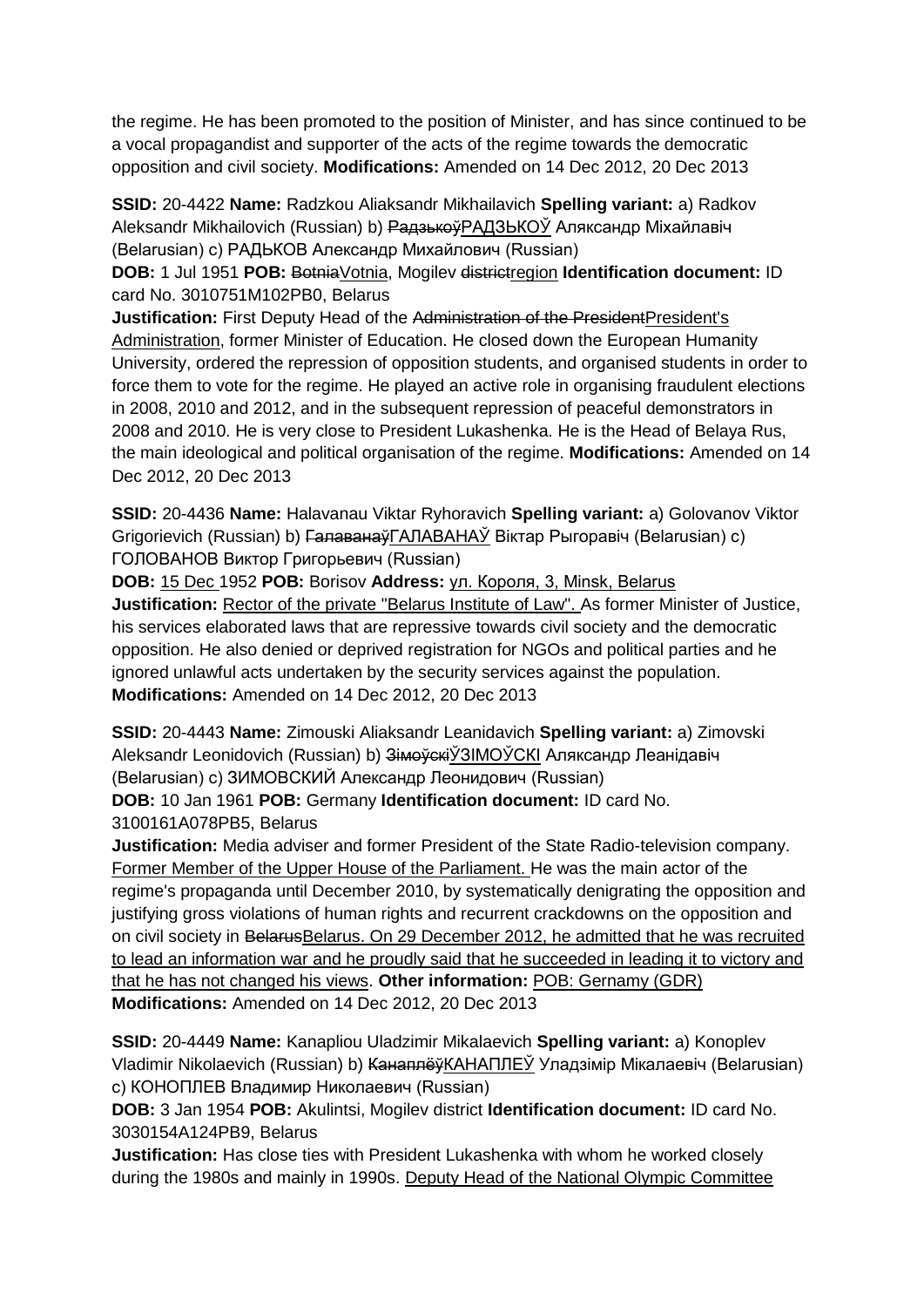the regime. He has been promoted to the position of Minister, and has since continued to be a vocal propagandist and supporter of the acts of the regime towards the democratic opposition and civil society. **Modifications:** Amended on 14 Dec 2012, 20 Dec 2013

**SSID:** 20-4422 **Name:** Radzkou Aliaksandr Mikhailavich **Spelling variant:** a) Radkov Aleksandr Mikhailovich (Russian) b) ~~Радзькоў~~РАДЗЬКОЎ Аляксандр Міхайлавіч (Belarusian) c) РАДЬКОВ Александр Михайлович (Russian)
**DOB:** 1 Jul 1951 **POB:** ~~Botnia~~Votnia, Mogilev ~~district~~region **Identification document:** ID card No. 3010751M102PB0, Belarus
**Justification:** First Deputy Head of the ~~Administration of the President~~President's Administration, former Minister of Education. He closed down the European Humanity University, ordered the repression of opposition students, and organised students in order to force them to vote for the regime. He played an active role in organising fraudulent elections in 2008, 2010 and 2012, and in the subsequent repression of peaceful demonstrators in 2008 and 2010. He is very close to President Lukashenka. He is the Head of Belaya Rus, the main ideological and political organisation of the regime. **Modifications:** Amended on 14 Dec 2012, 20 Dec 2013

**SSID:** 20-4436 **Name:** Halavanau Viktar Ryhoravich **Spelling variant:** a) Golovanov Viktor Grigorievich (Russian) b) ~~Галаванаў~~ГАЛАВАНАЎ Віктар Рыгоравіч (Belarusian) c) ГОЛОВАНОВ Виктор Григорьевич (Russian)
**DOB:** 15 Dec 1952 **POB:** Borisov **Address:** ул. Короля, 3, Minsk, Belarus
**Justification:** Rector of the private "Belarus Institute of Law". As former Minister of Justice, his services elaborated laws that are repressive towards civil society and the democratic opposition. He also denied or deprived registration for NGOs and political parties and he ignored unlawful acts undertaken by the security services against the population. **Modifications:** Amended on 14 Dec 2012, 20 Dec 2013

**SSID:** 20-4443 **Name:** Zimouski Aliaksandr Leanidavich **Spelling variant:** a) Zimovski Aleksandr Leonidovich (Russian) b) ~~Зімоўскі~~ЎЗІМОЎСКІ Аляксандр Леанідавіч (Belarusian) c) ЗИМОВСКИЙ Александр Леонидович (Russian)
**DOB:** 10 Jan 1961 **POB:** Germany **Identification document:** ID card No. 3100161A078PB5, Belarus
**Justification:** Media adviser and former President of the State Radio-television company. Former Member of the Upper House of the Parliament. He was the main actor of the regime's propaganda until December 2010, by systematically denigrating the opposition and justifying gross violations of human rights and recurrent crackdowns on the opposition and on civil society in ~~Belarus~~Belarus. On 29 December 2012, he admitted that he was recruited to lead an information war and he proudly said that he succeeded in leading it to victory and that he has not changed his views. **Other information:** POB: Gernamy (GDR) **Modifications:** Amended on 14 Dec 2012, 20 Dec 2013

**SSID:** 20-4449 **Name:** Kanapliou Uladzimir Mikalaevich **Spelling variant:** a) Konoplev Vladimir Nikolaevich (Russian) b) ~~Канаплёў~~КАНАПЛЕЎ Уладзімір Мікалаевіч (Belarusian) c) КОНОПЛЕВ Владимир Николаевич (Russian)
**DOB:** 3 Jan 1954 **POB:** Akulintsi, Mogilev district **Identification document:** ID card No. 3030154A124PB9, Belarus
**Justification:** Has close ties with President Lukashenka with whom he worked closely during the 1980s and mainly in 1990s. Deputy Head of the National Olympic Committee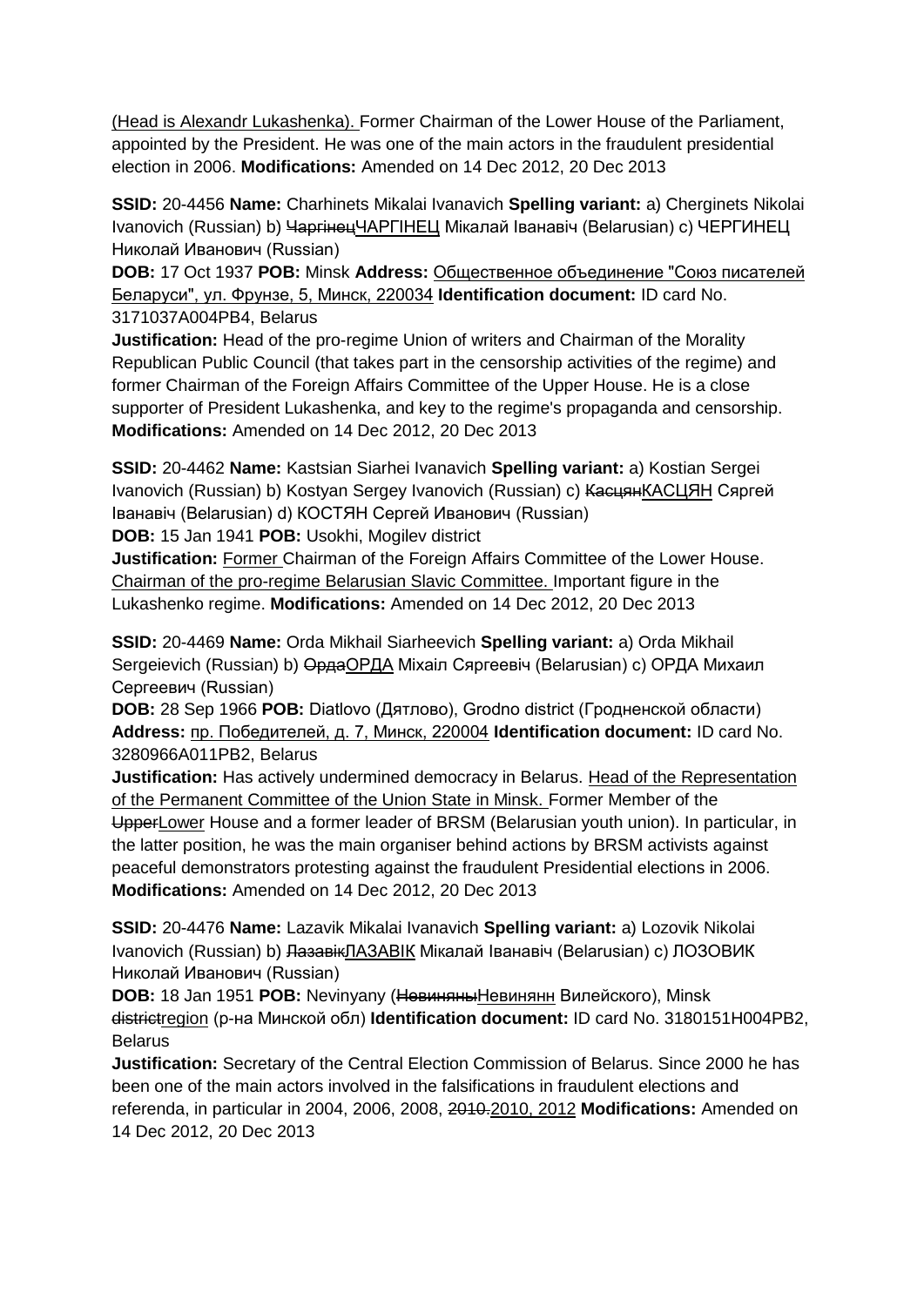(Head is Alexandr Lukashenka). Former Chairman of the Lower House of the Parliament, appointed by the President. He was one of the main actors in the fraudulent presidential election in 2006. **Modifications:** Amended on 14 Dec 2012, 20 Dec 2013

**SSID:** 20-4456 **Name:** Charhinets Mikalai Ivanavich **Spelling variant:** a) Cherginets Nikolai Ivanovich (Russian) b) ~~Чаргінец~~ЧАРГІНЕЦ Мікалай Іванавіч (Belarusian) c) ЧЕРГИНЕЦ Николай Иванович (Russian)
**DOB:** 17 Oct 1937 **POB:** Minsk **Address:** Общественное объединение "Союз писателей Беларуси", ул. Фрунзе, 5, Минск, 220034 **Identification document:** ID card No. 3171037A004PB4, Belarus
**Justification:** Head of the pro-regime Union of writers and Chairman of the Morality Republican Public Council (that takes part in the censorship activities of the regime) and former Chairman of the Foreign Affairs Committee of the Upper House. He is a close supporter of President Lukashenka, and key to the regime's propaganda and censorship. **Modifications:** Amended on 14 Dec 2012, 20 Dec 2013

**SSID:** 20-4462 **Name:** Kastsian Siarhei Ivanavich **Spelling variant:** a) Kostian Sergei Ivanovich (Russian) b) Kostyan Sergey Ivanovich (Russian) c) ~~Касцян~~КАСЦЯН Сяргей Іванавіч (Belarusian) d) КОСТЯН Сергей Иванович (Russian)
**DOB:** 15 Jan 1941 **POB:** Usokhi, Mogilev district
**Justification:** Former Chairman of the Foreign Affairs Committee of the Lower House. Chairman of the pro-regime Belarusian Slavic Committee. Important figure in the Lukashenko regime. **Modifications:** Amended on 14 Dec 2012, 20 Dec 2013

**SSID:** 20-4469 **Name:** Orda Mikhail Siarheevich **Spelling variant:** a) Orda Mikhail Sergeievich (Russian) b) ~~Орда~~ОРДА Міхаіл Сяргеевіч (Belarusian) c) ОРДА Михаил Сергеевич (Russian)
**DOB:** 28 Sep 1966 **POB:** Diatlovo (Дятлово), Grodno district (Гродненской области) **Address:** пр. Победителей, д. 7, Минск, 220004 **Identification document:** ID card No. 3280966A011PB2, Belarus
**Justification:** Has actively undermined democracy in Belarus. Head of the Representation of the Permanent Committee of the Union State in Minsk. Former Member of the ~~Upper~~Lower House and a former leader of BRSM (Belarusian youth union). In particular, in the latter position, he was the main organiser behind actions by BRSM activists against peaceful demonstrators protesting against the fraudulent Presidential elections in 2006. **Modifications:** Amended on 14 Dec 2012, 20 Dec 2013

**SSID:** 20-4476 **Name:** Lazavik Mikalai Ivanavich **Spelling variant:** a) Lozovik Nikolai Ivanovich (Russian) b) ~~Лазавік~~ЛАЗАВІК Мікалай Іванавіч (Belarusian) c) ЛОЗОВИК Николай Иванович (Russian)
**DOB:** 18 Jan 1951 **POB:** Nevinyany (~~Невиняны~~Невинянн Вилейского), Minsk ~~district~~region (р-на Минской обл) **Identification document:** ID card No. 3180151H004PB2, Belarus
**Justification:** Secretary of the Central Election Commission of Belarus. Since 2000 he has been one of the main actors involved in the falsifications in fraudulent elections and referenda, in particular in 2004, 2006, 2008, ~~2010.~~2010, 2012 **Modifications:** Amended on 14 Dec 2012, 20 Dec 2013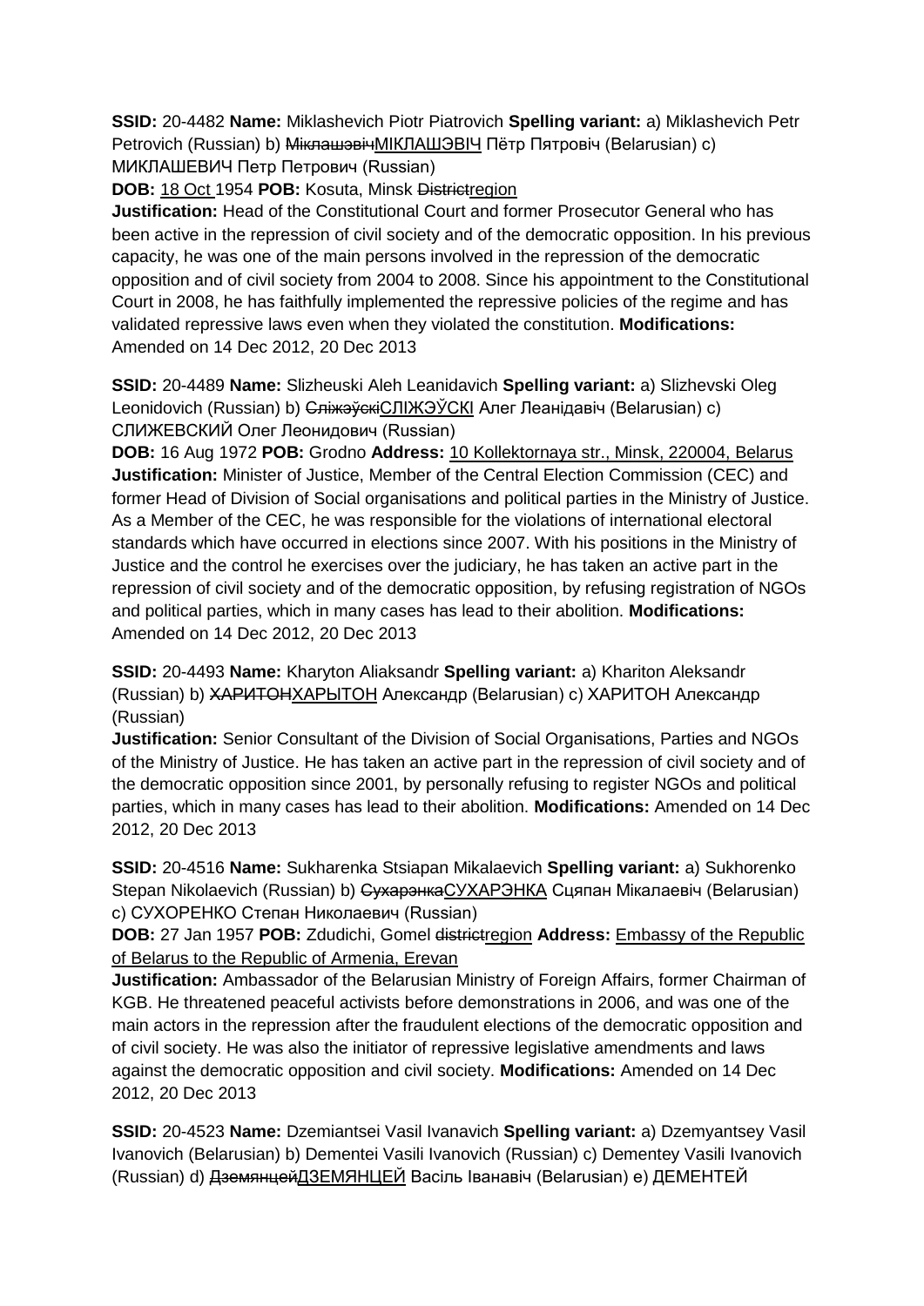**SSID:** 20-4482 **Name:** Miklashevich Piotr Piatrovich **Spelling variant:** a) Miklashevich Petr Petrovich (Russian) b) ~~Міклашэвіч~~МІКЛАШЭВІЧ Пётр Пятровіч (Belarusian) c) МИКЛАШЕВИЧ Петр Петрович (Russian)

**DOB:** 18 Oct 1954 **POB:** Kosuta, Minsk ~~District~~region

**Justification:** Head of the Constitutional Court and former Prosecutor General who has been active in the repression of civil society and of the democratic opposition. In his previous capacity, he was one of the main persons involved in the repression of the democratic opposition and of civil society from 2004 to 2008. Since his appointment to the Constitutional Court in 2008, he has faithfully implemented the repressive policies of the regime and has validated repressive laws even when they violated the constitution. **Modifications:** Amended on 14 Dec 2012, 20 Dec 2013

**SSID:** 20-4489 **Name:** Slizheuski Aleh Leanidavich **Spelling variant:** a) Slizhevski Oleg Leonidovich (Russian) b) ~~Сліжэўскі~~СЛІЖЭЎСКІ Алег Леанідавіч (Belarusian) c) СЛИЖЕВСКИЙ Олег Леонидович (Russian)

**DOB:** 16 Aug 1972 **POB:** Grodno **Address:** 10 Kollektornaya str., Minsk, 220004, Belarus

**Justification:** Minister of Justice, Member of the Central Election Commission (CEC) and former Head of Division of Social organisations and political parties in the Ministry of Justice. As a Member of the CEC, he was responsible for the violations of international electoral standards which have occurred in elections since 2007. With his positions in the Ministry of Justice and the control he exercises over the judiciary, he has taken an active part in the repression of civil society and of the democratic opposition, by refusing registration of NGOs and political parties, which in many cases has lead to their abolition. **Modifications:** Amended on 14 Dec 2012, 20 Dec 2013

**SSID:** 20-4493 **Name:** Kharyton Aliaksandr **Spelling variant:** a) Khariton Aleksandr (Russian) b) ~~ХАРИТОН~~ХАРЫТОН Александр (Belarusian) c) ХАРИТОН Александр (Russian)

**Justification:** Senior Consultant of the Division of Social Organisations, Parties and NGOs of the Ministry of Justice. He has taken an active part in the repression of civil society and of the democratic opposition since 2001, by personally refusing to register NGOs and political parties, which in many cases has lead to their abolition. **Modifications:** Amended on 14 Dec 2012, 20 Dec 2013

**SSID:** 20-4516 **Name:** Sukharenka Stsiapan Mikalaevich **Spelling variant:** a) Sukhorenko Stepan Nikolaevich (Russian) b) ~~Сухарэнка~~СУХАРЭНКА Сцяпан Мікалаевіч (Belarusian) c) СУХОРЕНКО Степан Николаевич (Russian)

**DOB:** 27 Jan 1957 **POB:** Zdudichi, Gomel ~~district~~region **Address:** Embassy of the Republic of Belarus to the Republic of Armenia, Erevan

**Justification:** Ambassador of the Belarusian Ministry of Foreign Affairs, former Chairman of KGB. He threatened peaceful activists before demonstrations in 2006, and was one of the main actors in the repression after the fraudulent elections of the democratic opposition and of civil society. He was also the initiator of repressive legislative amendments and laws against the democratic opposition and civil society. **Modifications:** Amended on 14 Dec 2012, 20 Dec 2013

**SSID:** 20-4523 **Name:** Dzemiantsei Vasil Ivanavich **Spelling variant:** a) Dzemyantsey Vasil Ivanovich (Belarusian) b) Dementei Vasili Ivanovich (Russian) c) Dementey Vasili Ivanovich (Russian) d) ~~Дземянцей~~ДЗЕМЯНЦЕЙ Васіль Іванавіч (Belarusian) e) ДЕМЕНТЕЙ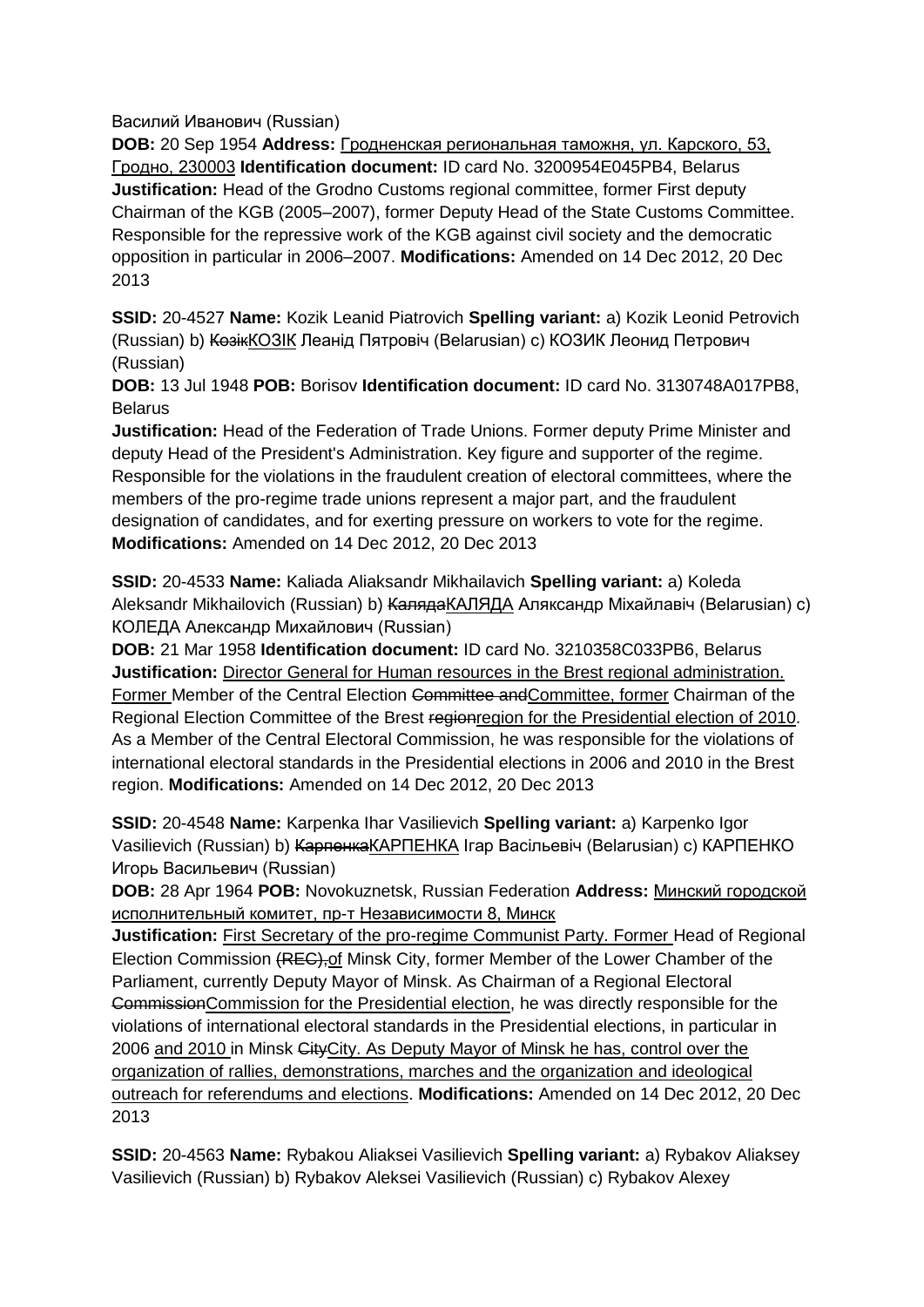Василий Иванович (Russian)

**DOB:** 20 Sep 1954 **Address:** Гродненская региональная таможня, ул. Карского, 53, Гродно, 230003 **Identification document:** ID card No. 3200954E045PB4, Belarus
**Justification:** Head of the Grodno Customs regional committee, former First deputy Chairman of the KGB (2005–2007), former Deputy Head of the State Customs Committee. Responsible for the repressive work of the KGB against civil society and the democratic opposition in particular in 2006–2007. **Modifications:** Amended on 14 Dec 2012, 20 Dec 2013

**SSID:** 20-4527 **Name:** Kozik Leanid Piatrovich **Spelling variant:** a) Kozik Leonid Petrovich (Russian) b) ~~Козік~~КОЗІК Леанід Пятровіч (Belarusian) c) КОЗИК Леонид Петрович (Russian)
**DOB:** 13 Jul 1948 **POB:** Borisov **Identification document:** ID card No. 3130748A017PB8, Belarus
**Justification:** Head of the Federation of Trade Unions. Former deputy Prime Minister and deputy Head of the President's Administration. Key figure and supporter of the regime. Responsible for the violations in the fraudulent creation of electoral committees, where the members of the pro-regime trade unions represent a major part, and the fraudulent designation of candidates, and for exerting pressure on workers to vote for the regime. **Modifications:** Amended on 14 Dec 2012, 20 Dec 2013

**SSID:** 20-4533 **Name:** Kaliada Aliaksandr Mikhailavich **Spelling variant:** a) Koleda Aleksandr Mikhailovich (Russian) b) ~~Каляда~~КАЛЯДА Аляксандр Міхайлавіч (Belarusian) c) КОЛЕДА Александр Михайлович (Russian)
**DOB:** 21 Mar 1958 **Identification document:** ID card No. 3210358C033PB6, Belarus
**Justification:** Director General for Human resources in the Brest regional administration. Former Member of the Central Election ~~Committee and~~Committee, former Chairman of the Regional Election Committee of the Brest ~~region~~region for the Presidential election of 2010. As a Member of the Central Electoral Commission, he was responsible for the violations of international electoral standards in the Presidential elections in 2006 and 2010 in the Brest region. **Modifications:** Amended on 14 Dec 2012, 20 Dec 2013

**SSID:** 20-4548 **Name:** Karpenka Ihar Vasilievich **Spelling variant:** a) Karpenko Igor Vasilievich (Russian) b) ~~Карпенка~~КАРПЕНКА Ігар Васільевіч (Belarusian) c) КАРПЕНКО Игорь Васильевич (Russian)
**DOB:** 28 Apr 1964 **POB:** Novokuznetsk, Russian Federation **Address:** Минский городской исполнительный комитет, пр-т Независимости 8, Минск
**Justification:** First Secretary of the pro-regime Communist Party. Former Head of Regional Election Commission ~~(REC),~~of Minsk City, former Member of the Lower Chamber of the Parliament, currently Deputy Mayor of Minsk. As Chairman of a Regional Electoral ~~Commission~~Commission for the Presidential election, he was directly responsible for the violations of international electoral standards in the Presidential elections, in particular in 2006 and 2010 in Minsk ~~City~~City. As Deputy Mayor of Minsk he has, control over the organization of rallies, demonstrations, marches and the organization and ideological outreach for referendums and elections. **Modifications:** Amended on 14 Dec 2012, 20 Dec 2013

**SSID:** 20-4563 **Name:** Rybakou Aliaksei Vasilievich **Spelling variant:** a) Rybakov Aliaksey Vasilievich (Russian) b) Rybakov Aleksei Vasilievich (Russian) c) Rybakov Alexey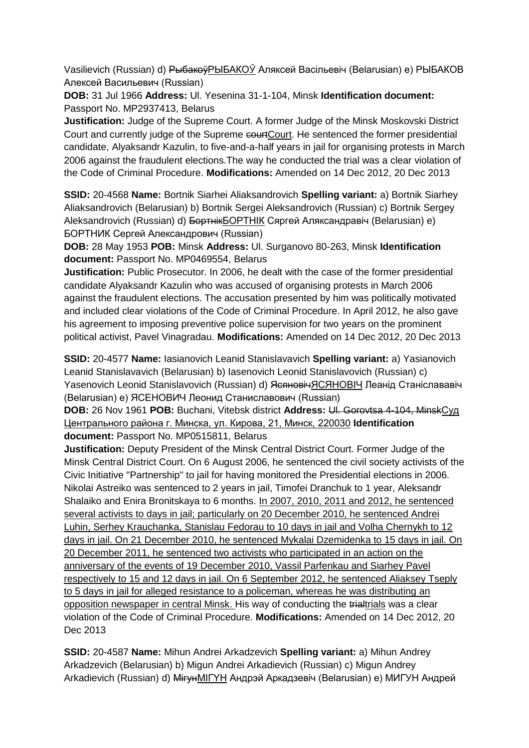Vasilievich (Russian) d) ~~Рыбакоў~~РЫБАКОЎ Аляксей Васільевіч (Belarusian) e) РЫБАКОВ Алексей Васильевич (Russian)

**DOB:** 31 Jul 1966 **Address:** Ul. Yesenina 31-1-104, Minsk **Identification document:** Passport No. MP2937413, Belarus

**Justification:** Judge of the Supreme Court. A former Judge of the Minsk Moskovski District Court and currently judge of the Supreme ~~court~~Court. He sentenced the former presidential candidate, Alyaksandr Kazulin, to five-and-a-half years in jail for organising protests in March 2006 against the fraudulent elections.The way he conducted the trial was a clear violation of the Code of Criminal Procedure. **Modifications:** Amended on 14 Dec 2012, 20 Dec 2013

**SSID:** 20-4568 **Name:** Bortnik Siarhei Aliaksandrovich **Spelling variant:** a) Bortnik Siarhey Aliaksandrovich (Belarusian) b) Bortnik Sergei Aleksandrovich (Russian) c) Bortnik Sergey Aleksandrovich (Russian) d) ~~Бортнік~~БОРТНІК Сяргей Аляксандравіч (Belarusian) e) БОРТНИК Сергей Александрович (Russian)

**DOB:** 28 May 1953 **POB:** Minsk **Address:** Ul. Surganovo 80-263, Minsk **Identification document:** Passport No. MP0469554, Belarus

**Justification:** Public Prosecutor. In 2006, he dealt with the case of the former presidential candidate Alyaksandr Kazulin who was accused of organising protests in March 2006 against the fraudulent elections. The accusation presented by him was politically motivated and included clear violations of the Code of Criminal Procedure. In April 2012, he also gave his agreement to imposing preventive police supervision for two years on the prominent political activist, Pavel Vinagradau. **Modifications:** Amended on 14 Dec 2012, 20 Dec 2013

**SSID:** 20-4577 **Name:** Iasianovich Leanid Stanislavavich **Spelling variant:** a) Yasianovich Leanid Stanislavavich (Belarusian) b) Iasenovich Leonid Stanislavovich (Russian) c) Yasenovich Leonid Stanislavovich (Russian) d) ~~Ясяновіч~~ЯСЯНОВІЧ Леанід Станіслававіч (Belarusian) e) ЯСЕНОВИЧ Леонид Станиславович (Russian)

**DOB:** 26 Nov 1961 **POB:** Buchani, Vitebsk district **Address:** ~~Ul. Gorovtsa 4-104, Minsk~~Суд Центрального района г. Минска, ул. Кирова, 21, Минск, 220030 **Identification document:** Passport No. MP0515811, Belarus

**Justification:** Deputy President of the Minsk Central District Court. Former Judge of the Minsk Central District Court. On 6 August 2006, he sentenced the civil society activists of the Civic Initiative "Partnership" to jail for having monitored the Presidential elections in 2006. Nikolai Astreiko was sentenced to 2 years in jail, Timofei Dranchuk to 1 year, Aleksandr Shalaiko and Enira Bronitskaya to 6 months. In 2007, 2010, 2011 and 2012, he sentenced several activists to days in jail; particularly on 20 December 2010, he sentenced Andrei Luhin, Serhey Krauchanka, Stanislau Fedorau to 10 days in jail and Volha Chernykh to 12 days in jail. On 21 December 2010, he sentenced Mykalai Dzemidenka to 15 days in jail. On 20 December 2011, he sentenced two activists who participated in an action on the anniversary of the events of 19 December 2010, Vassil Parfenkau and Siarhey Pavel respectively to 15 and 12 days in jail. On 6 September 2012, he sentenced Aliaksey Tseply to 5 days in jail for alleged resistance to a policeman, whereas he was distributing an opposition newspaper in central Minsk. His way of conducting the ~~trial~~trials was a clear violation of the Code of Criminal Procedure. **Modifications:** Amended on 14 Dec 2012, 20 Dec 2013

**SSID:** 20-4587 **Name:** Mihun Andrei Arkadzevich **Spelling variant:** a) Mihun Andrey Arkadzevich (Belarusian) b) Migun Andrei Arkadievich (Russian) c) Migun Andrey Arkadievich (Russian) d) ~~Мігун~~МІГУН Андрэй Аркадзевіч (Belarusian) e) МИГУН Андрей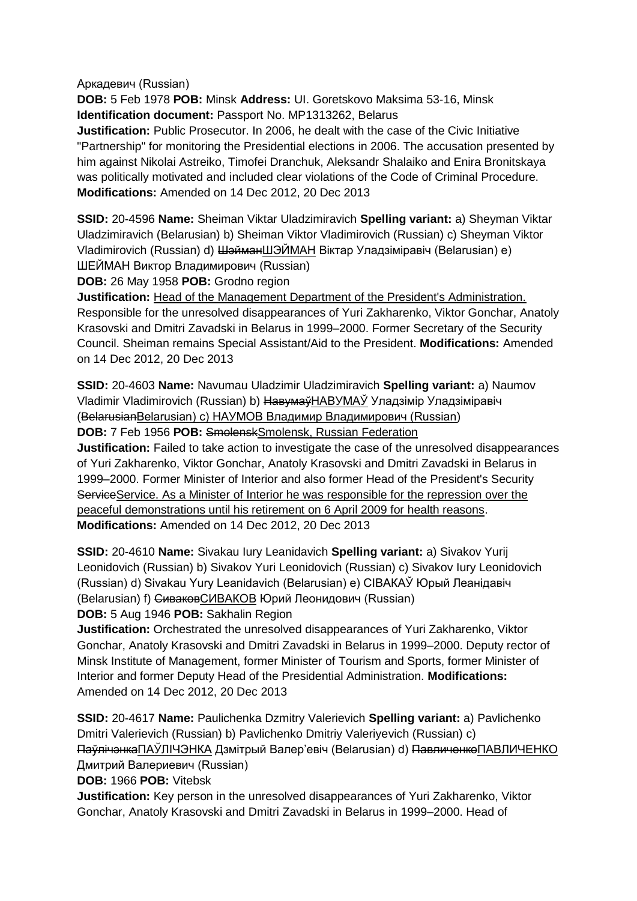Аркадевич (Russian)

**DOB:** 5 Feb 1978 **POB:** Minsk **Address:** Ul. Goretskovo Maksima 53-16, Minsk
**Identification document:** Passport No. MP1313262, Belarus
**Justification:** Public Prosecutor. In 2006, he dealt with the case of the Civic Initiative "Partnership" for monitoring the Presidential elections in 2006. The accusation presented by him against Nikolai Astreiko, Timofei Dranchuk, Aleksandr Shalaiko and Enira Bronitskaya was politically motivated and included clear violations of the Code of Criminal Procedure.
**Modifications:** Amended on 14 Dec 2012, 20 Dec 2013

**SSID:** 20-4596 **Name:** Sheiman Viktar Uladzimiravich **Spelling variant:** a) Sheyman Viktar Uladzimiravich (Belarusian) b) Sheiman Viktor Vladimirovich (Russian) c) Sheyman Viktor Vladimirovich (Russian) d) ~~Шэйман~~ШЭЙМАН Віктар Уладзіміравіч (Belarusian) e) ШЕЙМАН Виктор Владимирович (Russian)
**DOB:** 26 May 1958 **POB:** Grodno region
**Justification:** Head of the Management Department of the President's Administration. Responsible for the unresolved disappearances of Yuri Zakharenko, Viktor Gonchar, Anatoly Krasovski and Dmitri Zavadski in Belarus in 1999–2000. Former Secretary of the Security Council. Sheiman remains Special Assistant/Aid to the President. **Modifications:** Amended on 14 Dec 2012, 20 Dec 2013

**SSID:** 20-4603 **Name:** Navumau Uladzimir Uladzimiravich **Spelling variant:** a) Naumov Vladimir Vladimirovich (Russian) b) ~~Навумаў~~НАВУМАЎ Уладзімір Уладзіміравіч (~~Belarusian~~Belarusian) c) НАУМОВ Владимир Владимирович (Russian)
**DOB:** 7 Feb 1956 **POB:** ~~Smolensk~~Smolensk, Russian Federation
**Justification:** Failed to take action to investigate the case of the unresolved disappearances of Yuri Zakharenko, Viktor Gonchar, Anatoly Krasovski and Dmitri Zavadski in Belarus in 1999–2000. Former Minister of Interior and also former Head of the President's Security ~~Service~~Service. As a Minister of Interior he was responsible for the repression over the peaceful demonstrations until his retirement on 6 April 2009 for health reasons.
**Modifications:** Amended on 14 Dec 2012, 20 Dec 2013

**SSID:** 20-4610 **Name:** Sivakau Iury Leanidavich **Spelling variant:** a) Sivakov Yurij Leonidovich (Russian) b) Sivakov Yuri Leonidovich (Russian) c) Sivakov Iury Leonidovich (Russian) d) Sivakau Yury Leanidavich (Belarusian) e) СІВАКАЎ Юрый Леанідавіч (Belarusian) f) ~~Сиваков~~СИВАКОВ Юрий Леонидович (Russian)
**DOB:** 5 Aug 1946 **POB:** Sakhalin Region
**Justification:** Orchestrated the unresolved disappearances of Yuri Zakharenko, Viktor Gonchar, Anatoly Krasovski and Dmitri Zavadski in Belarus in 1999–2000. Deputy rector of Minsk Institute of Management, former Minister of Tourism and Sports, former Minister of Interior and former Deputy Head of the Presidential Administration. **Modifications:** Amended on 14 Dec 2012, 20 Dec 2013

**SSID:** 20-4617 **Name:** Paulichenka Dzmitry Valerievich **Spelling variant:** a) Pavlichenko Dmitri Valerievich (Russian) b) Pavlichenko Dmitriy Valeriyevich (Russian) c) ~~Паўлічэнка~~ПАЎЛІЧЭНКА Дзмітрый Валер'евіч (Belarusian) d) ~~Павличенко~~ПАВЛИЧЕНКО Дмитрий Валериевич (Russian)
**DOB:** 1966 **POB:** Vitebsk
**Justification:** Key person in the unresolved disappearances of Yuri Zakharenko, Viktor Gonchar, Anatoly Krasovski and Dmitri Zavadski in Belarus in 1999–2000. Head of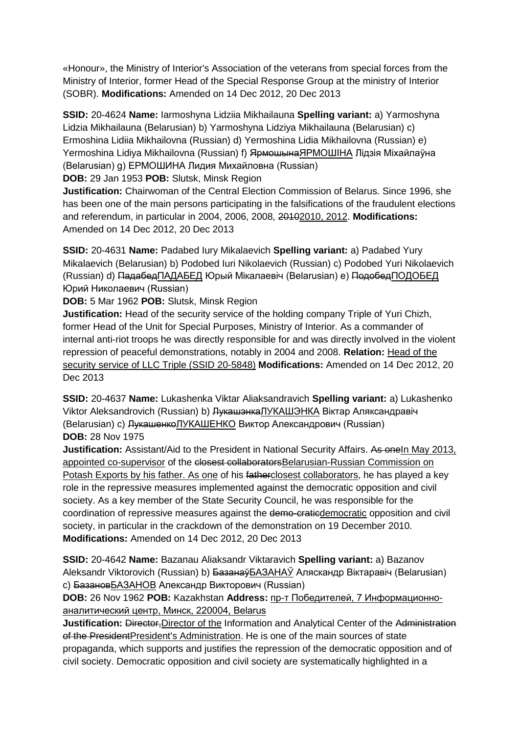«Honour», the Ministry of Interior's Association of the veterans from special forces from the Ministry of Interior, former Head of the Special Response Group at the ministry of Interior (SOBR). **Modifications:** Amended on 14 Dec 2012, 20 Dec 2013

**SSID:** 20-4624 **Name:** Iarmoshyna Lidziia Mikhailauna **Spelling variant:** a) Yarmoshyna Lidzia Mikhailauna (Belarusian) b) Yarmoshyna Lidziya Mikhailauna (Belarusian) c) Ermoshina Lidiia Mikhailovna (Russian) d) Yermoshina Lidia Mikhailovna (Russian) e) Yermoshina Lidiya Mikhailovna (Russian) f) ~~Ярмошына~~ЯРМОШІНА Лідзія Міхайлаўна (Belarusian) g) ЕРМОШИНА Лидия Михайловна (Russian)
**DOB:** 29 Jan 1953 **POB:** Slutsk, Minsk Region
**Justification:** Chairwoman of the Central Election Commission of Belarus. Since 1996, she has been one of the main persons participating in the falsifications of the fraudulent elections and referendum, in particular in 2004, 2006, 2008, ~~2010~~2010, 2012. **Modifications:** Amended on 14 Dec 2012, 20 Dec 2013

**SSID:** 20-4631 **Name:** Padabed Iury Mikalaevich **Spelling variant:** a) Padabed Yury Mikalaevich (Belarusian) b) Podobed Iuri Nikolaevich (Russian) c) Podobed Yuri Nikolaevich (Russian) d) ~~Падабед~~ПАДАБЕД Юрый Мікалаевіч (Belarusian) e) ~~Подобед~~ПОДОБЕД Юрий Николаевич (Russian)
**DOB:** 5 Mar 1962 **POB:** Slutsk, Minsk Region
**Justification:** Head of the security service of the holding company Triple of Yuri Chizh, former Head of the Unit for Special Purposes, Ministry of Interior. As a commander of internal anti-riot troops he was directly responsible for and was directly involved in the violent repression of peaceful demonstrations, notably in 2004 and 2008. **Relation:** Head of the security service of LLC Triple (SSID 20-5848) **Modifications:** Amended on 14 Dec 2012, 20 Dec 2013

**SSID:** 20-4637 **Name:** Lukashenka Viktar Aliaksandravich **Spelling variant:** a) Lukashenko Viktor Aleksandrovich (Russian) b) ~~Лукашэнка~~ЛУКАШЭНКА Віктар Аляксандравіч (Belarusian) c) ~~Лукашенко~~ЛУКАШЕНКО Виктор Александрович (Russian)
**DOB:** 28 Nov 1975
**Justification:** Assistant/Aid to the President in National Security Affairs. ~~As one~~In May 2013, appointed co-supervisor of the ~~closest collaborators~~Belarusian-Russian Commission on Potash Exports by his father. As one of his ~~father~~closest collaborators, he has played a key role in the repressive measures implemented against the democratic opposition and civil society. As a key member of the State Security Council, he was responsible for the coordination of repressive measures against the ~~demo-cratic~~democratic opposition and civil society, in particular in the crackdown of the demonstration on 19 December 2010. **Modifications:** Amended on 14 Dec 2012, 20 Dec 2013

**SSID:** 20-4642 **Name:** Bazanau Aliaksandr Viktaravich **Spelling variant:** a) Bazanov Aleksandr Viktorovich (Russian) b) ~~Базанаў~~БАЗАНАЎ Аляскандр Віктаравіч (Belarusian) c) ~~Базанов~~БАЗАНОВ Александр Викторович (Russian)
**DOB:** 26 Nov 1962 **POB:** Kazakhstan **Address:** пр-т Победителей, 7 Информационно-аналитический центр, Минск, 220004, Belarus
**Justification:** ~~Director,~~Director of the Information and Analytical Center of the ~~Administration of the President~~President's Administration. He is one of the main sources of state propaganda, which supports and justifies the repression of the democratic opposition and of civil society. Democratic opposition and civil society are systematically highlighted in a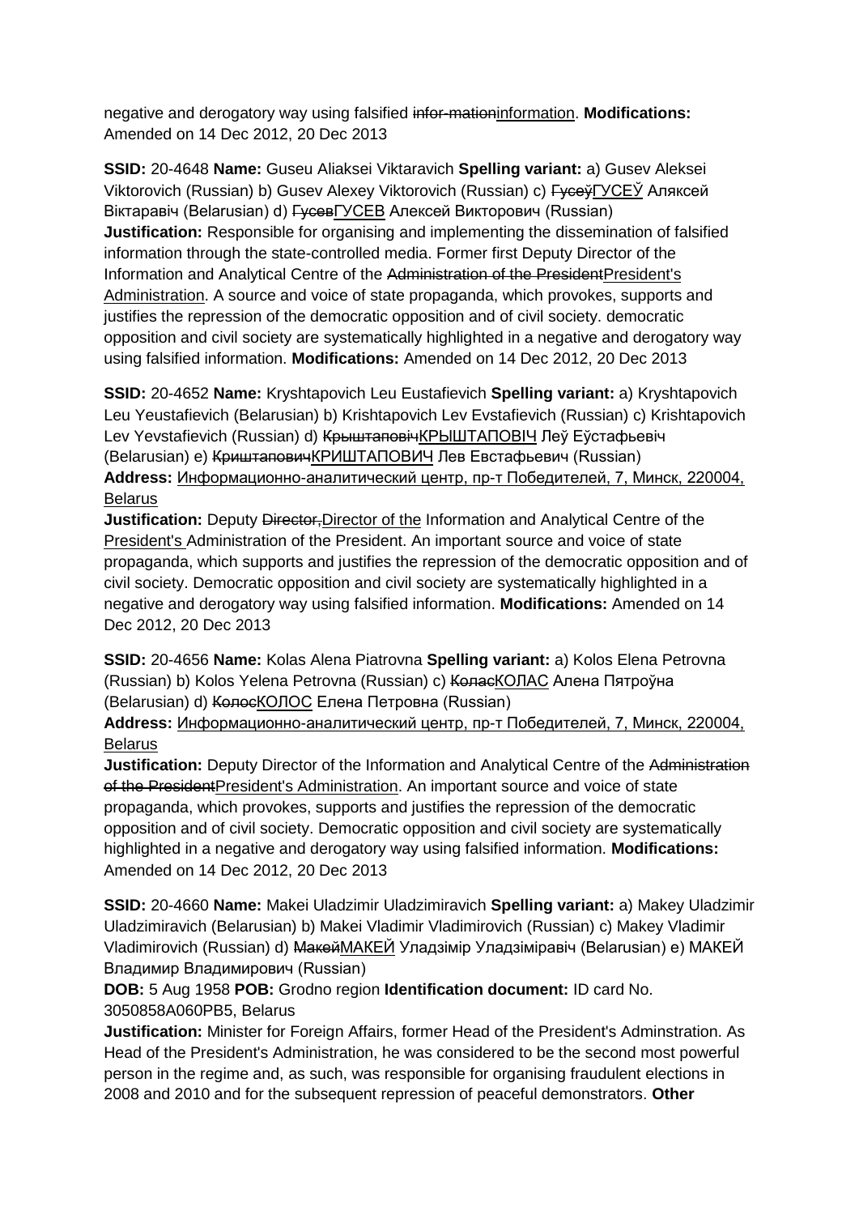negative and derogatory way using falsified ~~infor-mation~~information. **Modifications:** Amended on 14 Dec 2012, 20 Dec 2013

**SSID:** 20-4648 **Name:** Guseu Aliaksei Viktaravich **Spelling variant:** a) Gusev Aleksei Viktorovich (Russian) b) Gusev Alexey Viktorovich (Russian) c) ~~Гусеў~~ГУСЕЎ Аляксей Віктаравіч (Belarusian) d) ~~Гусев~~ГУСЕВ Алексей Викторович (Russian)
**Justification:** Responsible for organising and implementing the dissemination of falsified information through the state-controlled media. Former first Deputy Director of the Information and Analytical Centre of the ~~Administration of the President~~President's Administration. A source and voice of state propaganda, which provokes, supports and justifies the repression of the democratic opposition and of civil society. democratic opposition and civil society are systematically highlighted in a negative and derogatory way using falsified information. **Modifications:** Amended on 14 Dec 2012, 20 Dec 2013

**SSID:** 20-4652 **Name:** Kryshtapovich Leu Eustafievich **Spelling variant:** a) Kryshtapovich Leu Yeustafievich (Belarusian) b) Krishtapovich Lev Evstafievich (Russian) c) Krishtapovich Lev Yevstafievich (Russian) d) ~~Крыштаповіч~~КРЫШТАПОВІЧ Леў Еўстафьевіч (Belarusian) e) ~~Криштапович~~КРИШТАПОВИЧ Лев Евстафьевич (Russian)
**Address:** Информационно-аналитический центр, пр-т Победителей, 7, Минск, 220004, Belarus
**Justification:** Deputy ~~Director,~~Director of the Information and Analytical Centre of the President's Administration of the President. An important source and voice of state propaganda, which supports and justifies the repression of the democratic opposition and of civil society. Democratic opposition and civil society are systematically highlighted in a negative and derogatory way using falsified information. **Modifications:** Amended on 14 Dec 2012, 20 Dec 2013

**SSID:** 20-4656 **Name:** Kolas Alena Piatrovna **Spelling variant:** a) Kolos Elena Petrovna (Russian) b) Kolos Yelena Petrovna (Russian) c) ~~Колас~~КОЛАС Алена Пятроўна (Belarusian) d) ~~Колос~~КОЛОС Елена Петровна (Russian)
**Address:** Информационно-аналитический центр, пр-т Победителей, 7, Минск, 220004, Belarus
**Justification:** Deputy Director of the Information and Analytical Centre of the ~~Administration of the President~~President's Administration. An important source and voice of state propaganda, which provokes, supports and justifies the repression of the democratic opposition and of civil society. Democratic opposition and civil society are systematically highlighted in a negative and derogatory way using falsified information. **Modifications:** Amended on 14 Dec 2012, 20 Dec 2013

**SSID:** 20-4660 **Name:** Makei Uladzimir Uladzimiravich **Spelling variant:** a) Makey Uladzimir Uladzimiravich (Belarusian) b) Makei Vladimir Vladimirovich (Russian) c) Makey Vladimir Vladimirovich (Russian) d) ~~Макей~~МАКЕЙ Уладзімір Уладзіміравіч (Belarusian) e) МАКЕЙ Владимир Владимирович (Russian)
**DOB:** 5 Aug 1958 **POB:** Grodno region **Identification document:** ID card No. 3050858A060PB5, Belarus
**Justification:** Minister for Foreign Affairs, former Head of the President's Adminstration. As Head of the President's Administration, he was considered to be the second most powerful person in the regime and, as such, was responsible for organising fraudulent elections in 2008 and 2010 and for the subsequent repression of peaceful demonstrators. **Other**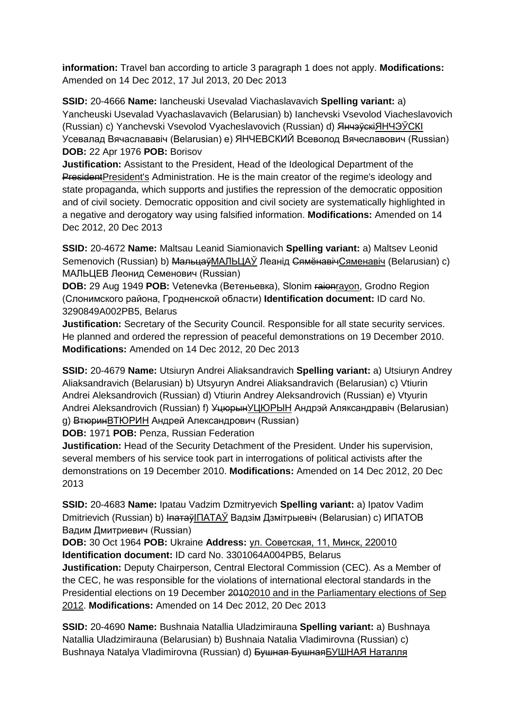**information:** Travel ban according to article 3 paragraph 1 does not apply. **Modifications:** Amended on 14 Dec 2012, 17 Jul 2013, 20 Dec 2013

**SSID:** 20-4666 **Name:** Iancheuski Usevalad Viachaslavavich **Spelling variant:** a) Yancheuski Usevalad Vyachaslavavich (Belarusian) b) Ianchevski Vsevolod Viacheslavovich (Russian) c) Yanchevski Vsevolod Vyacheslavovich (Russian) d) ~~Янчэўскі~~ЯНЧЭЎСКІ Усевалад Вячаслававіч (Belarusian) e) ЯНЧЕВСКИЙ Всеволод Вячеславович (Russian) **DOB:** 22 Apr 1976 **POB:** Borisov
**Justification:** Assistant to the President, Head of the Ideological Department of the ~~President~~President's Administration. He is the main creator of the regime's ideology and state propaganda, which supports and justifies the repression of the democratic opposition and of civil society. Democratic opposition and civil society are systematically highlighted in a negative and derogatory way using falsified information. **Modifications:** Amended on 14 Dec 2012, 20 Dec 2013

**SSID:** 20-4672 **Name:** Maltsau Leanid Siamionavich **Spelling variant:** a) Maltsev Leonid Semenovich (Russian) b) ~~Мальцаў~~МАЛЬЦАЎ Леанід ~~Сямёнавіч~~Сяменавіч (Belarusian) c) МАЛЬЦЕВ Леонид Семенович (Russian)
**DOB:** 29 Aug 1949 **POB:** Vetenevka (Ветеньевка), Slonim ~~raion~~rayon, Grodno Region (Слонимского района, Гродненской области) **Identification document:** ID card No. 3290849A002PB5, Belarus
**Justification:** Secretary of the Security Council. Responsible for all state security services. He planned and ordered the repression of peaceful demonstrations on 19 December 2010. **Modifications:** Amended on 14 Dec 2012, 20 Dec 2013

**SSID:** 20-4679 **Name:** Utsiuryn Andrei Aliaksandravich **Spelling variant:** a) Utsiuryn Andrey Aliaksandravich (Belarusian) b) Utsyuryn Andrei Aliaksandravich (Belarusian) c) Vtiurin Andrei Aleksandrovich (Russian) d) Vtiurin Andrey Aleksandrovich (Russian) e) Vtyurin Andrei Aleksandrovich (Russian) f) ~~Уцюрын~~УЦЮРЫН Андрэй Аляксандравіч (Belarusian) g) ~~Втюрин~~ВТЮРИН Андрей Александрович (Russian)
**DOB:** 1971 **POB:** Penza, Russian Federation
**Justification:** Head of the Security Detachment of the President. Under his supervision, several members of his service took part in interrogations of political activists after the demonstrations on 19 December 2010. **Modifications:** Amended on 14 Dec 2012, 20 Dec 2013

**SSID:** 20-4683 **Name:** Ipatau Vadzim Dzmitryevich **Spelling variant:** a) Ipatov Vadim Dmitrievich (Russian) b) ~~Іпатаў~~ІПАТАЎ Вадзім Дзмітрыевіч (Belarusian) c) ИПАТОВ Вадим Дмитриевич (Russian)
**DOB:** 30 Oct 1964 **POB:** Ukraine **Address:** ул. Советская, 11, Минск, 220010
**Identification document:** ID card No. 3301064A004PB5, Belarus
**Justification:** Deputy Chairperson, Central Electoral Commission (CEC). As a Member of the CEC, he was responsible for the violations of international electoral standards in the Presidential elections on 19 December ~~2010~~2010 and in the Parliamentary elections of Sep 2012. **Modifications:** Amended on 14 Dec 2012, 20 Dec 2013

**SSID:** 20-4690 **Name:** Bushnaia Natallia Uladzimirauna **Spelling variant:** a) Bushnaya Natallia Uladzimirauna (Belarusian) b) Bushnaia Natalia Vladimirovna (Russian) c) Bushnaya Natalya Vladimirovna (Russian) d) ~~Бушная Бушная~~БУШНАЯ Наталля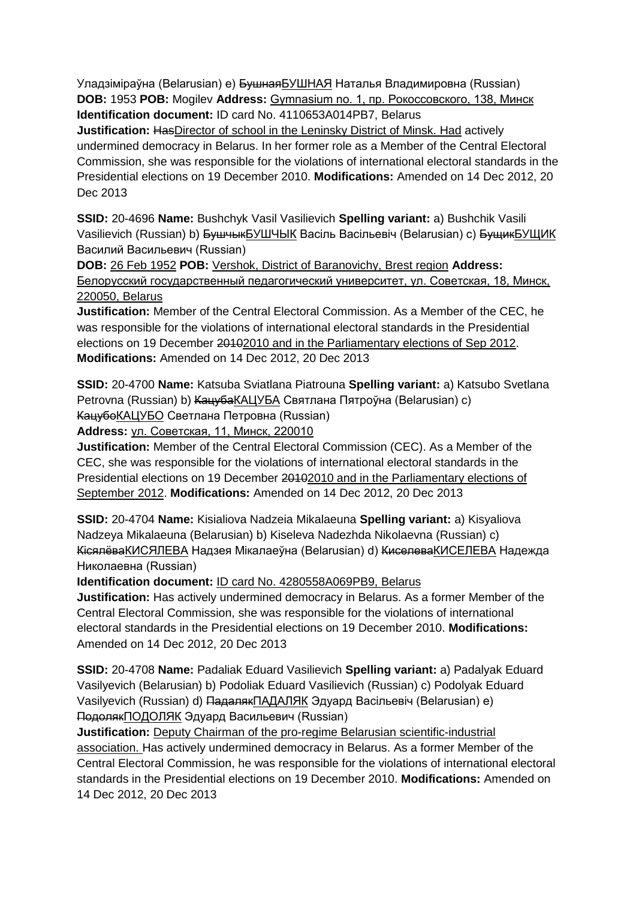Уладзіміраўна (Belarusian) e) ~~Бушная~~<u>БУШНАЯ</u> Наталья Владимировна (Russian) **DOB:** 1953 **POB:** Mogilev **Address:** <u>Gymnasium no. 1, пр. Рокоссовского, 138, Минск</u> **Identification document:** ID card No. 4110653A014PB7, Belarus
**Justification:** ~~Has~~<u>Director of school in the Leninsky District of Minsk. Had</u> actively undermined democracy in Belarus. In her former role as a Member of the Central Electoral Commission, she was responsible for the violations of international electoral standards in the Presidential elections on 19 December 2010. **Modifications:** Amended on 14 Dec 2012, 20 Dec 2013

**SSID:** 20-4696 **Name:** Bushchyk Vasil Vasilievich **Spelling variant:** a) Bushchik Vasili Vasilievich (Russian) b) ~~Бушчык~~<u>БУШЧЫК</u> Васіль Васільевіч (Belarusian) c) ~~Бущик~~<u>БУЩИК</u> Василий Васильевич (Russian)
**DOB:** <u>26 Feb 1952</u> **POB:** <u>Vershok, District of Baranovichy, Brest region</u> **Address:** <u>Белорусский государственный педагогический университет, ул. Советская, 18, Минск, 220050, Belarus</u>
**Justification:** Member of the Central Electoral Commission. As a Member of the CEC, he was responsible for the violations of international electoral standards in the Presidential elections on 19 December ~~2010~~<u>2010 and in the Parliamentary elections of Sep 2012</u>. **Modifications:** Amended on 14 Dec 2012, 20 Dec 2013

**SSID:** 20-4700 **Name:** Katsuba Sviatlana Piatrouna **Spelling variant:** a) Katsubo Svetlana Petrovna (Russian) b) ~~Кацуба~~<u>КАЦУБА</u> Святлана Пятроўна (Belarusian) c) ~~Кацубо~~<u>КАЦУБО</u> Светлана Петровна (Russian)
**Address:** <u>ул. Советская, 11, Минск, 220010</u>
**Justification:** Member of the Central Electoral Commission (CEC). As a Member of the CEC, she was responsible for the violations of international electoral standards in the Presidential elections on 19 December ~~2010~~<u>2010 and in the Parliamentary elections of September 2012</u>. **Modifications:** Amended on 14 Dec 2012, 20 Dec 2013

**SSID:** 20-4704 **Name:** Kisialiova Nadzeia Mikalaeuna **Spelling variant:** a) Kisyaliova Nadzeya Mikalaeuna (Belarusian) b) Kiseleva Nadezhda Nikolaevna (Russian) c) ~~Кісялёва~~<u>КИСЯЛЕВА</u> Надзея Мікалаеўна (Belarusian) d) ~~Киселева~~<u>КИСЕЛЕВА</u> Надежда Николаевна (Russian)
**Identification document:** <u>ID card No. 4280558A069PB9, Belarus</u>
**Justification:** Has actively undermined democracy in Belarus. As a former Member of the Central Electoral Commission, she was responsible for the violations of international electoral standards in the Presidential elections on 19 December 2010. **Modifications:** Amended on 14 Dec 2012, 20 Dec 2013

**SSID:** 20-4708 **Name:** Padaliak Eduard Vasilievich **Spelling variant:** a) Padalyak Eduard Vasilyevich (Belarusian) b) Podoliak Eduard Vasilievich (Russian) c) Podolyak Eduard Vasilyevich (Russian) d) ~~Падаляк~~<u>ПАДАЛЯК</u> Эдуард Васільевіч (Belarusian) e) ~~Подоляк~~<u>ПОДОЛЯК</u> Эдуард Васильевич (Russian)
**Justification:** <u>Deputy Chairman of the pro-regime Belarusian scientific-industrial association.</u> Has actively undermined democracy in Belarus. As a former Member of the Central Electoral Commission, he was responsible for the violations of international electoral standards in the Presidential elections on 19 December 2010. **Modifications:** Amended on 14 Dec 2012, 20 Dec 2013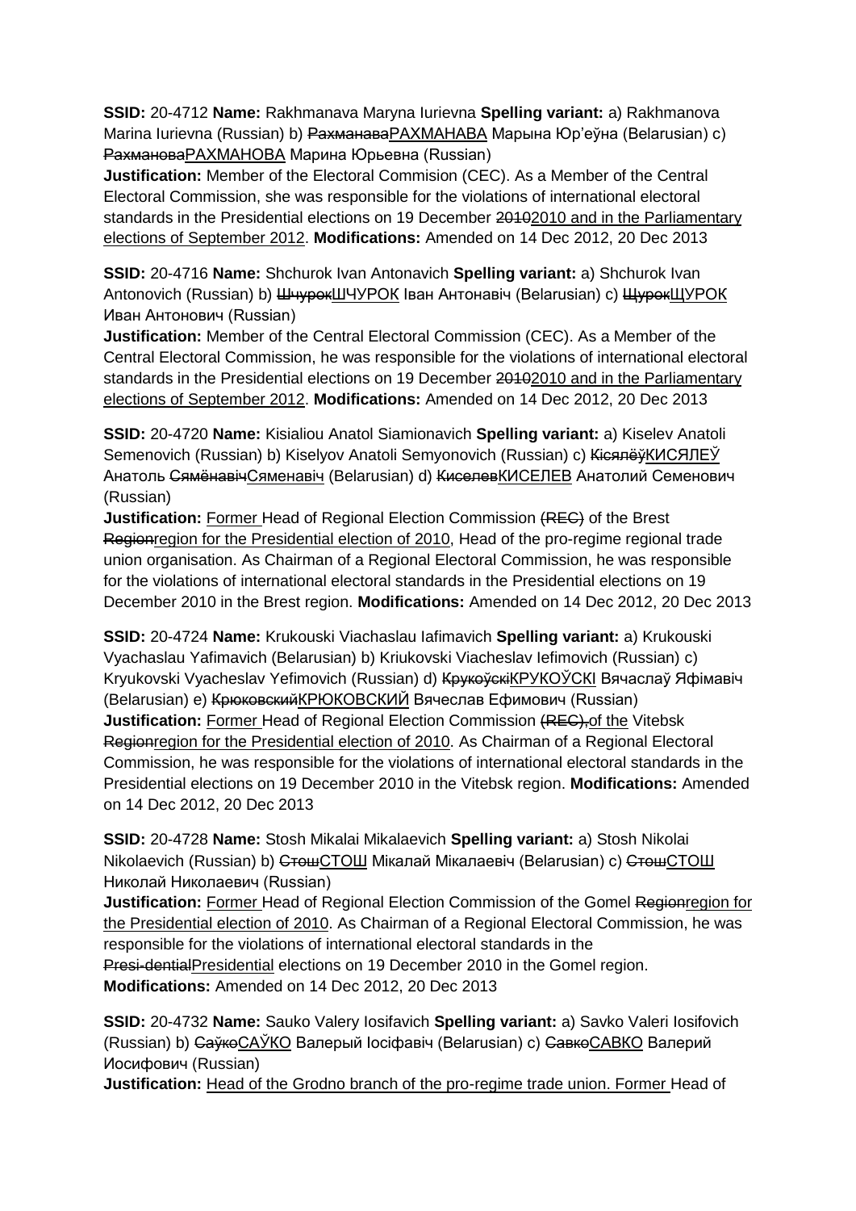**SSID:** 20-4712 **Name:** Rakhmanava Maryna Iurievna **Spelling variant:** a) Rakhmanova Marina Iurievna (Russian) b) ~~Рахманава~~<u>РАХМАНАВА</u> Марына Юр'еўна (Belarusian) c) ~~Рахманова~~<u>РАХМАНОВА</u> Марина Юрьевна (Russian)
**Justification:** Member of the Electoral Commision (CEC). As a Member of the Central Electoral Commission, she was responsible for the violations of international electoral standards in the Presidential elections on 19 December ~~2010~~<u>2010 and in the Parliamentary elections of September 2012</u>. **Modifications:** Amended on 14 Dec 2012, 20 Dec 2013

**SSID:** 20-4716 **Name:** Shchurok Ivan Antonavich **Spelling variant:** a) Shchurok Ivan Antonovich (Russian) b) ~~Шчурок~~<u>ШЧУРОК</u> Іван Антонавіч (Belarusian) c) ~~Щурок~~<u>ЩУРОК</u> Иван Антонович (Russian)
**Justification:** Member of the Central Electoral Commission (CEC). As a Member of the Central Electoral Commission, he was responsible for the violations of international electoral standards in the Presidential elections on 19 December ~~2010~~<u>2010 and in the Parliamentary elections of September 2012</u>. **Modifications:** Amended on 14 Dec 2012, 20 Dec 2013

**SSID:** 20-4720 **Name:** Kisialiou Anatol Siamionavich **Spelling variant:** a) Kiselev Anatoli Semenovich (Russian) b) Kiselyov Anatoli Semyonovich (Russian) c) ~~Кісялёў~~<u>КИСЯЛЕЎ</u> Анатоль ~~Сямёнавіч~~<u>Сяменавіч</u> (Belarusian) d) ~~Киселев~~<u>КИСЕЛЕВ</u> Анатолий Семенович (Russian)
**Justification:** <u>Former</u> Head of Regional Election Commission ~~(REC)~~ of the Brest ~~Region~~<u>region for the Presidential election of 2010</u>, Head of the pro-regime regional trade union organisation. As Chairman of a Regional Electoral Commission, he was responsible for the violations of international electoral standards in the Presidential elections on 19 December 2010 in the Brest region. **Modifications:** Amended on 14 Dec 2012, 20 Dec 2013

**SSID:** 20-4724 **Name:** Krukouski Viachaslau Iafimavich **Spelling variant:** a) Krukouski Vyachaslau Yafimavich (Belarusian) b) Kriukovski Viacheslav Iefimovich (Russian) c) Kryukovski Vyacheslav Yefimovich (Russian) d) ~~Крукоўскі~~<u>КРУКОЎСКІ</u> Вячаслаў Яфімавіч (Belarusian) e) ~~Крюковский~~<u>КРЮКОВСКИЙ</u> Вячеслав Ефимович (Russian)
**Justification:** <u>Former</u> Head of Regional Election Commission ~~(REC),~~<u>of the</u> Vitebsk ~~Region~~<u>region for the Presidential election of 2010</u>. As Chairman of a Regional Electoral Commission, he was responsible for the violations of international electoral standards in the Presidential elections on 19 December 2010 in the Vitebsk region. **Modifications:** Amended on 14 Dec 2012, 20 Dec 2013

**SSID:** 20-4728 **Name:** Stosh Mikalai Mikalaevich **Spelling variant:** a) Stosh Nikolai Nikolaevich (Russian) b) ~~Стош~~<u>СТОШ</u> Мікалай Мікалаевіч (Belarusian) c) ~~Стош~~<u>СТОШ</u> Николай Николаевич (Russian)
**Justification:** <u>Former</u> Head of Regional Election Commission of the Gomel ~~Region~~<u>region for the Presidential election of 2010</u>. As Chairman of a Regional Electoral Commission, he was responsible for the violations of international electoral standards in the ~~Presi-dential~~<u>Presidential</u> elections on 19 December 2010 in the Gomel region.
**Modifications:** Amended on 14 Dec 2012, 20 Dec 2013

**SSID:** 20-4732 **Name:** Sauko Valery Iosifavich **Spelling variant:** a) Savko Valeri Iosifovich (Russian) b) ~~Саўко~~<u>САЎКО</u> Валерый Іосіфавіч (Belarusian) c) ~~Савко~~<u>САВКО</u> Валерий Иосифович (Russian)
**Justification:** <u>Head of the Grodno branch of the pro-regime trade union. Former</u> Head of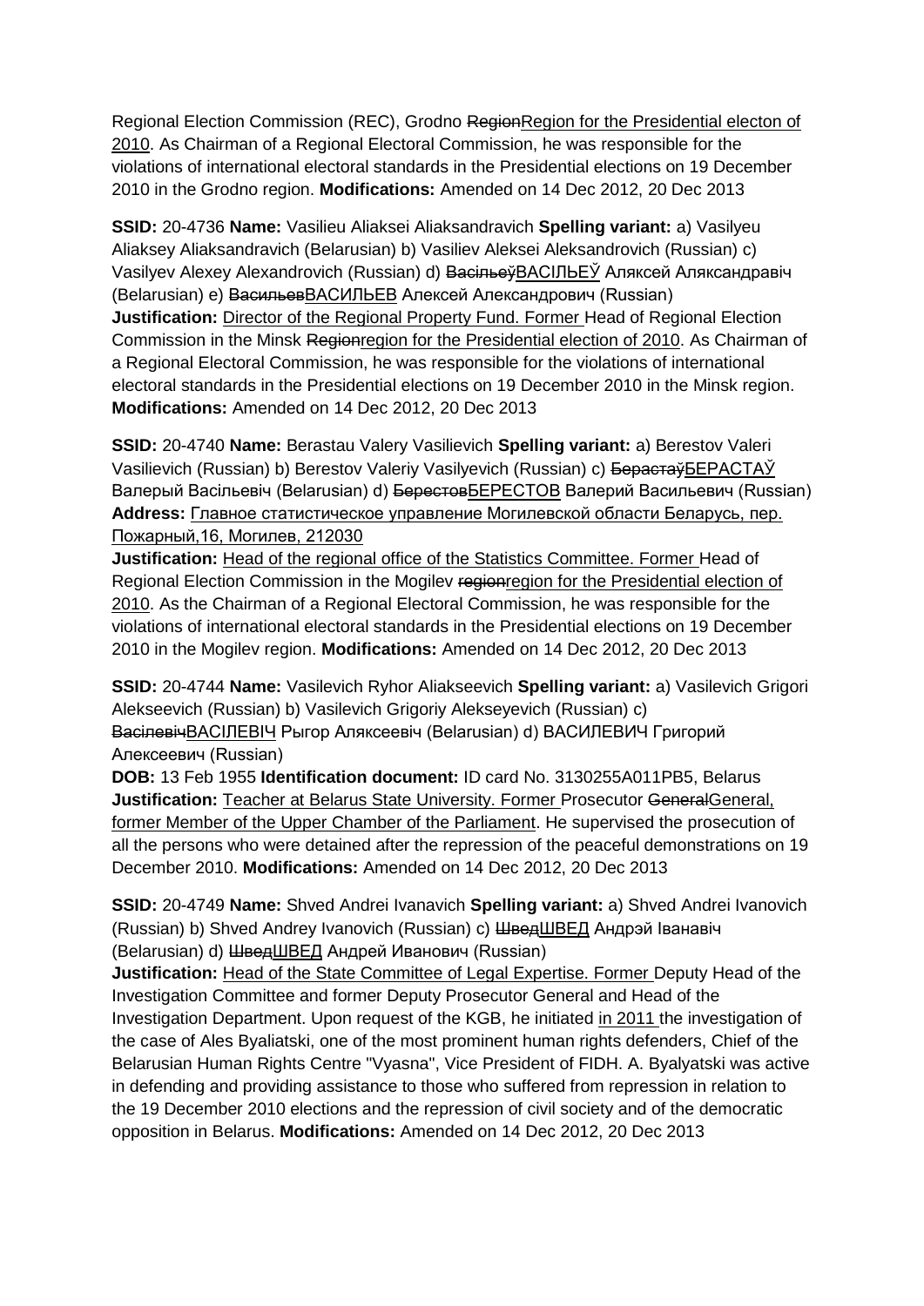Regional Election Commission (REC), Grodno ~~Region~~Region for the Presidential electon of 2010. As Chairman of a Regional Electoral Commission, he was responsible for the violations of international electoral standards in the Presidential elections on 19 December 2010 in the Grodno region. **Modifications:** Amended on 14 Dec 2012, 20 Dec 2013

**SSID:** 20-4736 **Name:** Vasilieu Aliaksei Aliaksandravich **Spelling variant:** a) Vasilyeu Aliaksey Aliaksandravich (Belarusian) b) Vasiliev Aleksei Aleksandrovich (Russian) c) Vasilyev Alexey Alexandrovich (Russian) d) ~~Васільеў~~ВАСІЛЬЕЎ Аляксей Аляксандравіч (Belarusian) e) ~~Васильев~~ВАСИЛЬЕВ Алексей Александрович (Russian)
**Justification:** Director of the Regional Property Fund. Former Head of Regional Election Commission in the Minsk ~~Region~~region for the Presidential election of 2010. As Chairman of a Regional Electoral Commission, he was responsible for the violations of international electoral standards in the Presidential elections on 19 December 2010 in the Minsk region. **Modifications:** Amended on 14 Dec 2012, 20 Dec 2013

**SSID:** 20-4740 **Name:** Berastau Valery Vasilievich **Spelling variant:** a) Berestov Valeri Vasilievich (Russian) b) Berestov Valeriy Vasilyevich (Russian) c) ~~Берастаў~~БЕРАСТАЎ Валерый Васільевіч (Belarusian) d) ~~Берестов~~БЕРЕСТОВ Валерий Васильевич (Russian) **Address:** Главное статистическое управление Могилевской области Беларусь, пер. Пожарный,16, Могилев, 212030
**Justification:** Head of the regional office of the Statistics Committee. Former Head of Regional Election Commission in the Mogilev ~~region~~region for the Presidential election of 2010. As the Chairman of a Regional Electoral Commission, he was responsible for the violations of international electoral standards in the Presidential elections on 19 December 2010 in the Mogilev region. **Modifications:** Amended on 14 Dec 2012, 20 Dec 2013

**SSID:** 20-4744 **Name:** Vasilevich Ryhor Aliakseevich **Spelling variant:** a) Vasilevich Grigori Alekseevich (Russian) b) Vasilevich Grigoriy Alekseyevich (Russian) c) ~~Васілевіч~~ВАСІЛЕВІЧ Рыгор Аляксеевіч (Belarusian) d) ВАСИЛЕВИЧ Григорий Алексеевич (Russian)
**DOB:** 13 Feb 1955 **Identification document:** ID card No. 3130255A011PB5, Belarus **Justification:** Teacher at Belarus State University. Former Prosecutor ~~General~~General, former Member of the Upper Chamber of the Parliament. He supervised the prosecution of all the persons who were detained after the repression of the peaceful demonstrations on 19 December 2010. **Modifications:** Amended on 14 Dec 2012, 20 Dec 2013

**SSID:** 20-4749 **Name:** Shved Andrei Ivanavich **Spelling variant:** a) Shved Andrei Ivanovich (Russian) b) Shved Andrey Ivanovich (Russian) c) ~~Швед~~ШВЕД Андрэй Іванавіч (Belarusian) d) ~~Швед~~ШВЕД Андрей Иванович (Russian)
**Justification:** Head of the State Committee of Legal Expertise. Former Deputy Head of the Investigation Committee and former Deputy Prosecutor General and Head of the Investigation Department. Upon request of the KGB, he initiated in 2011 the investigation of the case of Ales Byaliatski, one of the most prominent human rights defenders, Chief of the Belarusian Human Rights Centre "Vyasna", Vice President of FIDH. A. Byalyatski was active in defending and providing assistance to those who suffered from repression in relation to the 19 December 2010 elections and the repression of civil society and of the democratic opposition in Belarus. **Modifications:** Amended on 14 Dec 2012, 20 Dec 2013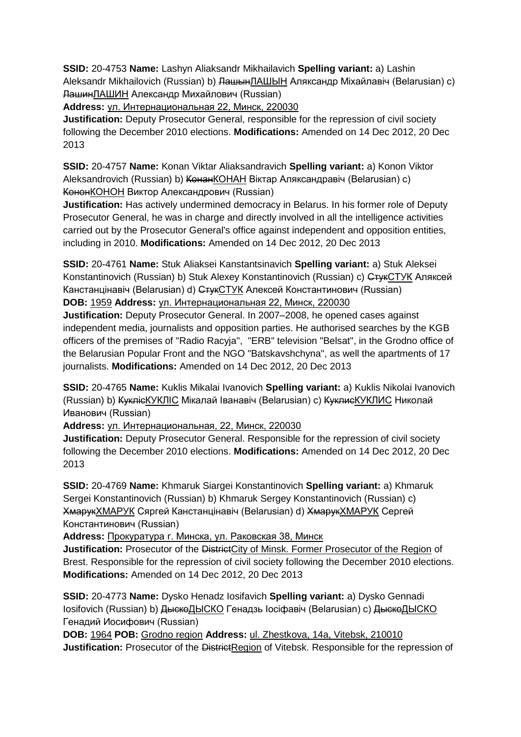**SSID:** 20-4753 **Name:** Lashyn Aliaksandr Mikhailavich **Spelling variant:** a) Lashin Aleksandr Mikhailovich (Russian) b) ~~Лашын~~ЛАШЫН Аляксандр Міхайлавіч (Belarusian) c) ~~Лашин~~ЛАШИН Александр Михайлович (Russian)
**Address:** ул. Интернациональная 22, Минск, 220030
**Justification:** Deputy Prosecutor General, responsible for the repression of civil society following the December 2010 elections. **Modifications:** Amended on 14 Dec 2012, 20 Dec 2013

**SSID:** 20-4757 **Name:** Konan Viktar Aliaksandravich **Spelling variant:** a) Konon Viktor Aleksandrovich (Russian) b) ~~Конан~~КОНАН Віктар Аляксандравіч (Belarusian) c) ~~Конон~~КОНОН Виктор Александрович (Russian)
**Justification:** Has actively undermined democracy in Belarus. In his former role of Deputy Prosecutor General, he was in charge and directly involved in all the intelligence activities carried out by the Prosecutor General's office against independent and opposition entities, including in 2010. **Modifications:** Amended on 14 Dec 2012, 20 Dec 2013

**SSID:** 20-4761 **Name:** Stuk Aliaksei Kanstantsinavich **Spelling variant:** a) Stuk Aleksei Konstantinovich (Russian) b) Stuk Alexey Konstantinovich (Russian) c) ~~Стук~~СТУК Аляксей Канстанцінавіч (Belarusian) d) ~~Стук~~СТУК Алексей Константинович (Russian)
**DOB:** 1959 **Address:** ул. Интернациональная 22, Минск, 220030
**Justification:** Deputy Prosecutor General. In 2007–2008, he opened cases against independent media, journalists and opposition parties. He authorised searches by the KGB officers of the premises of "Radio Racyja", "ERB" television "Belsat", in the Grodno office of the Belarusian Popular Front and the NGO "Batskavshchyna", as well the apartments of 17 journalists. **Modifications:** Amended on 14 Dec 2012, 20 Dec 2013

**SSID:** 20-4765 **Name:** Kuklis Mikalai Ivanovich **Spelling variant:** a) Kuklis Nikolai Ivanovich (Russian) b) ~~Кукліс~~КУКЛІС Мікалай Іванавіч (Belarusian) c) ~~Куклис~~КУКЛИС Николай Иванович (Russian)
**Address:** ул. Интернациональная, 22, Минск, 220030
**Justification:** Deputy Prosecutor General. Responsible for the repression of civil society following the December 2010 elections. **Modifications:** Amended on 14 Dec 2012, 20 Dec 2013

**SSID:** 20-4769 **Name:** Khmaruk Siargei Konstantinovich **Spelling variant:** a) Khmaruk Sergei Konstantinovich (Russian) b) Khmaruk Sergey Konstantinovich (Russian) c) ~~Хмарук~~ХМАРУК Сяргей Канстанцінавіч (Belarusian) d) ~~Хмарук~~ХМАРУК Сергей Константинович (Russian)
**Address:** Прокуратура г. Минска, ул. Раковская 38, Минск
**Justification:** Prosecutor of the ~~District~~City of Minsk. Former Prosecutor of the Region of Brest. Responsible for the repression of civil society following the December 2010 elections. **Modifications:** Amended on 14 Dec 2012, 20 Dec 2013

**SSID:** 20-4773 **Name:** Dysko Henadz Iosifavich **Spelling variant:** a) Dysko Gennadi Iosifovich (Russian) b) ~~Дыско~~ДЫСКО Генадзь Іосіфавіч (Belarusian) c) ~~Дыско~~ДЫСКО Генадий Иосифович (Russian)
**DOB:** 1964 **POB:** Grodno region **Address:** ul. Zhestkova, 14a, Vitebsk, 210010
**Justification:** Prosecutor of the ~~District~~Region of Vitebsk. Responsible for the repression of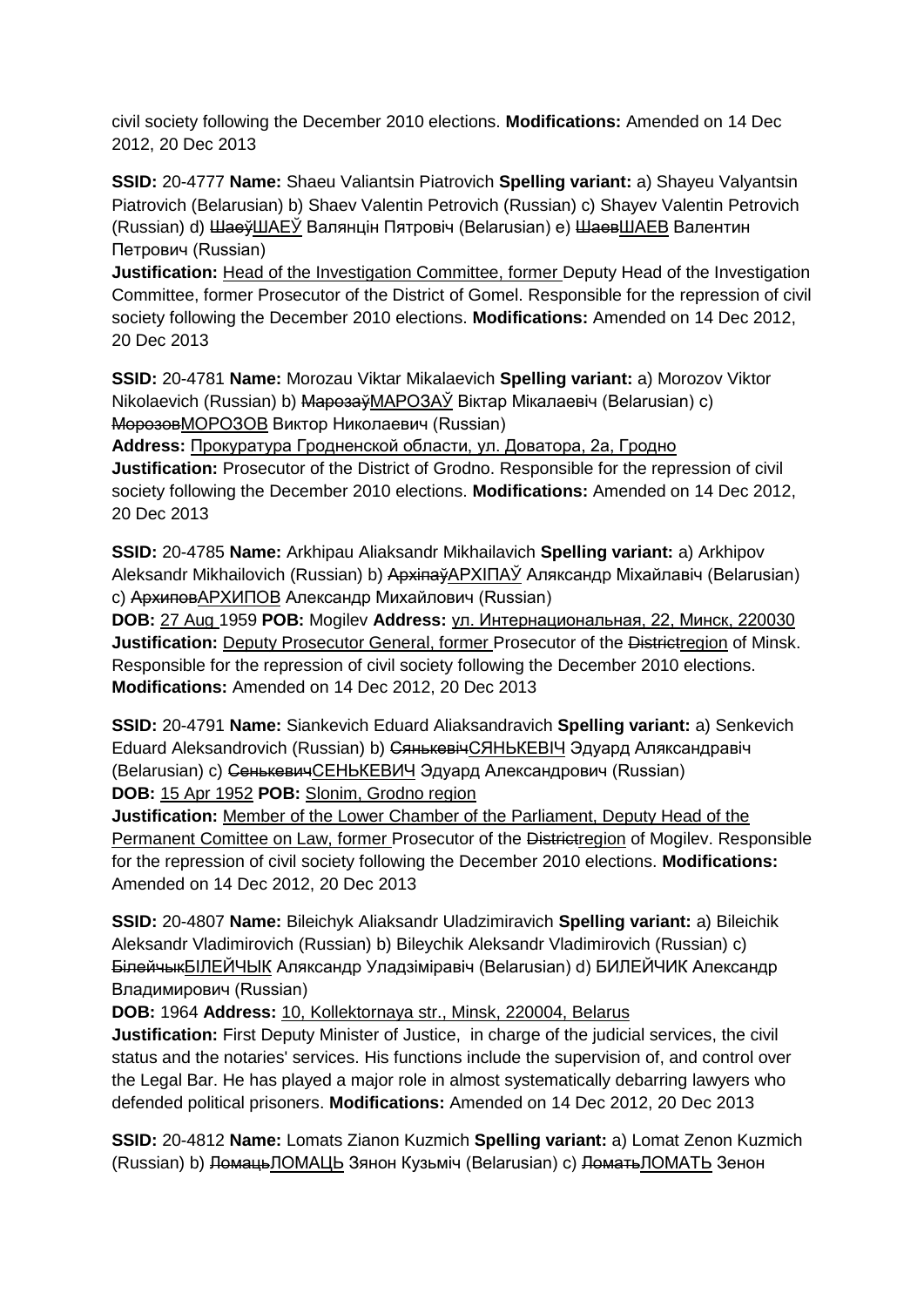civil society following the December 2010 elections. **Modifications:** Amended on 14 Dec 2012, 20 Dec 2013

**SSID:** 20-4777 **Name:** Shaeu Valiantsin Piatrovich **Spelling variant:** a) Shayeu Valyantsin Piatrovich (Belarusian) b) Shaev Valentin Petrovich (Russian) c) Shayev Valentin Petrovich (Russian) d) ~~Шаеў~~ШАЕЎ Валянцін Пятровіч (Belarusian) e) ~~Шаев~~ШАЕВ Валентин Петрович (Russian)

**Justification:** Head of the Investigation Committee, former Deputy Head of the Investigation Committee, former Prosecutor of the District of Gomel. Responsible for the repression of civil society following the December 2010 elections. **Modifications:** Amended on 14 Dec 2012, 20 Dec 2013

**SSID:** 20-4781 **Name:** Morozau Viktar Mikalaevich **Spelling variant:** a) Morozov Viktor Nikolaevich (Russian) b) ~~Марозаў~~МАРОЗАЎ Віктар Мікалаевіч (Belarusian) c) ~~Морозов~~МОРОЗОВ Виктор Николаевич (Russian)

**Address:** Прокуратура Гродненской области, ул. Доватора, 2а, Гродно

**Justification:** Prosecutor of the District of Grodno. Responsible for the repression of civil society following the December 2010 elections. **Modifications:** Amended on 14 Dec 2012, 20 Dec 2013

**SSID:** 20-4785 **Name:** Arkhipau Aliaksandr Mikhailavich **Spelling variant:** a) Arkhipov Aleksandr Mikhailovich (Russian) b) ~~Архіпаў~~АРХІПАЎ Аляксандр Міхайлавіч (Belarusian) c) ~~Архипов~~АРХИПОВ Александр Михайлович (Russian)

**DOB:** 27 Aug 1959 **POB:** Mogilev **Address:** ул. Интернациональная, 22, Минск, 220030

**Justification:** Deputy Prosecutor General, former Prosecutor of the ~~District~~region of Minsk. Responsible for the repression of civil society following the December 2010 elections. **Modifications:** Amended on 14 Dec 2012, 20 Dec 2013

**SSID:** 20-4791 **Name:** Siankevich Eduard Aliaksandravich **Spelling variant:** a) Senkevich Eduard Aleksandrovich (Russian) b) ~~Сянькевіч~~СЯНЬКЕВІЧ Эдуард Аляксандравіч (Belarusian) c) ~~Сенькевич~~СЕНЬКЕВИЧ Эдуард Александрович (Russian)

**DOB:** 15 Apr 1952 **POB:** Slonim, Grodno region

**Justification:** Member of the Lower Chamber of the Parliament, Deputy Head of the Permanent Comittee on Law, former Prosecutor of the ~~District~~region of Mogilev. Responsible for the repression of civil society following the December 2010 elections. **Modifications:** Amended on 14 Dec 2012, 20 Dec 2013

**SSID:** 20-4807 **Name:** Bileichyk Aliaksandr Uladzimiravich **Spelling variant:** a) Bileichik Aleksandr Vladimirovich (Russian) b) Bileychik Aleksandr Vladimirovich (Russian) c) ~~Білейчык~~БІЛЕЙЧЫК Аляксандр Уладзіміравіч (Belarusian) d) БИЛЕЙЧИК Александр Владимирович (Russian)

**DOB:** 1964 **Address:** 10, Kollektornaya str., Minsk, 220004, Belarus

**Justification:** First Deputy Minister of Justice, in charge of the judicial services, the civil status and the notaries' services. His functions include the supervision of, and control over the Legal Bar. He has played a major role in almost systematically debarring lawyers who defended political prisoners. **Modifications:** Amended on 14 Dec 2012, 20 Dec 2013

**SSID:** 20-4812 **Name:** Lomats Zianon Kuzmich **Spelling variant:** a) Lomat Zenon Kuzmich (Russian) b) ~~Ломаць~~ЛОМАЦЬ Зянон Кузьміч (Belarusian) c) ~~Ломать~~ЛОМАТЬ Зенон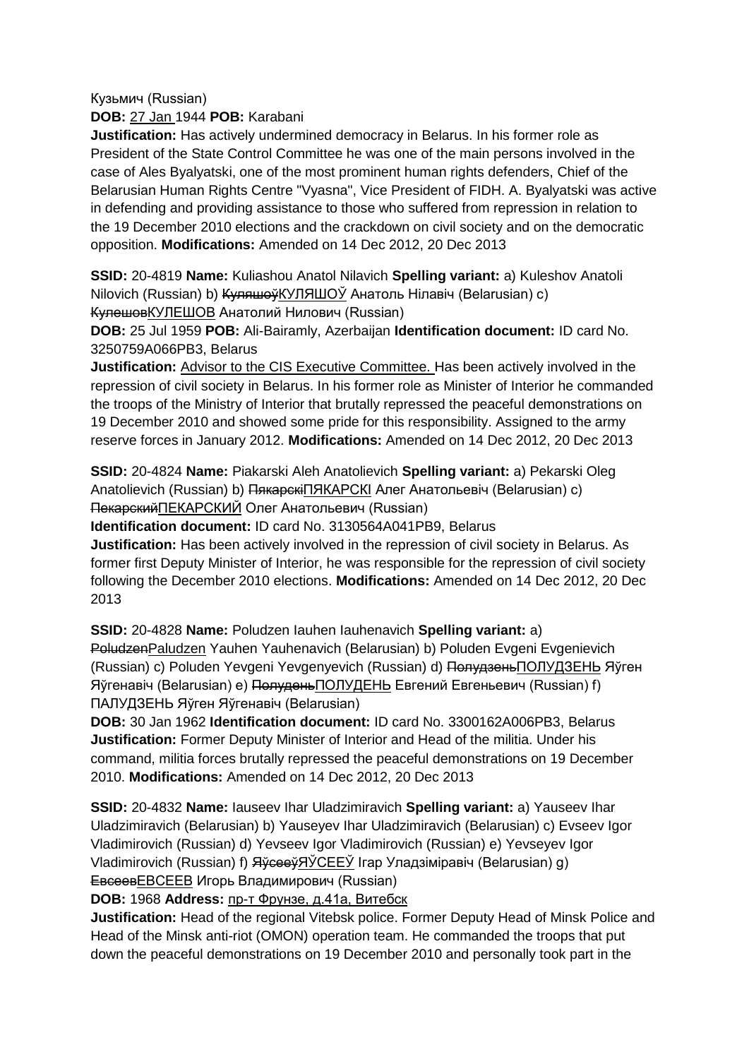Кузьмич (Russian)

**DOB:** 27 Jan 1944 **POB:** Karabani

**Justification:** Has actively undermined democracy in Belarus. In his former role as President of the State Control Committee he was one of the main persons involved in the case of Ales Byalyatski, one of the most prominent human rights defenders, Chief of the Belarusian Human Rights Centre "Vyasna", Vice President of FIDH. A. Byalyatski was active in defending and providing assistance to those who suffered from repression in relation to the 19 December 2010 elections and the crackdown on civil society and on the democratic opposition. **Modifications:** Amended on 14 Dec 2012, 20 Dec 2013

**SSID:** 20-4819 **Name:** Kuliashou Anatol Nilavich **Spelling variant:** a) Kuleshov Anatoli Nilovich (Russian) b) ~~Куляшоў~~КУЛЯШОЎ Анатоль Нілавіч (Belarusian) c) ~~Кулешов~~КУЛЕШОВ Анатолий Нилович (Russian)

**DOB:** 25 Jul 1959 **POB:** Ali-Bairamly, Azerbaijan **Identification document:** ID card No. 3250759A066PB3, Belarus

**Justification:** Advisor to the CIS Executive Committee. Has been actively involved in the repression of civil society in Belarus. In his former role as Minister of Interior he commanded the troops of the Ministry of Interior that brutally repressed the peaceful demonstrations on 19 December 2010 and showed some pride for this responsibility. Assigned to the army reserve forces in January 2012. **Modifications:** Amended on 14 Dec 2012, 20 Dec 2013

**SSID:** 20-4824 **Name:** Piakarski Aleh Anatolievich **Spelling variant:** a) Pekarski Oleg Anatolievich (Russian) b) ~~Пякарскі~~ПЯКАРСКІ Алег Анатольевіч (Belarusian) c) ~~Пекарский~~ПЕКАРСКИЙ Олег Анатольевич (Russian)

**Identification document:** ID card No. 3130564A041PB9, Belarus

**Justification:** Has been actively involved in the repression of civil society in Belarus. As former first Deputy Minister of Interior, he was responsible for the repression of civil society following the December 2010 elections. **Modifications:** Amended on 14 Dec 2012, 20 Dec 2013

**SSID:** 20-4828 **Name:** Poludzen Iauhen Iauhenavich **Spelling variant:** a) ~~Poludzen~~Paludzen Yauhen Yauhenavich (Belarusian) b) Poluden Evgeni Evgenievich (Russian) c) Poluden Yevgeni Yevgenyevich (Russian) d) ~~Полудзень~~ПОЛУДЗЕНЬ Яўген Яўгенавіч (Belarusian) e) ~~Полудень~~ПОЛУДЕНЬ Евгений Евгеньевич (Russian) f) ПАЛУДЗЕНЬ Яўген Яўгенавіч (Belarusian)

**DOB:** 30 Jan 1962 **Identification document:** ID card No. 3300162A006PB3, Belarus

**Justification:** Former Deputy Minister of Interior and Head of the militia. Under his command, militia forces brutally repressed the peaceful demonstrations on 19 December 2010. **Modifications:** Amended on 14 Dec 2012, 20 Dec 2013

**SSID:** 20-4832 **Name:** Iauseev Ihar Uladzimiravich **Spelling variant:** a) Yauseev Ihar Uladzimiravich (Belarusian) b) Yauseyev Ihar Uladzimiravich (Belarusian) c) Evseev Igor Vladimirovich (Russian) d) Yevseev Igor Vladimirovich (Russian) e) Yevseyev Igor Vladimirovich (Russian) f) ~~Яўсееў~~ЯЎСЕЕЎ Ігар Уладзіміравіч (Belarusian) g) ~~Евсеев~~ЕВСЕЕВ Игорь Владимирович (Russian)

**DOB:** 1968 **Address:** пр-т Фрунзе, д.41а, Витебск

**Justification:** Head of the regional Vitebsk police. Former Deputy Head of Minsk Police and Head of the Minsk anti-riot (OMON) operation team. He commanded the troops that put down the peaceful demonstrations on 19 December 2010 and personally took part in the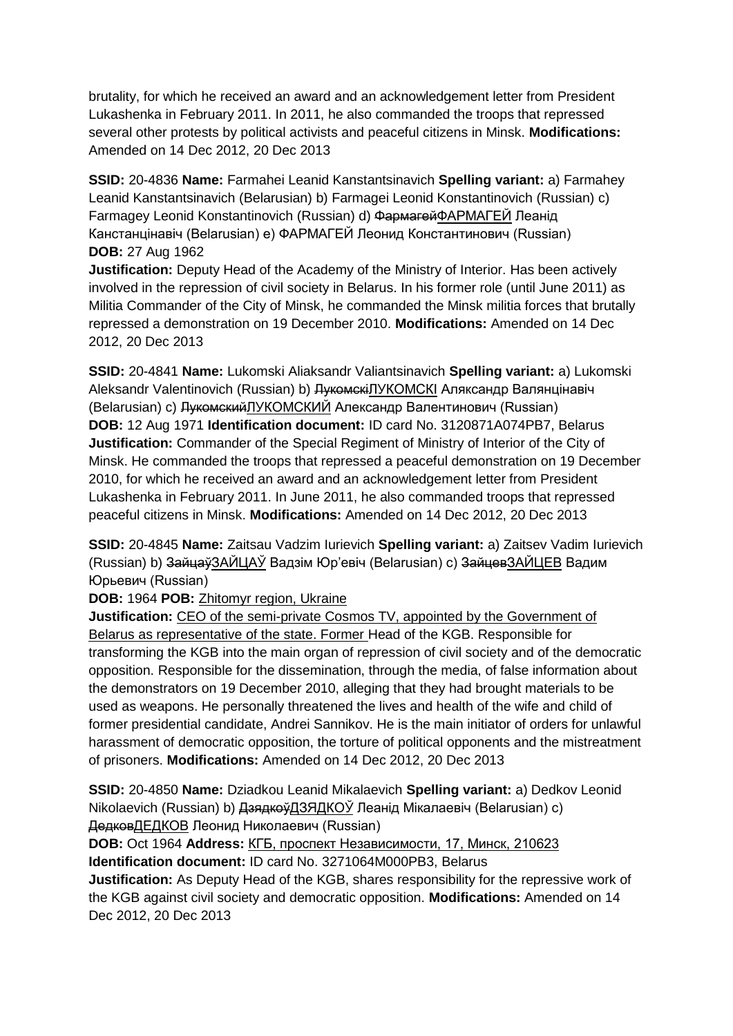brutality, for which he received an award and an acknowledgement letter from President Lukashenka in February 2011. In 2011, he also commanded the troops that repressed several other protests by political activists and peaceful citizens in Minsk. **Modifications:** Amended on 14 Dec 2012, 20 Dec 2013

**SSID:** 20-4836 **Name:** Farmahei Leanid Kanstantsinavich **Spelling variant:** a) Farmahey Leanid Kanstantsinavich (Belarusian) b) Farmagei Leonid Konstantinovich (Russian) c) Farmagey Leonid Konstantinovich (Russian) d) ~~Фармагей~~ФАРМАГЕЙ Леанід Канстанцінавіч (Belarusian) e) ФАРМАГЕЙ Леонид Константинович (Russian)
**DOB:** 27 Aug 1962
**Justification:** Deputy Head of the Academy of the Ministry of Interior. Has been actively involved in the repression of civil society in Belarus. In his former role (until June 2011) as Militia Commander of the City of Minsk, he commanded the Minsk militia forces that brutally repressed a demonstration on 19 December 2010. **Modifications:** Amended on 14 Dec 2012, 20 Dec 2013

**SSID:** 20-4841 **Name:** Lukomski Aliaksandr Valiantsinavich **Spelling variant:** a) Lukomski Aleksandr Valentinovich (Russian) b) ~~Лукомскі~~ЛУКОМСКІ Аляксандр Валянцінавіч (Belarusian) c) ~~Лукомский~~ЛУКОМСКИЙ Александр Валентинович (Russian)
**DOB:** 12 Aug 1971 **Identification document:** ID card No. 3120871A074PB7, Belarus
**Justification:** Commander of the Special Regiment of Ministry of Interior of the City of Minsk. He commanded the troops that repressed a peaceful demonstration on 19 December 2010, for which he received an award and an acknowledgement letter from President Lukashenka in February 2011. In June 2011, he also commanded troops that repressed peaceful citizens in Minsk. **Modifications:** Amended on 14 Dec 2012, 20 Dec 2013

**SSID:** 20-4845 **Name:** Zaitsau Vadzim Iurievich **Spelling variant:** a) Zaitsev Vadim Iurievich (Russian) b) ~~Зайцаў~~ЗАЙЦАЎ Вадзім Юр'евіч (Belarusian) c) ~~Зайцев~~ЗАЙЦЕВ Вадим Юрьевич (Russian)
**DOB:** 1964 **POB:** Zhitomyr region, Ukraine
**Justification:** CEO of the semi-private Cosmos TV, appointed by the Government of Belarus as representative of the state. Former Head of the KGB. Responsible for transforming the KGB into the main organ of repression of civil society and of the democratic opposition. Responsible for the dissemination, through the media, of false information about the demonstrators on 19 December 2010, alleging that they had brought materials to be used as weapons. He personally threatened the lives and health of the wife and child of former presidential candidate, Andrei Sannikov. He is the main initiator of orders for unlawful harassment of democratic opposition, the torture of political opponents and the mistreatment of prisoners. **Modifications:** Amended on 14 Dec 2012, 20 Dec 2013

**SSID:** 20-4850 **Name:** Dziadkou Leanid Mikalaevich **Spelling variant:** a) Dedkov Leonid Nikolaevich (Russian) b) ~~Дзядкоў~~ДЗЯДКОЎ Леанід Мікалаевіч (Belarusian) c) ~~Дедков~~ДЕДКОВ Леонид Николаевич (Russian)
**DOB:** Oct 1964 **Address:** КГБ, проспект Независимости, 17, Минск, 210623
**Identification document:** ID card No. 3271064M000PB3, Belarus
**Justification:** As Deputy Head of the KGB, shares responsibility for the repressive work of the KGB against civil society and democratic opposition. **Modifications:** Amended on 14 Dec 2012, 20 Dec 2013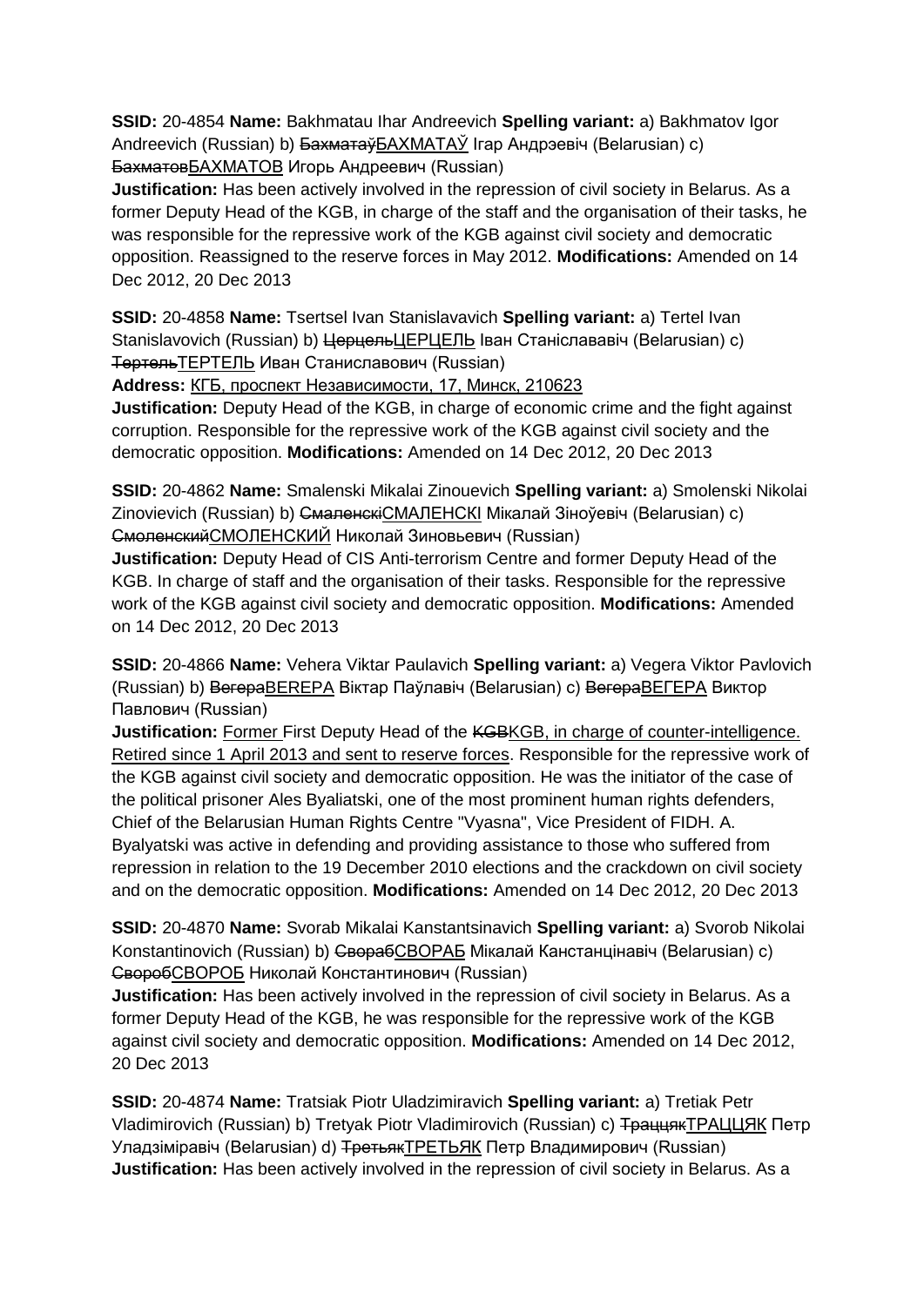**SSID:** 20-4854 **Name:** Bakhmatau Ihar Andreevich **Spelling variant:** a) Bakhmatov Igor Andreevich (Russian) b) ~~Бахматаў~~БАХМАТАЎ Ігар Андрэевіч (Belarusian) c) ~~Бахматов~~БАХМАТОВ Игорь Андреевич (Russian)
**Justification:** Has been actively involved in the repression of civil society in Belarus. As a former Deputy Head of the KGB, in charge of the staff and the organisation of their tasks, he was responsible for the repressive work of the KGB against civil society and democratic opposition. Reassigned to the reserve forces in May 2012. **Modifications:** Amended on 14 Dec 2012, 20 Dec 2013

**SSID:** 20-4858 **Name:** Tsertsel Ivan Stanislavavich **Spelling variant:** a) Tertel Ivan Stanislavovich (Russian) b) ~~Церцель~~ЦЕРЦЕЛЬ Іван Станіслававіч (Belarusian) c) ~~Тертель~~ТЕРТЕЛЬ Иван Станиславович (Russian)
**Address:** КГБ, проспект Независимости, 17, Минск, 210623
**Justification:** Deputy Head of the KGB, in charge of economic crime and the fight against corruption. Responsible for the repressive work of the KGB against civil society and the democratic opposition. **Modifications:** Amended on 14 Dec 2012, 20 Dec 2013

**SSID:** 20-4862 **Name:** Smalenski Mikalai Zinouevich **Spelling variant:** a) Smolenski Nikolai Zinovievich (Russian) b) ~~Смаленскі~~СМАЛЕНСКІ Мікалай Зіноўевіч (Belarusian) c) ~~Смоленский~~СМОЛЕНСКИЙ Николай Зиновьевич (Russian)
**Justification:** Deputy Head of CIS Anti-terrorism Centre and former Deputy Head of the KGB. In charge of staff and the organisation of their tasks. Responsible for the repressive work of the KGB against civil society and democratic opposition. **Modifications:** Amended on 14 Dec 2012, 20 Dec 2013

**SSID:** 20-4866 **Name:** Vehera Viktar Paulavich **Spelling variant:** a) Vegera Viktor Pavlovich (Russian) b) ~~Вегера~~ВЕГЕРА Віктар Паўлавіч (Belarusian) c) ~~Вегера~~ВЕГЕРА Виктор Павлович (Russian)
**Justification:** Former First Deputy Head of the ~~KGB~~KGB, in charge of counter-intelligence. Retired since 1 April 2013 and sent to reserve forces. Responsible for the repressive work of the KGB against civil society and democratic opposition. He was the initiator of the case of the political prisoner Ales Byaliatski, one of the most prominent human rights defenders, Chief of the Belarusian Human Rights Centre "Vyasna", Vice President of FIDH. A. Byalyatski was active in defending and providing assistance to those who suffered from repression in relation to the 19 December 2010 elections and the crackdown on civil society and on the democratic opposition. **Modifications:** Amended on 14 Dec 2012, 20 Dec 2013

**SSID:** 20-4870 **Name:** Svorab Mikalai Kanstantsinavich **Spelling variant:** a) Svorob Nikolai Konstantinovich (Russian) b) ~~Свораб~~СВОРАБ Мікалай Канстанцінавіч (Belarusian) c) ~~Своробь~~СВОРОБ Николай Константинович (Russian)
**Justification:** Has been actively involved in the repression of civil society in Belarus. As a former Deputy Head of the KGB, he was responsible for the repressive work of the KGB against civil society and democratic opposition. **Modifications:** Amended on 14 Dec 2012, 20 Dec 2013

**SSID:** 20-4874 **Name:** Tratsiak Piotr Uladzimiravich **Spelling variant:** a) Tretiak Petr Vladimirovich (Russian) b) Tretyak Piotr Vladimirovich (Russian) c) ~~Трацццяк~~ТРАЦЦЯК Петр Уладзіміравіч (Belarusian) d) ~~Третьяк~~ТРЕТЬЯК Петр Владимирович (Russian)
**Justification:** Has been actively involved in the repression of civil society in Belarus. As a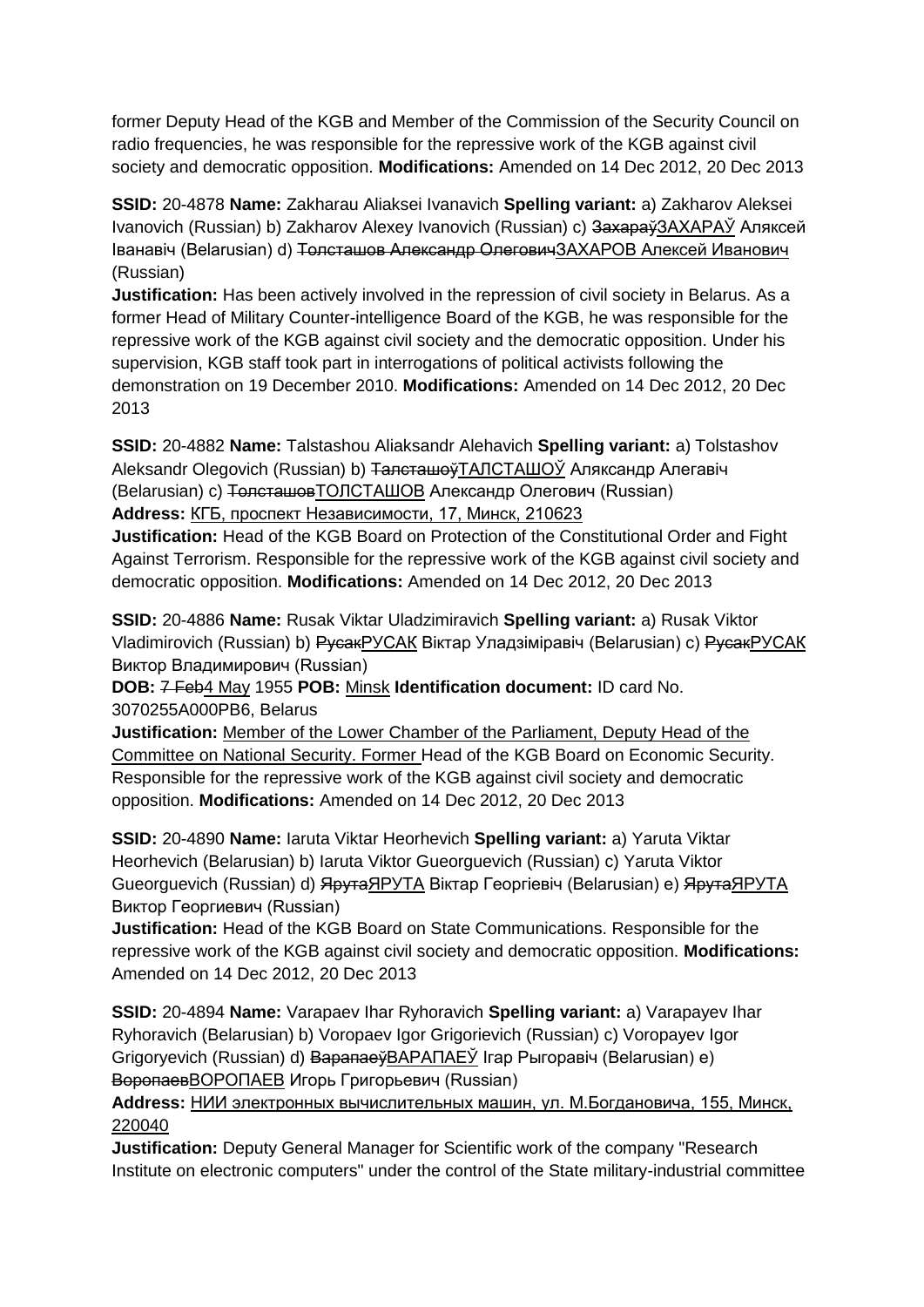former Deputy Head of the KGB and Member of the Commission of the Security Council on radio frequencies, he was responsible for the repressive work of the KGB against civil society and democratic opposition. **Modifications:** Amended on 14 Dec 2012, 20 Dec 2013

**SSID:** 20-4878 **Name:** Zakharau Aliaksei Ivanavich **Spelling variant:** a) Zakharov Aleksei Ivanovich (Russian) b) Zakharov Alexey Ivanovich (Russian) c) ~~Захараў~~ЗАХАРАЎ Аляксей Іванавіч (Belarusian) d) ~~Толсташов Александр Олегович~~ЗАХАРОВ Алексей Иванович (Russian)
**Justification:** Has been actively involved in the repression of civil society in Belarus. As a former Head of Military Counter-intelligence Board of the KGB, he was responsible for the repressive work of the KGB against civil society and the democratic opposition. Under his supervision, KGB staff took part in interrogations of political activists following the demonstration on 19 December 2010. **Modifications:** Amended on 14 Dec 2012, 20 Dec 2013

**SSID:** 20-4882 **Name:** Talstashou Aliaksandr Alehavich **Spelling variant:** a) Tolstashov Aleksandr Olegovich (Russian) b) ~~Талсташоў~~ТАЛСТАШОЎ Аляксандр Алегавіч (Belarusian) c) ~~Толсташов~~ТОЛСТАШОВ Александр Олегович (Russian)
**Address:** КГБ, проспект Независимости, 17, Минск, 210623
**Justification:** Head of the KGB Board on Protection of the Constitutional Order and Fight Against Terrorism. Responsible for the repressive work of the KGB against civil society and democratic opposition. **Modifications:** Amended on 14 Dec 2012, 20 Dec 2013

**SSID:** 20-4886 **Name:** Rusak Viktar Uladzimiravich **Spelling variant:** a) Rusak Viktor Vladimirovich (Russian) b) ~~Русак~~РУСАК Віктар Уладзіміравіч (Belarusian) c) ~~Русак~~РУСАК Виктор Владимирович (Russian)
**DOB:** ~~7 Feb~~4 May 1955 **POB:** Minsk **Identification document:** ID card No. 3070255A000PB6, Belarus
**Justification:** Member of the Lower Chamber of the Parliament, Deputy Head of the Committee on National Security. Former Head of the KGB Board on Economic Security. Responsible for the repressive work of the KGB against civil society and democratic opposition. **Modifications:** Amended on 14 Dec 2012, 20 Dec 2013

**SSID:** 20-4890 **Name:** Iaruta Viktar Heorhevich **Spelling variant:** a) Yaruta Viktar Heorhevich (Belarusian) b) Iaruta Viktor Gueorguevich (Russian) c) Yaruta Viktor Gueorguevich (Russian) d) ~~Ярута~~ЯРУТА Віктар Георгіевіч (Belarusian) e) ~~Ярута~~ЯРУТА Виктор Георгиевич (Russian)
**Justification:** Head of the KGB Board on State Communications. Responsible for the repressive work of the KGB against civil society and democratic opposition. **Modifications:** Amended on 14 Dec 2012, 20 Dec 2013

**SSID:** 20-4894 **Name:** Varapaev Ihar Ryhoravich **Spelling variant:** a) Varapayev Ihar Ryhoravich (Belarusian) b) Voropaev Igor Grigorievich (Russian) c) Voropayev Igor Grigoryevich (Russian) d) ~~Варапаеў~~ВАРАПАЕЎ Ігар Рыгоравіч (Belarusian) e) ~~Воропаев~~ВОРОПАЕВ Игорь Григорьевич (Russian)
**Address:** НИИ электронных вычислительных машин, ул. М.Богдановича, 155, Минск, 220040
**Justification:** Deputy General Manager for Scientific work of the company "Research Institute on electronic computers" under the control of the State military-industrial committee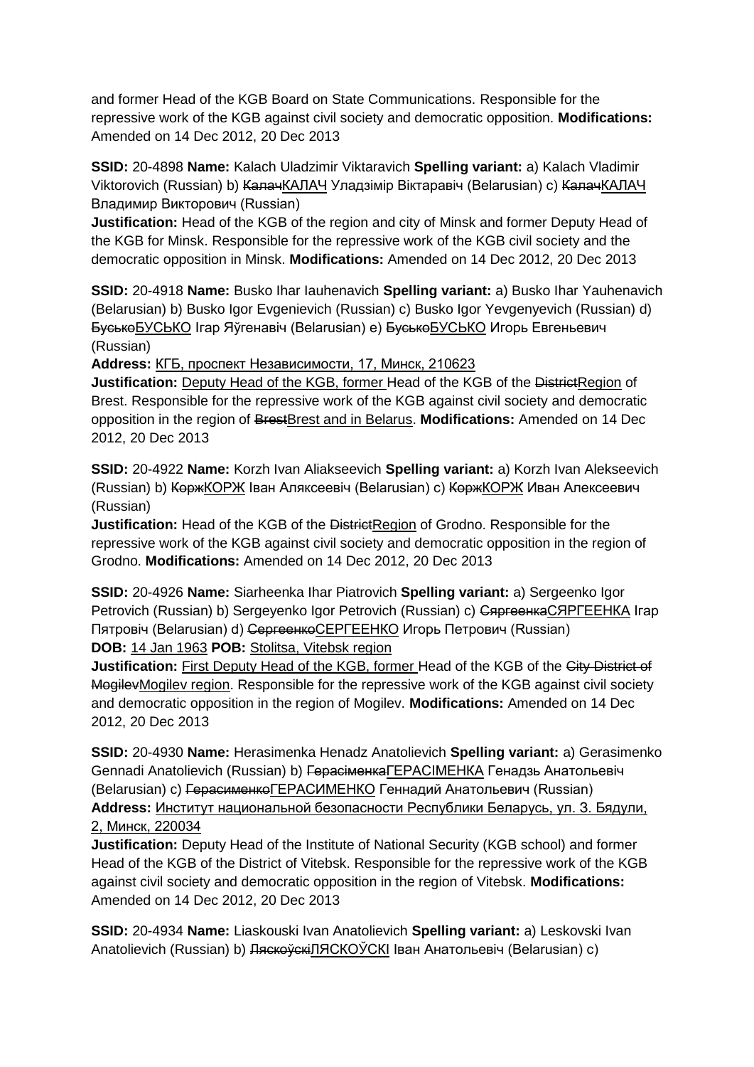and former Head of the KGB Board on State Communications. Responsible for the repressive work of the KGB against civil society and democratic opposition. **Modifications:** Amended on 14 Dec 2012, 20 Dec 2013

**SSID:** 20-4898 **Name:** Kalach Uladzimir Viktaravich **Spelling variant:** a) Kalach Vladimir Viktorovich (Russian) b) ~~Калач~~<u>КАЛАЧ</u> Уладзімір Віктаравіч (Belarusian) c) ~~Калач~~<u>КАЛАЧ</u> Владимир Викторович (Russian)
**Justification:** Head of the KGB of the region and city of Minsk and former Deputy Head of the KGB for Minsk. Responsible for the repressive work of the KGB civil society and the democratic opposition in Minsk. **Modifications:** Amended on 14 Dec 2012, 20 Dec 2013

**SSID:** 20-4918 **Name:** Busko Ihar Iauhenavich **Spelling variant:** a) Busko Ihar Yauhenavich (Belarusian) b) Busko Igor Evgenievich (Russian) c) Busko Igor Yevgenyevich (Russian) d) ~~Бусько~~<u>БУСЬКО</u> Ігар Яўгенавіч (Belarusian) e) ~~Бусько~~<u>БУСЬКО</u> Игорь Евгеньевич (Russian)
**Address:** <u>КГБ, проспект Независимости, 17, Минск, 210623</u>
**Justification:** <u>Deputy Head of the KGB, former</u> Head of the KGB of the ~~District~~<u>Region</u> of Brest. Responsible for the repressive work of the KGB against civil society and democratic opposition in the region of ~~Brest~~<u>Brest and in Belarus</u>. **Modifications:** Amended on 14 Dec 2012, 20 Dec 2013

**SSID:** 20-4922 **Name:** Korzh Ivan Aliakseevich **Spelling variant:** a) Korzh Ivan Alekseevich (Russian) b) ~~Корж~~<u>КОРЖ</u> Іван Аляксеевіч (Belarusian) c) ~~Корж~~<u>КОРЖ</u> Иван Алексеевич (Russian)
**Justification:** Head of the KGB of the ~~District~~<u>Region</u> of Grodno. Responsible for the repressive work of the KGB against civil society and democratic opposition in the region of Grodno. **Modifications:** Amended on 14 Dec 2012, 20 Dec 2013

**SSID:** 20-4926 **Name:** Siarheenka Ihar Piatrovich **Spelling variant:** a) Sergeenko Igor Petrovich (Russian) b) Sergeyenko Igor Petrovich (Russian) c) ~~Сяргеенка~~<u>СЯРГЕЕНКА</u> Ігар Пятровіч (Belarusian) d) ~~Сергеенко~~<u>СЕРГЕЕНКО</u> Игорь Петрович (Russian)
**DOB:** <u>14 Jan 1963</u> **POB:** <u>Stolitsa, Vitebsk region</u>
**Justification:** <u>First Deputy Head of the KGB, former</u> Head of the KGB of the ~~City District of Mogilev~~<u>Mogilev region</u>. Responsible for the repressive work of the KGB against civil society and democratic opposition in the region of Mogilev. **Modifications:** Amended on 14 Dec 2012, 20 Dec 2013

**SSID:** 20-4930 **Name:** Herasimenka Henadz Anatolievich **Spelling variant:** a) Gerasimenko Gennadi Anatolievich (Russian) b) ~~Герасіменка~~<u>ГЕРАСІМЕНКА</u> Генадзь Анатольевіч (Belarusian) c) ~~Герасименко~~<u>ГЕРАСИМЕНКО</u> Геннадий Анатольевич (Russian)
**Address:** <u>Институт национальной безопасности Республики Беларусь, ул. З. Бядули, 2, Минск, 220034</u>
**Justification:** Deputy Head of the Institute of National Security (KGB school) and former Head of the KGB of the District of Vitebsk. Responsible for the repressive work of the KGB against civil society and democratic opposition in the region of Vitebsk. **Modifications:** Amended on 14 Dec 2012, 20 Dec 2013

**SSID:** 20-4934 **Name:** Liaskouski Ivan Anatolievich **Spelling variant:** a) Leskovski Ivan Anatolievich (Russian) b) ~~Ляскоўскі~~<u>ЛЯСКОЎСКІ</u> Іван Анатольевіч (Belarusian) c)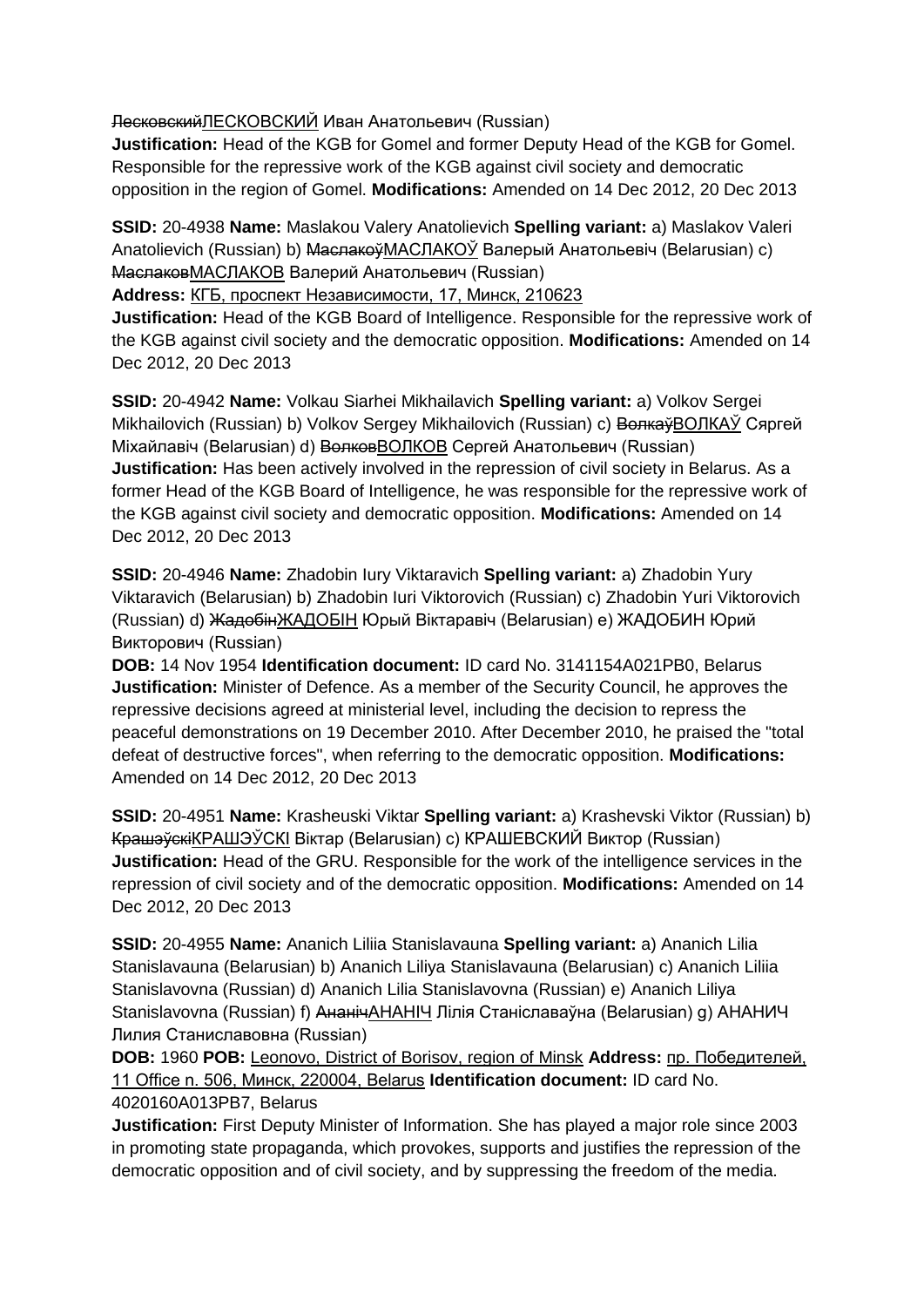~~Лесковский~~ЛЕСКОВСКИЙ Иван Анатольевич (Russian)
**Justification:** Head of the KGB for Gomel and former Deputy Head of the KGB for Gomel. Responsible for the repressive work of the KGB against civil society and democratic opposition in the region of Gomel. **Modifications:** Amended on 14 Dec 2012, 20 Dec 2013

**SSID:** 20-4938 **Name:** Maslakou Valery Anatolievich **Spelling variant:** a) Maslakov Valeri Anatolievich (Russian) b) ~~Маслакоў~~МАСЛАКОЎ Валерый Анатольевiч (Belarusian) c) ~~Маслаков~~МАСЛАКОВ Валерий Анатольевич (Russian)
**Address:** КГБ, проспект Независимости, 17, Минск, 210623
**Justification:** Head of the KGB Board of Intelligence. Responsible for the repressive work of the KGB against civil society and the democratic opposition. **Modifications:** Amended on 14 Dec 2012, 20 Dec 2013

**SSID:** 20-4942 **Name:** Volkau Siarhei Mikhailavich **Spelling variant:** a) Volkov Sergei Mikhailovich (Russian) b) Volkov Sergey Mikhailovich (Russian) c) ~~Волкаў~~ВОЛКАЎ Сяргей Міхайлавіч (Belarusian) d) ~~Волков~~ВОЛКОВ Сергей Анатольевич (Russian)
**Justification:** Has been actively involved in the repression of civil society in Belarus. As a former Head of the KGB Board of Intelligence, he was responsible for the repressive work of the KGB against civil society and democratic opposition. **Modifications:** Amended on 14 Dec 2012, 20 Dec 2013

**SSID:** 20-4946 **Name:** Zhadobin Iury Viktaravich **Spelling variant:** a) Zhadobin Yury Viktaravich (Belarusian) b) Zhadobin Iuri Viktorovich (Russian) c) Zhadobin Yuri Viktorovich (Russian) d) ~~Жадобін~~ЖАДОБІН Юрый Віктаравіч (Belarusian) e) ЖАДОБИН Юрий Викторович (Russian)
**DOB:** 14 Nov 1954 **Identification document:** ID card No. 3141154A021PB0, Belarus
**Justification:** Minister of Defence. As a member of the Security Council, he approves the repressive decisions agreed at ministerial level, including the decision to repress the peaceful demonstrations on 19 December 2010. After December 2010, he praised the "total defeat of destructive forces", when referring to the democratic opposition. **Modifications:** Amended on 14 Dec 2012, 20 Dec 2013

**SSID:** 20-4951 **Name:** Krasheuski Viktar **Spelling variant:** a) Krashevski Viktor (Russian) b) ~~Крашэўскі~~КРАШЭЎСКІ Віктар (Belarusian) c) КРАШЕВСКИЙ Виктор (Russian)
**Justification:** Head of the GRU. Responsible for the work of the intelligence services in the repression of civil society and of the democratic opposition. **Modifications:** Amended on 14 Dec 2012, 20 Dec 2013

**SSID:** 20-4955 **Name:** Ananich Liliia Stanislavauna **Spelling variant:** a) Ananich Lilia Stanislavauna (Belarusian) b) Ananich Liliya Stanislavauna (Belarusian) c) Ananich Liliia Stanislavovna (Russian) d) Ananich Lilia Stanislavovna (Russian) e) Ananich Liliya Stanislavovna (Russian) f) ~~Ананіч~~АНАНІЧ Лілія Станіславаўна (Belarusian) g) АНАНИЧ Лилия Станиславовна (Russian)
**DOB:** 1960 **POB:** Leonovo, District of Borisov, region of Minsk **Address:** пр. Победителей, 11 Office n. 506, Минск, 220004, Belarus **Identification document:** ID card No. 4020160A013PB7, Belarus
**Justification:** First Deputy Minister of Information. She has played a major role since 2003 in promoting state propaganda, which provokes, supports and justifies the repression of the democratic opposition and of civil society, and by suppressing the freedom of the media.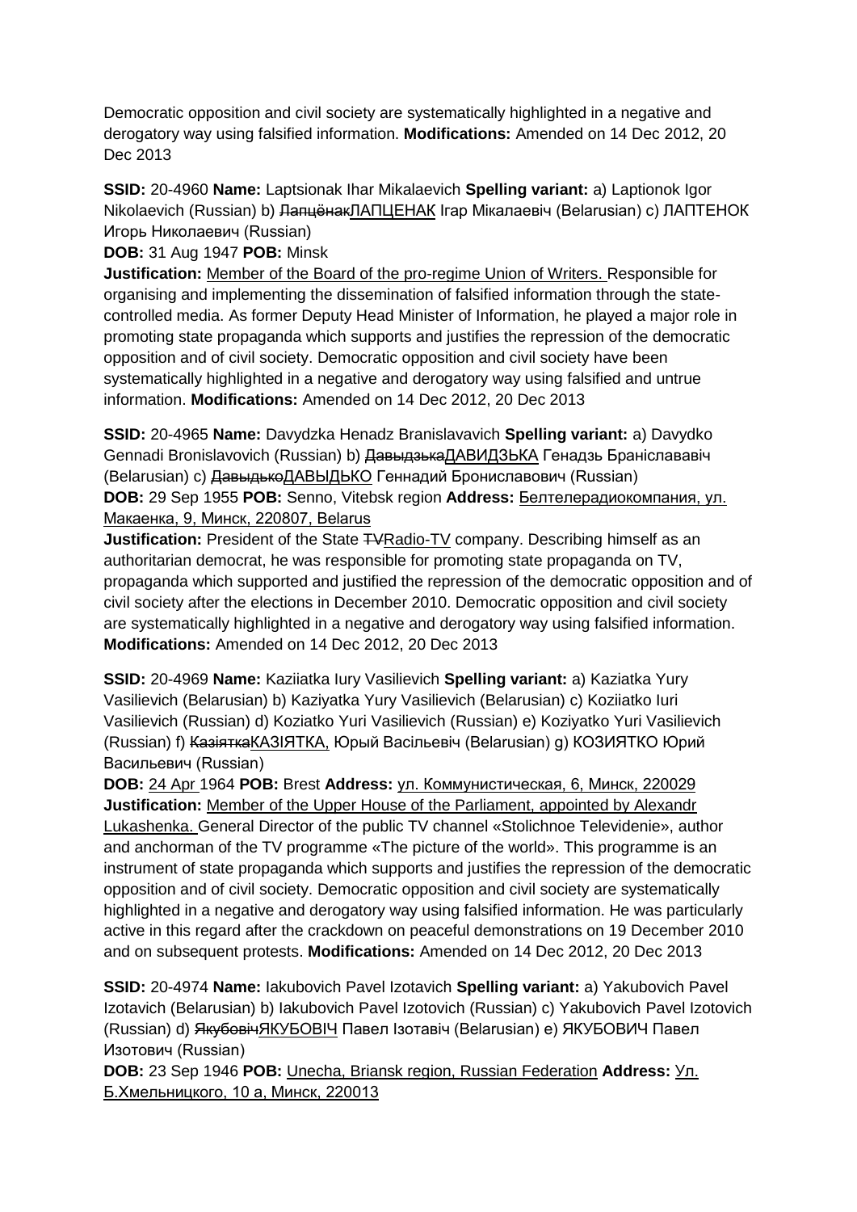Democratic opposition and civil society are systematically highlighted in a negative and derogatory way using falsified information. **Modifications:** Amended on 14 Dec 2012, 20 Dec 2013

**SSID:** 20-4960 **Name:** Laptsionak Ihar Mikalaevich **Spelling variant:** a) Laptionok Igor Nikolaevich (Russian) b) ~~Лапцёнак~~ЛАПЦЕНАК Ігар Мікалаевіч (Belarusian) c) ЛАПТЕНОК Игорь Николаевич (Russian)
**DOB:** 31 Aug 1947 **POB:** Minsk
**Justification:** Member of the Board of the pro-regime Union of Writers. Responsible for organising and implementing the dissemination of falsified information through the state-controlled media. As former Deputy Head Minister of Information, he played a major role in promoting state propaganda which supports and justifies the repression of the democratic opposition and of civil society. Democratic opposition and civil society have been systematically highlighted in a negative and derogatory way using falsified and untrue information. **Modifications:** Amended on 14 Dec 2012, 20 Dec 2013

**SSID:** 20-4965 **Name:** Davydzka Henadz Branislavavich **Spelling variant:** a) Davydko Gennadi Bronislavovich (Russian) b) ~~Давыдзька~~ДАВИДЗЬКА Генадзь Браніслававіч (Belarusian) c) ~~Давыдько~~ДАВЫДЬКО Геннадий Брониславович (Russian)
**DOB:** 29 Sep 1955 **POB:** Senno, Vitebsk region **Address:** Белтелерадиокомпания, ул. Макаенка, 9, Минск, 220807, Belarus
**Justification:** President of the State ~~TV~~Radio-TV company. Describing himself as an authoritarian democrat, he was responsible for promoting state propaganda on TV, propaganda which supported and justified the repression of the democratic opposition and of civil society after the elections in December 2010. Democratic opposition and civil society are systematically highlighted in a negative and derogatory way using falsified information. **Modifications:** Amended on 14 Dec 2012, 20 Dec 2013

**SSID:** 20-4969 **Name:** Kaziiatka Iury Vasilievich **Spelling variant:** a) Kaziatka Yury Vasilievich (Belarusian) b) Kaziyatka Yury Vasilievich (Belarusian) c) Koziiatko Iuri Vasilievich (Russian) d) Koziatko Yuri Vasilievich (Russian) e) Koziyatko Yuri Vasilievich (Russian) f) ~~Казіятка~~КАЗІЯТКА, Юрый Васільевіч (Belarusian) g) КОЗИЯТКО Юрий Васильевич (Russian)
**DOB:** 24 Apr 1964 **POB:** Brest **Address:** ул. Коммунистическая, 6, Минск, 220029
**Justification:** Member of the Upper House of the Parliament, appointed by Alexandr Lukashenka. General Director of the public TV channel «Stolichnoe Televidenie», author and anchorman of the TV programme «The picture of the world». This programme is an instrument of state propaganda which supports and justifies the repression of the democratic opposition and of civil society. Democratic opposition and civil society are systematically highlighted in a negative and derogatory way using falsified information. He was particularly active in this regard after the crackdown on peaceful demonstrations on 19 December 2010 and on subsequent protests. **Modifications:** Amended on 14 Dec 2012, 20 Dec 2013

**SSID:** 20-4974 **Name:** Iakubovich Pavel Izotavich **Spelling variant:** a) Yakubovich Pavel Izotavich (Belarusian) b) Iakubovich Pavel Izotovich (Russian) c) Yakubovich Pavel Izotovich (Russian) d) ~~Якубовіч~~ЯКУБОВІЧ Павел Ізотавіч (Belarusian) e) ЯКУБОВИЧ Павел Изотович (Russian)
**DOB:** 23 Sep 1946 **POB:** Unecha, Briansk region, Russian Federation **Address:** Ул. Б.Хмельницкого, 10 а, Минск, 220013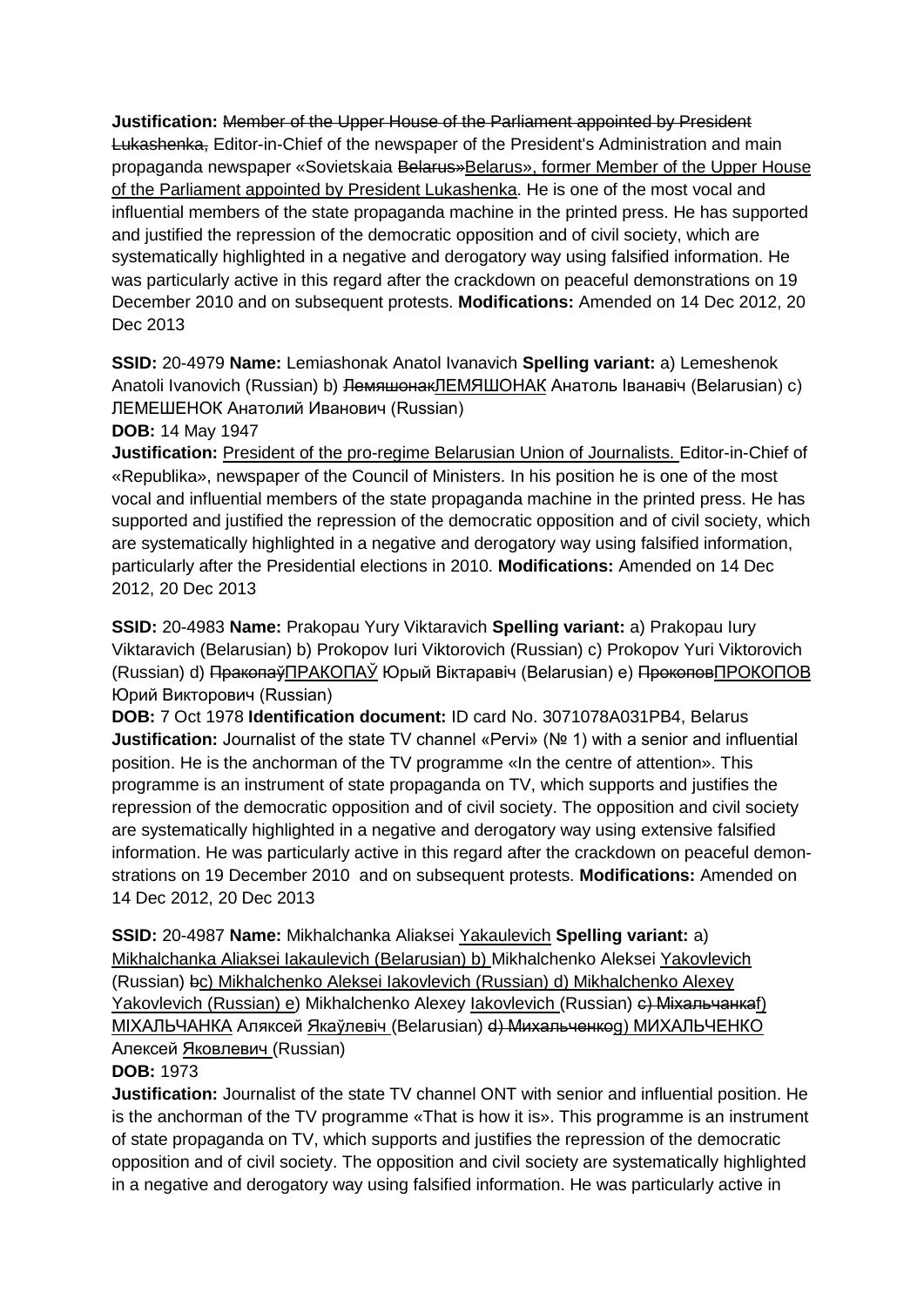**Justification:** ~~Member of the Upper House of the Parliament appointed by President Lukashenka,~~ Editor-in-Chief of the newspaper of the President's Administration and main propaganda newspaper «Sovietskaia ~~Belarus»~~<u>Belarus», former Member of the Upper House of the Parliament appointed by President Lukashenka</u>. He is one of the most vocal and influential members of the state propaganda machine in the printed press. He has supported and justified the repression of the democratic opposition and of civil society, which are systematically highlighted in a negative and derogatory way using falsified information. He was particularly active in this regard after the crackdown on peaceful demonstrations on 19 December 2010 and on subsequent protests. **Modifications:** Amended on 14 Dec 2012, 20 Dec 2013

**SSID:** 20-4979 **Name:** Lemiashonak Anatol Ivanavich **Spelling variant:** a) Lemeshenok Anatoli Ivanovich (Russian) b) ~~Лемяшонак~~<u>ЛЕМЯШОНАК</u> Анатоль Іванавіч (Belarusian) c) ЛЕМЕШЕНОК Анатолий Иванович (Russian)

**DOB:** 14 May 1947

**Justification:** <u>President of the pro-regime Belarusian Union of Journalists.</u> Editor-in-Chief of «Republika», newspaper of the Council of Ministers. In his position he is one of the most vocal and influential members of the state propaganda machine in the printed press. He has supported and justified the repression of the democratic opposition and of civil society, which are systematically highlighted in a negative and derogatory way using falsified information, particularly after the Presidential elections in 2010. **Modifications:** Amended on 14 Dec 2012, 20 Dec 2013

**SSID:** 20-4983 **Name:** Prakopau Yury Viktaravich **Spelling variant:** a) Prakopau Iury Viktaravich (Belarusian) b) Prokopov Iuri Viktorovich (Russian) c) Prokopov Yuri Viktorovich (Russian) d) ~~Пракопаў~~<u>ПРАКОПАЎ</u> Юрый Віктаравіч (Belarusian) e) ~~Прокопов~~<u>ПРОКОПОВ</u> Юрий Викторович (Russian)

**DOB:** 7 Oct 1978 **Identification document:** ID card No. 3071078A031PB4, Belarus

**Justification:** Journalist of the state TV channel «Pervi» (№ 1) with a senior and influential position. He is the anchorman of the TV programme «In the centre of attention». This programme is an instrument of state propaganda on TV, which supports and justifies the repression of the democratic opposition and of civil society. The opposition and civil society are systematically highlighted in a negative and derogatory way using extensive falsified information. He was particularly active in this regard after the crackdown on peaceful demonstrations on 19 December 2010 and on subsequent protests. **Modifications:** Amended on 14 Dec 2012, 20 Dec 2013

**SSID:** 20-4987 **Name:** Mikhalchanka Aliaksei <u>Yakaulevich</u> **Spelling variant:** a) <u>Mikhalchanka Aliaksei Iakaulevich (Belarusian) b)</u> Mikhalchenko Aleksei <u>Yakovlevich</u> (Russian) ~~b~~<u>c) Mikhalchenko Aleksei Iakovlevich (Russian) d) Mikhalchenko Alexey Yakovlevich (Russian) e</u>) Mikhalchenko Alexey <u>Iakovlevich</u> (Russian) ~~c) Міхальчанка~~<u>f) МІХАЛЬЧАНКА</u> Аляксей <u>Якаўлевіч</u> (Belarusian) ~~d) Михальченко~~<u>g) МИХАЛЬЧЕНКО</u> Алексей <u>Яковлевич</u> (Russian)

**DOB:** 1973

**Justification:** Journalist of the state TV channel ONT with senior and influential position. He is the anchorman of the TV programme «That is how it is». This programme is an instrument of state propaganda on TV, which supports and justifies the repression of the democratic opposition and of civil society. The opposition and civil society are systematically highlighted in a negative and derogatory way using falsified information. He was particularly active in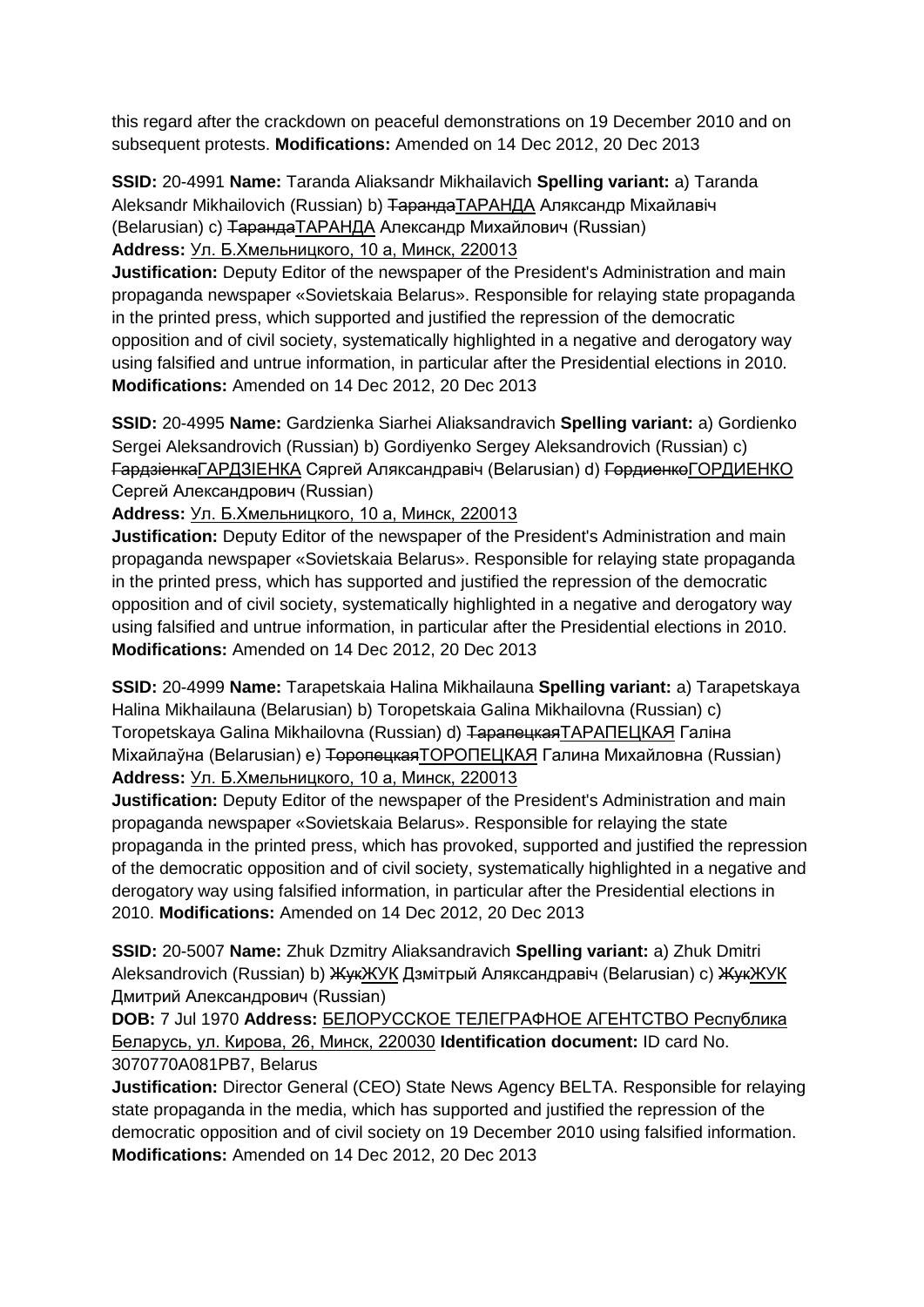this regard after the crackdown on peaceful demonstrations on 19 December 2010 and on subsequent protests. **Modifications:** Amended on 14 Dec 2012, 20 Dec 2013

**SSID:** 20-4991 **Name:** Taranda Aliaksandr Mikhailavich **Spelling variant:** a) Taranda Aleksandr Mikhailovich (Russian) b) ~~Таранда~~ТАРАНДА Аляксандр Міхайлавіч (Belarusian) c) ~~Таранда~~ТАРАНДА Александр Михайлович (Russian)
**Address:** Ул. Б.Хмельницкого, 10 а, Минск, 220013
**Justification:** Deputy Editor of the newspaper of the President's Administration and main propaganda newspaper «Sovietskaia Belarus». Responsible for relaying state propaganda in the printed press, which supported and justified the repression of the democratic opposition and of civil society, systematically highlighted in a negative and derogatory way using falsified and untrue information, in particular after the Presidential elections in 2010. **Modifications:** Amended on 14 Dec 2012, 20 Dec 2013

**SSID:** 20-4995 **Name:** Gardzienka Siarhei Aliaksandravich **Spelling variant:** a) Gordienko Sergei Aleksandrovich (Russian) b) Gordiyenko Sergey Aleksandrovich (Russian) c) ~~Гардзіенка~~ГАРДЗІЕНКА Сяргей Аляксандравіч (Belarusian) d) ~~Гордиенко~~ГОРДИЕНКО Сергей Александрович (Russian)
**Address:** Ул. Б.Хмельницкого, 10 а, Минск, 220013
**Justification:** Deputy Editor of the newspaper of the President's Administration and main propaganda newspaper «Sovietskaia Belarus». Responsible for relaying state propaganda in the printed press, which has supported and justified the repression of the democratic opposition and of civil society, systematically highlighted in a negative and derogatory way using falsified and untrue information, in particular after the Presidential elections in 2010. **Modifications:** Amended on 14 Dec 2012, 20 Dec 2013

**SSID:** 20-4999 **Name:** Tarapetskaia Halina Mikhailauna **Spelling variant:** a) Tarapetskaya Halina Mikhailauna (Belarusian) b) Toropetskaia Galina Mikhailovna (Russian) c) Toropetskaya Galina Mikhailovna (Russian) d) ~~Тарапецкая~~ТАРАПЕЦКАЯ Галіна Міхайлаўна (Belarusian) e) ~~Торопецкая~~ТОРОПЕЦКАЯ Галина Михайловна (Russian)
**Address:** Ул. Б.Хмельницкого, 10 а, Минск, 220013
**Justification:** Deputy Editor of the newspaper of the President's Administration and main propaganda newspaper «Sovietskaia Belarus». Responsible for relaying the state propaganda in the printed press, which has provoked, supported and justified the repression of the democratic opposition and of civil society, systematically highlighted in a negative and derogatory way using falsified information, in particular after the Presidential elections in 2010. **Modifications:** Amended on 14 Dec 2012, 20 Dec 2013

**SSID:** 20-5007 **Name:** Zhuk Dzmitry Aliaksandravich **Spelling variant:** a) Zhuk Dmitri Aleksandrovich (Russian) b) ~~Жук~~ЖУК Дзмітрый Аляксандравіч (Belarusian) c) ~~Жук~~ЖУК Дмитрий Александрович (Russian)
**DOB:** 7 Jul 1970 **Address:** БЕЛОРУССКОЕ ТЕЛЕГРАФНОЕ АГЕНТСТВО Республика Беларусь, ул. Кирова, 26, Минск, 220030 **Identification document:** ID card No. 3070770A081PB7, Belarus
**Justification:** Director General (CEO) State News Agency BELTA. Responsible for relaying state propaganda in the media, which has supported and justified the repression of the democratic opposition and of civil society on 19 December 2010 using falsified information. **Modifications:** Amended on 14 Dec 2012, 20 Dec 2013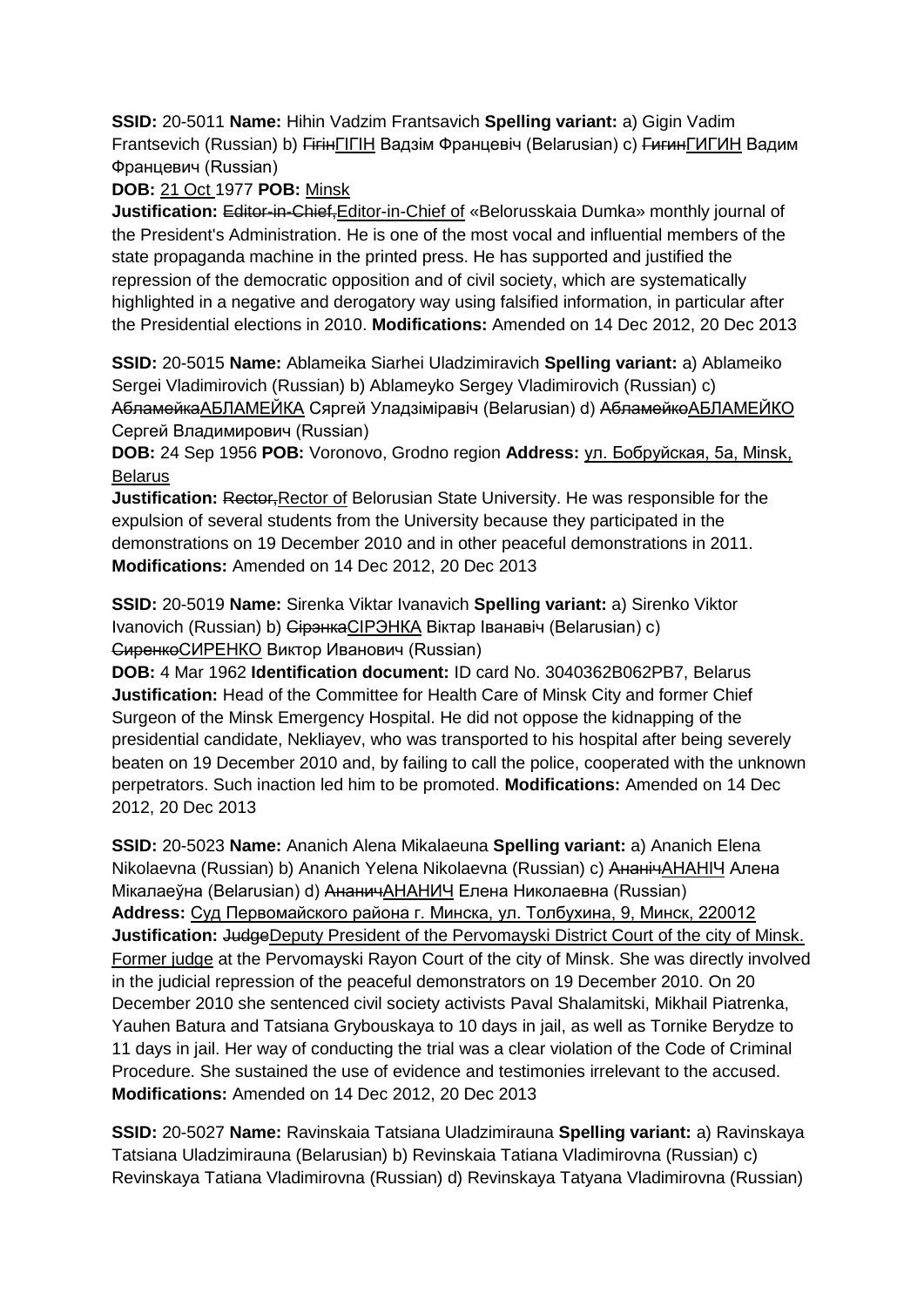**SSID:** 20-5011 **Name:** Hihin Vadzim Frantsavich **Spelling variant:** a) Gigin Vadim Frantsevich (Russian) b) ~~Гігін~~ГІГІН Вадзім Францевіч (Belarusian) c) ~~Гигин~~ГИГИН Вадим Францевич (Russian)

**DOB:** 21 Oct 1977 **POB:** Minsk

**Justification:** ~~Editor-in-Chief,~~Editor-in-Chief of «Belorusskaia Dumka» monthly journal of the President's Administration. He is one of the most vocal and influential members of the state propaganda machine in the printed press. He has supported and justified the repression of the democratic opposition and of civil society, which are systematically highlighted in a negative and derogatory way using falsified information, in particular after the Presidential elections in 2010. **Modifications:** Amended on 14 Dec 2012, 20 Dec 2013

**SSID:** 20-5015 **Name:** Ablameika Siarhei Uladzimiravich **Spelling variant:** a) Ablameiko Sergei Vladimirovich (Russian) b) Ablameyko Sergey Vladimirovich (Russian) c) ~~Абламейка~~АБЛАМЕЙКА Сяргей Уладзіміравіч (Belarusian) d) ~~Абламейко~~АБЛАМЕЙКО Сергей Владимирович (Russian)

**DOB:** 24 Sep 1956 **POB:** Voronovo, Grodno region **Address:** ул. Бобруйская, 5а, Minsk, Belarus

**Justification:** ~~Rector,~~Rector of Belorusian State University. He was responsible for the expulsion of several students from the University because they participated in the demonstrations on 19 December 2010 and in other peaceful demonstrations in 2011. **Modifications:** Amended on 14 Dec 2012, 20 Dec 2013

**SSID:** 20-5019 **Name:** Sirenka Viktar Ivanavich **Spelling variant:** a) Sirenko Viktor Ivanovich (Russian) b) ~~Сірэнка~~СІРЭНКА Віктар Іванавіч (Belarusian) c) ~~Сиренко~~СИРЕНКО Виктор Иванович (Russian)

**DOB:** 4 Mar 1962 **Identification document:** ID card No. 3040362B062PB7, Belarus

**Justification:** Head of the Committee for Health Care of Minsk City and former Chief Surgeon of the Minsk Emergency Hospital. He did not oppose the kidnapping of the presidential candidate, Nekliayev, who was transported to his hospital after being severely beaten on 19 December 2010 and, by failing to call the police, cooperated with the unknown perpetrators. Such inaction led him to be promoted. **Modifications:** Amended on 14 Dec 2012, 20 Dec 2013

**SSID:** 20-5023 **Name:** Ananich Alena Mikalaeuna **Spelling variant:** a) Ananich Elena Nikolaevna (Russian) b) Ananich Yelena Nikolaevna (Russian) c) ~~Ананіч~~АНАНІЧ Алена Мікалаеўна (Belarusian) d) ~~Ананич~~АНАНИЧ Елена Николаевна (Russian)

**Address:** Суд Первомайского района г. Минска, ул. Толбухина, 9, Минск, 220012

**Justification:** ~~Judge~~Deputy President of the Pervomayski District Court of the city of Minsk. Former judge at the Pervomayski Rayon Court of the city of Minsk. She was directly involved in the judicial repression of the peaceful demonstrators on 19 December 2010. On 20 December 2010 she sentenced civil society activists Paval Shalamitski, Mikhail Piatrenka, Yauhen Batura and Tatsiana Grybouskaya to 10 days in jail, as well as Tornike Berydze to 11 days in jail. Her way of conducting the trial was a clear violation of the Code of Criminal Procedure. She sustained the use of evidence and testimonies irrelevant to the accused. **Modifications:** Amended on 14 Dec 2012, 20 Dec 2013

**SSID:** 20-5027 **Name:** Ravinskaia Tatsiana Uladzimirauna **Spelling variant:** a) Ravinskaya Tatsiana Uladzimirauna (Belarusian) b) Revinskaia Tatiana Vladimirovna (Russian) c) Revinskaya Tatiana Vladimirovna (Russian) d) Revinskaya Tatyana Vladimirovna (Russian)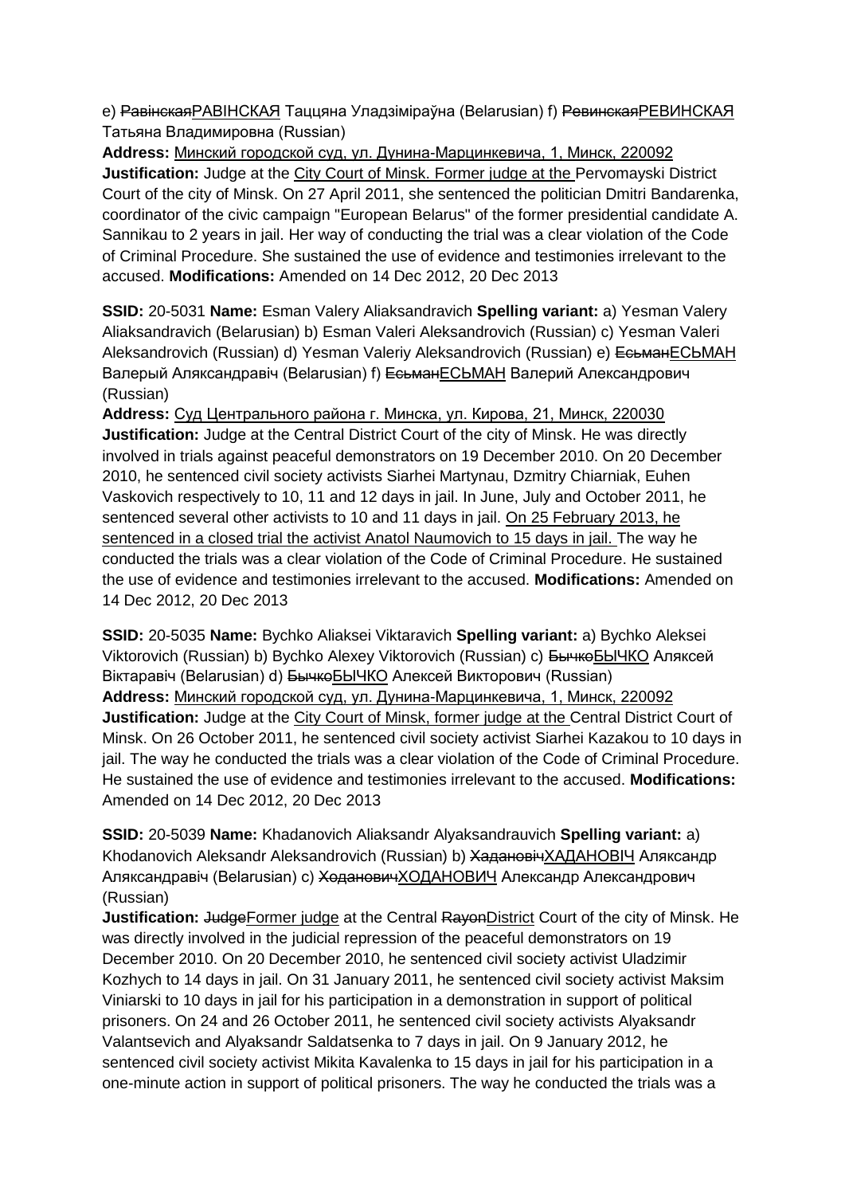e) ~~Равінская~~<u>РАВІНСКАЯ</u> Таццяна Уладзіміраўна (Belarusian) f) ~~Ревинская~~<u>РЕВИНСКАЯ</u> Татьяна Владимировна (Russian)

**Address:** <u>Минский городской суд, ул. Дунина-Марцинкевича, 1, Минск, 220092</u>
**Justification:** Judge at the <u>City Court of Minsk. Former judge at the</u> Pervomayski District Court of the city of Minsk. On 27 April 2011, she sentenced the politician Dmitri Bandarenka, coordinator of the civic campaign "European Belarus" of the former presidential candidate A. Sannikau to 2 years in jail. Her way of conducting the trial was a clear violation of the Code of Criminal Procedure. She sustained the use of evidence and testimonies irrelevant to the accused. **Modifications:** Amended on 14 Dec 2012, 20 Dec 2013

**SSID:** 20-5031 **Name:** Esman Valery Aliaksandravich **Spelling variant:** a) Yesman Valery Aliaksandravich (Belarusian) b) Esman Valeri Aleksandrovich (Russian) c) Yesman Valeri Aleksandrovich (Russian) d) Yesman Valeriy Aleksandrovich (Russian) e) ~~Есьман~~<u>ЕСЬМАН</u> Валерый Аляксандравіч (Belarusian) f) ~~Есьман~~<u>ЕСЬМАН</u> Валерий Александрович (Russian)

**Address:** <u>Суд Центрального района г. Минска, ул. Кирова, 21, Минск, 220030</u>
**Justification:** Judge at the Central District Court of the city of Minsk. He was directly involved in trials against peaceful demonstrators on 19 December 2010. On 20 December 2010, he sentenced civil society activists Siarhei Martynau, Dzmitry Chiarniak, Euhen Vaskovich respectively to 10, 11 and 12 days in jail. In June, July and October 2011, he sentenced several other activists to 10 and 11 days in jail. <u>On 25 February 2013, he sentenced in a closed trial the activist Anatol Naumovich to 15 days in jail.</u> The way he conducted the trials was a clear violation of the Code of Criminal Procedure. He sustained the use of evidence and testimonies irrelevant to the accused. **Modifications:** Amended on 14 Dec 2012, 20 Dec 2013

**SSID:** 20-5035 **Name:** Bychko Aliaksei Viktaravich **Spelling variant:** a) Bychko Aleksei Viktorovich (Russian) b) Bychko Alexey Viktorovich (Russian) c) ~~Бычко~~<u>БЫЧКО</u> Аляксей Віктаравіч (Belarusian) d) ~~Бычко~~<u>БЫЧКО</u> Алексей Викторович (Russian)
**Address:** <u>Минский городской суд, ул. Дунина-Марцинкевича, 1, Минск, 220092</u>
**Justification:** Judge at the <u>City Court of Minsk, former judge at the</u> Central District Court of Minsk. On 26 October 2011, he sentenced civil society activist Siarhei Kazakou to 10 days in jail. The way he conducted the trials was a clear violation of the Code of Criminal Procedure. He sustained the use of evidence and testimonies irrelevant to the accused. **Modifications:** Amended on 14 Dec 2012, 20 Dec 2013

**SSID:** 20-5039 **Name:** Khadanovich Aliaksandr Alyaksandrauvich **Spelling variant:** a) Khodanovich Aleksandr Aleksandrovich (Russian) b) ~~Хадановіч~~<u>ХАДАНОВІЧ</u> Аляксандр Аляксандравіч (Belarusian) c) ~~Ходанович~~<u>ХОДАНОВИЧ</u> Александр Александрович (Russian)
**Justification:** ~~Judge~~<u>Former judge</u> at the Central ~~Rayon~~<u>District</u> Court of the city of Minsk. He was directly involved in the judicial repression of the peaceful demonstrators on 19 December 2010. On 20 December 2010, he sentenced civil society activist Uladzimir Kozhych to 14 days in jail. On 31 January 2011, he sentenced civil society activist Maksim Viniarski to 10 days in jail for his participation in a demonstration in support of political prisoners. On 24 and 26 October 2011, he sentenced civil society activists Alyaksandr Valantsevich and Alyaksandr Saldatsenka to 7 days in jail. On 9 January 2012, he sentenced civil society activist Mikita Kavalenka to 15 days in jail for his participation in a one-minute action in support of political prisoners. The way he conducted the trials was a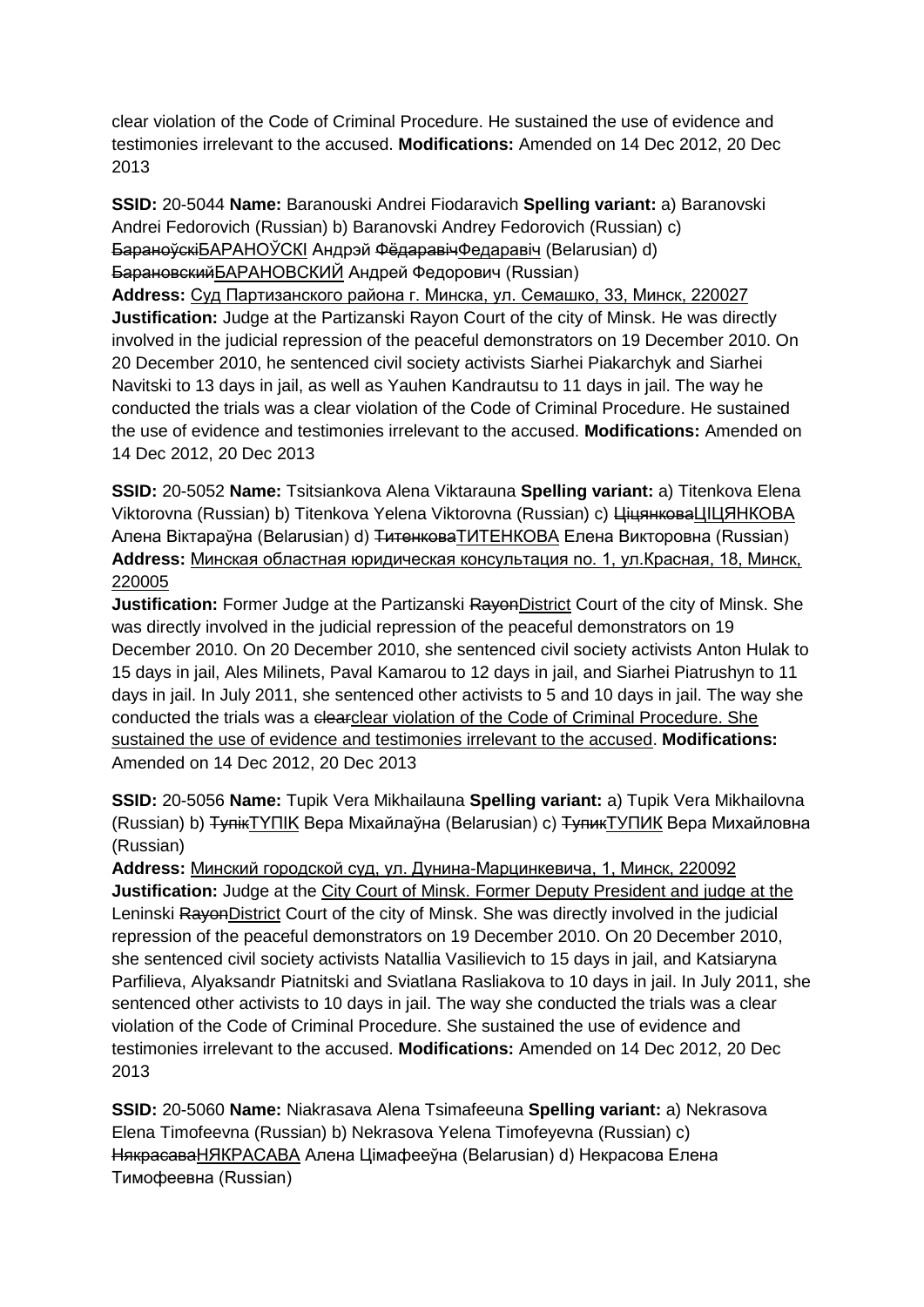clear violation of the Code of Criminal Procedure. He sustained the use of evidence and testimonies irrelevant to the accused. **Modifications:** Amended on 14 Dec 2012, 20 Dec 2013

**SSID:** 20-5044 **Name:** Baranouski Andrei Fiodaravich **Spelling variant:** a) Baranovski Andrei Fedorovich (Russian) b) Baranovski Andrey Fedorovich (Russian) c) ~~Бараноўскі~~БАРАНОЎСКІ Андрэй ~~Фёдаравіч~~Федаравіч (Belarusian) d) ~~Барановский~~БАРАНОВСКИЙ Андрей Федорович (Russian)
**Address:** Суд Партизанского района г. Минска, ул. Семашко, 33, Минск, 220027
**Justification:** Judge at the Partizanski Rayon Court of the city of Minsk. He was directly involved in the judicial repression of the peaceful demonstrators on 19 December 2010. On 20 December 2010, he sentenced civil society activists Siarhei Piakarchyk and Siarhei Navitski to 13 days in jail, as well as Yauhen Kandrautsu to 11 days in jail. The way he conducted the trials was a clear violation of the Code of Criminal Procedure. He sustained the use of evidence and testimonies irrelevant to the accused. **Modifications:** Amended on 14 Dec 2012, 20 Dec 2013

**SSID:** 20-5052 **Name:** Tsitsiankova Alena Viktarauna **Spelling variant:** a) Titenkova Elena Viktorovna (Russian) b) Titenkova Yelena Viktorovna (Russian) c) ~~Ціцянкова~~ЦІЦЯНКОВА Алена Віктараўна (Belarusian) d) ~~Титенкова~~ТИТЕНКОВА Елена Викторовна (Russian)
**Address:** Минская областная юридическая консультация no. 1, ул.Красная, 18, Минск, 220005
**Justification:** Former Judge at the Partizanski ~~Rayon~~District Court of the city of Minsk. She was directly involved in the judicial repression of the peaceful demonstrators on 19 December 2010. On 20 December 2010, she sentenced civil society activists Anton Hulak to 15 days in jail, Ales Milinets, Paval Kamarou to 12 days in jail, and Siarhei Piatrushyn to 11 days in jail. In July 2011, she sentenced other activists to 5 and 10 days in jail. The way she conducted the trials was a ~~clear~~clear violation of the Code of Criminal Procedure. She sustained the use of evidence and testimonies irrelevant to the accused. **Modifications:** Amended on 14 Dec 2012, 20 Dec 2013

**SSID:** 20-5056 **Name:** Tupik Vera Mikhailauna **Spelling variant:** a) Tupik Vera Mikhailovna (Russian) b) ~~Тупік~~ТУПІК Вера Міхайлаўна (Belarusian) c) ~~Тупик~~ТУПИК Вера Михайловна (Russian)
**Address:** Минский городской суд, ул. Дунина-Марцинкевича, 1, Минск, 220092
**Justification:** Judge at the City Court of Minsk. Former Deputy President and judge at the Leninski ~~Rayon~~District Court of the city of Minsk. She was directly involved in the judicial repression of the peaceful demonstrators on 19 December 2010. On 20 December 2010, she sentenced civil society activists Natallia Vasilievich to 15 days in jail, and Katsiaryna Parfilieva, Alyaksandr Piatnitski and Sviatlana Rasliakova to 10 days in jail. In July 2011, she sentenced other activists to 10 days in jail. The way she conducted the trials was a clear violation of the Code of Criminal Procedure. She sustained the use of evidence and testimonies irrelevant to the accused. **Modifications:** Amended on 14 Dec 2012, 20 Dec 2013

**SSID:** 20-5060 **Name:** Niakrasava Alena Tsimafeeuna **Spelling variant:** a) Nekrasova Elena Timofeevna (Russian) b) Nekrasova Yelena Timofeyevna (Russian) c) ~~Някрасава~~НЯКРАСАВА Алена Цімафееўна (Belarusian) d) Некрасова Елена Тимофеевна (Russian)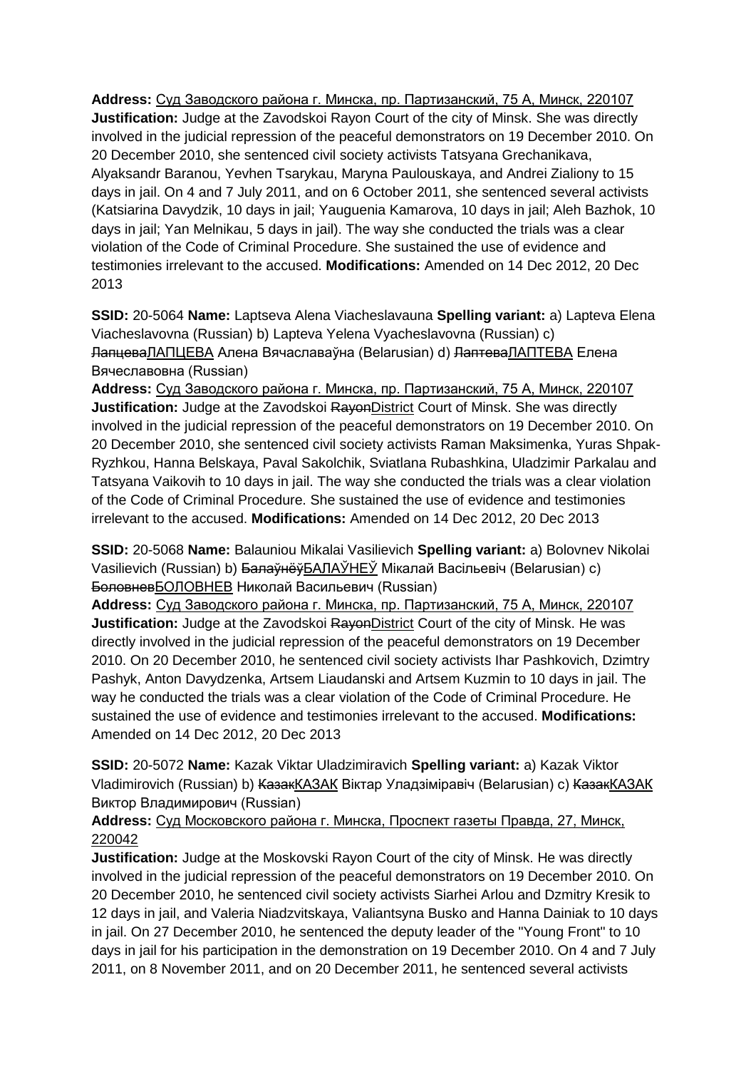**Address:** Суд Заводского района г. Минска, пр. Партизанский, 75 А, Минск, 220107 **Justification:** Judge at the Zavodskoi Rayon Court of the city of Minsk. She was directly involved in the judicial repression of the peaceful demonstrators on 19 December 2010. On 20 December 2010, she sentenced civil society activists Tatsyana Grechanikava, Alyaksandr Baranou, Yevhen Tsarykau, Maryna Paulouskaya, and Andrei Zialiony to 15 days in jail. On 4 and 7 July 2011, and on 6 October 2011, she sentenced several activists (Katsiarina Davydzik, 10 days in jail; Yauguenia Kamarova, 10 days in jail; Aleh Bazhok, 10 days in jail; Yan Melnikau, 5 days in jail). The way she conducted the trials was a clear violation of the Code of Criminal Procedure. She sustained the use of evidence and testimonies irrelevant to the accused. **Modifications:** Amended on 14 Dec 2012, 20 Dec 2013

**SSID:** 20-5064 **Name:** Laptseva Alena Viacheslavauna **Spelling variant:** a) Lapteva Elena Viacheslavovna (Russian) b) Lapteva Yelena Vyacheslavovna (Russian) c) ~~Лапцева~~ЛАПЦЕВА Алена Вячаславаўна (Belarusian) d) ~~Лаптева~~ЛАПТЕВА Елена Вячеславовна (Russian)
**Address:** Суд Заводского района г. Минска, пр. Партизанский, 75 А, Минск, 220107 **Justification:** Judge at the Zavodskoi ~~Rayon~~District Court of Minsk. She was directly involved in the judicial repression of the peaceful demonstrators on 19 December 2010. On 20 December 2010, she sentenced civil society activists Raman Maksimenka, Yuras Shpak-Ryzhkou, Hanna Belskaya, Paval Sakolchik, Sviatlana Rubashkina, Uladzimir Parkalau and Tatsyana Vaikovih to 10 days in jail. The way she conducted the trials was a clear violation of the Code of Criminal Procedure. She sustained the use of evidence and testimonies irrelevant to the accused. **Modifications:** Amended on 14 Dec 2012, 20 Dec 2013

**SSID:** 20-5068 **Name:** Balauniou Mikalai Vasilievich **Spelling variant:** a) Bolovnev Nikolai Vasilievich (Russian) b) ~~Балаўнёў~~БАЛАЎНЕЎ Мікалай Васільевіч (Belarusian) c) ~~Боловнев~~БОЛОВНЕВ Николай Васильевич (Russian)
**Address:** Суд Заводского района г. Минска, пр. Партизанский, 75 А, Минск, 220107 **Justification:** Judge at the Zavodskoi ~~Rayon~~District Court of the city of Minsk. He was directly involved in the judicial repression of the peaceful demonstrators on 19 December 2010. On 20 December 2010, he sentenced civil society activists Ihar Pashkovich, Dzimtry Pashyk, Anton Davydzenka, Artsem Liaudanski and Artsem Kuzmin to 10 days in jail. The way he conducted the trials was a clear violation of the Code of Criminal Procedure. He sustained the use of evidence and testimonies irrelevant to the accused. **Modifications:** Amended on 14 Dec 2012, 20 Dec 2013

**SSID:** 20-5072 **Name:** Kazak Viktar Uladzimiravich **Spelling variant:** a) Kazak Viktor Vladimirovich (Russian) b) ~~Казак~~КАЗАК Віктар Уладзіміравіч (Belarusian) c) ~~Казак~~КАЗАК Виктор Владимирович (Russian)
**Address:** Суд Московского района г. Минска, Проспект газеты Правда, 27, Минск, 220042
**Justification:** Judge at the Moskovski Rayon Court of the city of Minsk. He was directly involved in the judicial repression of the peaceful demonstrators on 19 December 2010. On 20 December 2010, he sentenced civil society activists Siarhei Arlou and Dzmitry Kresik to 12 days in jail, and Valeria Niadzvitskaya, Valiantsyna Busko and Hanna Dainiak to 10 days in jail. On 27 December 2010, he sentenced the deputy leader of the "Young Front" to 10 days in jail for his participation in the demonstration on 19 December 2010. On 4 and 7 July 2011, on 8 November 2011, and on 20 December 2011, he sentenced several activists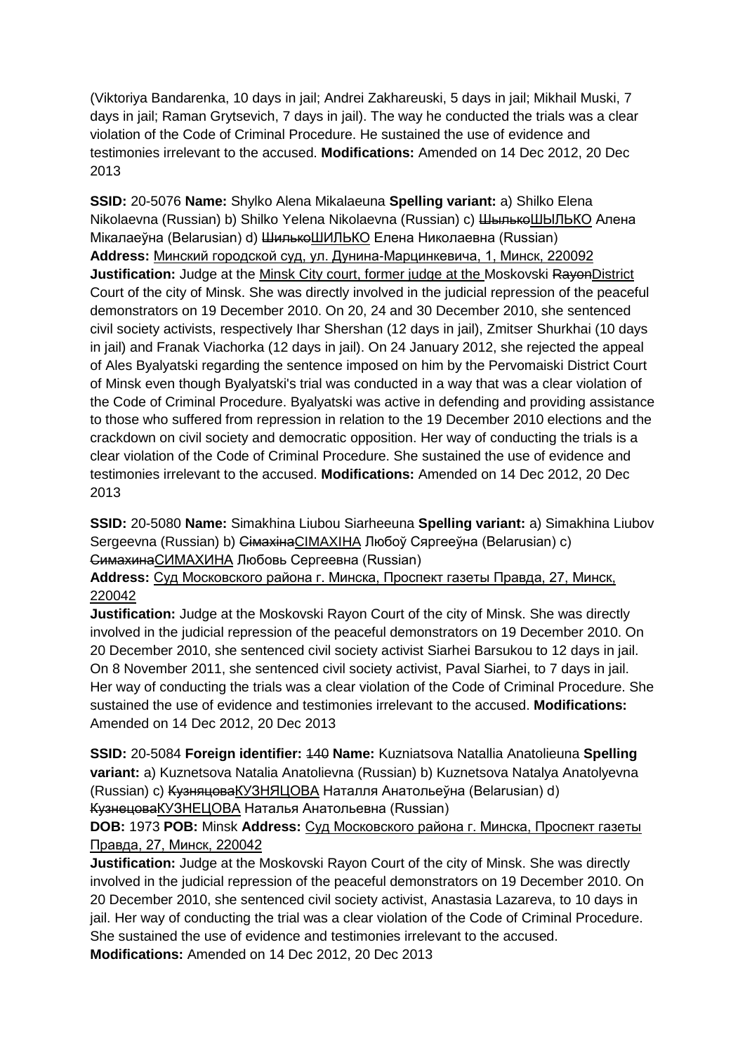(Viktoriya Bandarenka, 10 days in jail; Andrei Zakhareuski, 5 days in jail; Mikhail Muski, 7 days in jail; Raman Grytsevich, 7 days in jail). The way he conducted the trials was a clear violation of the Code of Criminal Procedure. He sustained the use of evidence and testimonies irrelevant to the accused. **Modifications:** Amended on 14 Dec 2012, 20 Dec 2013

**SSID:** 20-5076 **Name:** Shylko Alena Mikalaeuna **Spelling variant:** a) Shilko Elena Nikolaevna (Russian) b) Shilko Yelena Nikolaevna (Russian) c) ~~Шылько~~ШЫЛЬКО Алена Мікалаеўна (Belarusian) d) ~~Шилько~~ШИЛЬКО Елена Николаевна (Russian)
**Address:** Минский городской суд, ул. Дунина-Марцинкевича, 1, Минск, 220092
**Justification:** Judge at the Minsk City court, former judge at the Moskovski ~~Rayon~~District Court of the city of Minsk. She was directly involved in the judicial repression of the peaceful demonstrators on 19 December 2010. On 20, 24 and 30 December 2010, she sentenced civil society activists, respectively Ihar Shershan (12 days in jail), Zmitser Shurkhai (10 days in jail) and Franak Viachorka (12 days in jail). On 24 January 2012, she rejected the appeal of Ales Byalyatski regarding the sentence imposed on him by the Pervomaiski District Court of Minsk even though Byalyatski's trial was conducted in a way that was a clear violation of the Code of Criminal Procedure. Byalyatski was active in defending and providing assistance to those who suffered from repression in relation to the 19 December 2010 elections and the crackdown on civil society and democratic opposition. Her way of conducting the trials is a clear violation of the Code of Criminal Procedure. She sustained the use of evidence and testimonies irrelevant to the accused. **Modifications:** Amended on 14 Dec 2012, 20 Dec 2013

**SSID:** 20-5080 **Name:** Simakhina Liubou Siarheeuna **Spelling variant:** a) Simakhina Liubov Sergeevna (Russian) b) ~~Сімахіна~~СІМАХІНА Любоў Сяргееўна (Belarusian) c) ~~Симахина~~СИМАХИНА Любовь Сергеевна (Russian)
**Address:** Суд Московского района г. Минска, Проспект газеты Правда, 27, Минск, 220042
**Justification:** Judge at the Moskovski Rayon Court of the city of Minsk. She was directly involved in the judicial repression of the peaceful demonstrators on 19 December 2010. On 20 December 2010, she sentenced civil society activist Siarhei Barsukou to 12 days in jail. On 8 November 2011, she sentenced civil society activist, Paval Siarhei, to 7 days in jail. Her way of conducting the trials was a clear violation of the Code of Criminal Procedure. She sustained the use of evidence and testimonies irrelevant to the accused. **Modifications:** Amended on 14 Dec 2012, 20 Dec 2013

**SSID:** 20-5084 **Foreign identifier:** ~~140~~ **Name:** Kuzniatsova Natallia Anatolieuna **Spelling variant:** a) Kuznetsova Natalia Anatolievna (Russian) b) Kuznetsova Natalya Anatolyevna (Russian) c) ~~Кузняцова~~КУЗНЯЦОВА Наталля Анатольеўна (Belarusian) d) ~~Кузнецова~~КУЗНЕЦОВА Наталья Анатольевна (Russian)
**DOB:** 1973 **POB:** Minsk **Address:** Суд Московского района г. Минска, Проспект газеты Правда, 27, Минск, 220042
**Justification:** Judge at the Moskovski Rayon Court of the city of Minsk. She was directly involved in the judicial repression of the peaceful demonstrators on 19 December 2010. On 20 December 2010, she sentenced civil society activist, Anastasia Lazareva, to 10 days in jail. Her way of conducting the trial was a clear violation of the Code of Criminal Procedure. She sustained the use of evidence and testimonies irrelevant to the accused.
**Modifications:** Amended on 14 Dec 2012, 20 Dec 2013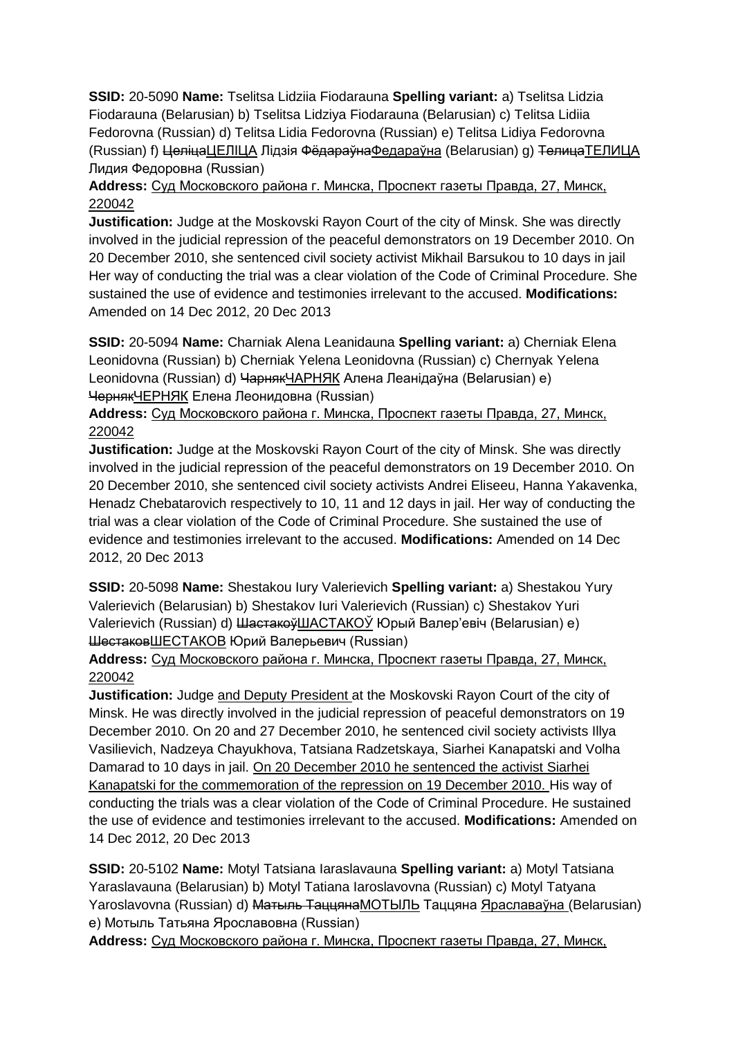**SSID:** 20-5090 **Name:** Tselitsa Lidziia Fiodarauna **Spelling variant:** a) Tselitsa Lidzia Fiodarauna (Belarusian) b) Tselitsa Lidziya Fiodarauna (Belarusian) c) Telitsa Lidiia Fedorovna (Russian) d) Telitsa Lidia Fedorovna (Russian) e) Telitsa Lidiya Fedorovna (Russian) f) ~~Целіца~~ЦЕЛІЦА Лідзія ~~Фёдараўна~~Федараўна (Belarusian) g) ~~Телица~~ТЕЛИЦА Лидия Федоровна (Russian)

**Address:** Суд Московского района г. Минска, Проспект газеты Правда, 27, Минск, 220042

**Justification:** Judge at the Moskovski Rayon Court of the city of Minsk. She was directly involved in the judicial repression of the peaceful demonstrators on 19 December 2010. On 20 December 2010, she sentenced civil society activist Mikhail Barsukou to 10 days in jail Her way of conducting the trial was a clear violation of the Code of Criminal Procedure. She sustained the use of evidence and testimonies irrelevant to the accused. **Modifications:** Amended on 14 Dec 2012, 20 Dec 2013

**SSID:** 20-5094 **Name:** Charniak Alena Leanidauna **Spelling variant:** a) Cherniak Elena Leonidovna (Russian) b) Cherniak Yelena Leonidovna (Russian) c) Chernyak Yelena Leonidovna (Russian) d) ~~Чарняк~~ЧАРНЯК Алена Леанідаўна (Belarusian) e) ~~Черняк~~ЧЕРНЯК Елена Леонидовна (Russian)

**Address:** Суд Московского района г. Минска, Проспект газеты Правда, 27, Минск, 220042

**Justification:** Judge at the Moskovski Rayon Court of the city of Minsk. She was directly involved in the judicial repression of the peaceful demonstrators on 19 December 2010. On 20 December 2010, she sentenced civil society activists Andrei Eliseeu, Hanna Yakavenka, Henadz Chebatarovich respectively to 10, 11 and 12 days in jail. Her way of conducting the trial was a clear violation of the Code of Criminal Procedure. She sustained the use of evidence and testimonies irrelevant to the accused. **Modifications:** Amended on 14 Dec 2012, 20 Dec 2013

**SSID:** 20-5098 **Name:** Shestakou Iury Valerievich **Spelling variant:** a) Shestakou Yury Valerievich (Belarusian) b) Shestakov Iuri Valerievich (Russian) c) Shestakov Yuri Valerievich (Russian) d) ~~Шастакоў~~ШАСТАКОЎ Юрый Валер'евіч (Belarusian) e) ~~Шестаков~~ШЕСТАКОВ Юрий Валерьевич (Russian)

**Address:** Суд Московского района г. Минска, Проспект газеты Правда, 27, Минск, 220042

**Justification:** Judge and Deputy President at the Moskovski Rayon Court of the city of Minsk. He was directly involved in the judicial repression of peaceful demonstrators on 19 December 2010. On 20 and 27 December 2010, he sentenced civil society activists Illya Vasilievich, Nadzeya Chayukhova, Tatsiana Radzetskaya, Siarhei Kanapatski and Volha Damarad to 10 days in jail. On 20 December 2010 he sentenced the activist Siarhei Kanapatski for the commemoration of the repression on 19 December 2010. His way of conducting the trials was a clear violation of the Code of Criminal Procedure. He sustained the use of evidence and testimonies irrelevant to the accused. **Modifications:** Amended on 14 Dec 2012, 20 Dec 2013

**SSID:** 20-5102 **Name:** Motyl Tatsiana Iaraslavauna **Spelling variant:** a) Motyl Tatsiana Yaraslavauna (Belarusian) b) Motyl Tatiana Iaroslavovna (Russian) c) Motyl Tatyana Yaroslavovna (Russian) d) ~~Матыль Таццяна~~МОТЫЛЬ Таццяна Яраславаўна (Belarusian) e) Мотыль Татьяна Ярославовна (Russian)

**Address:** Суд Московского района г. Минска, Проспект газеты Правда, 27, Минск,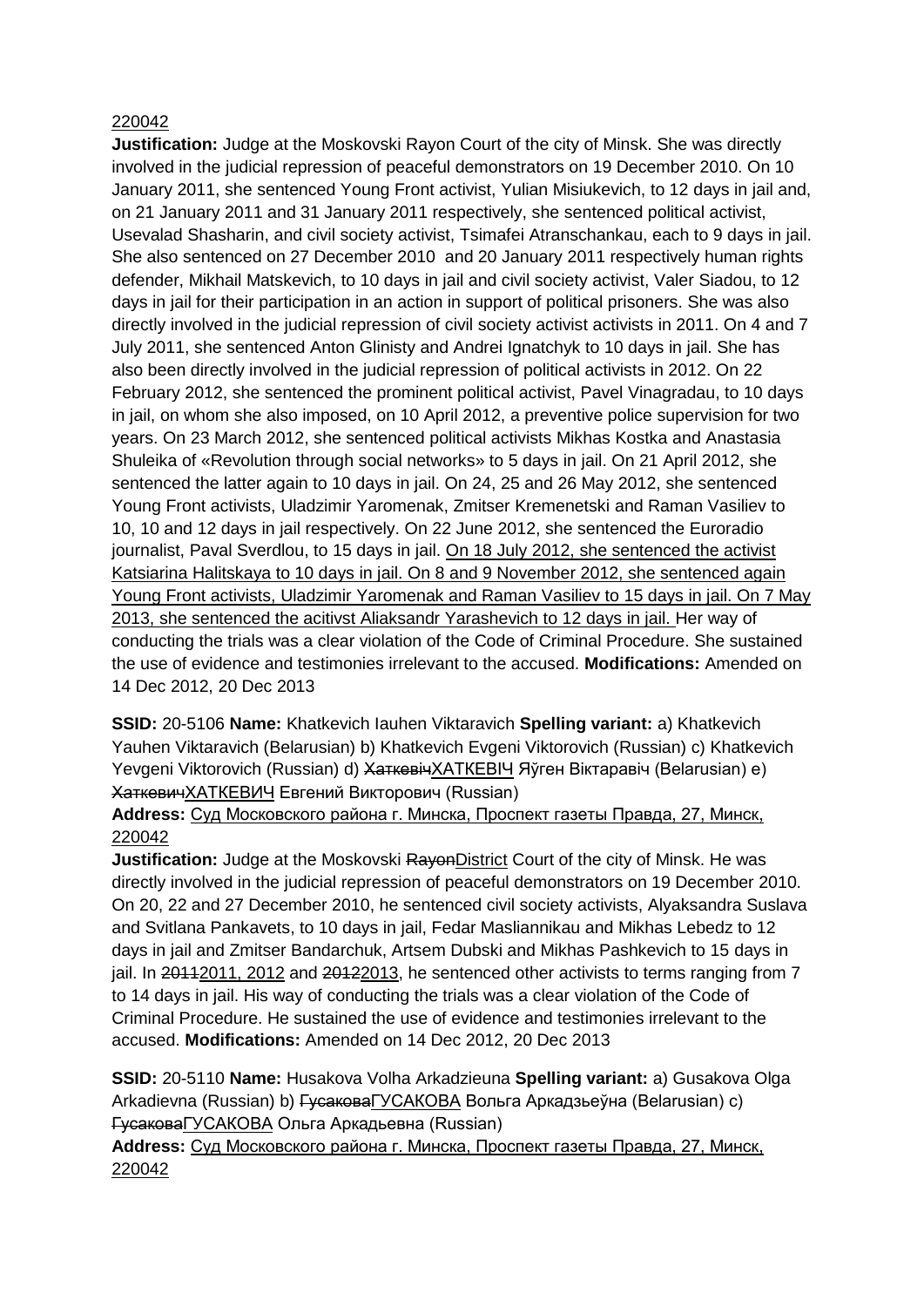220042

**Justification:** Judge at the Moskovski Rayon Court of the city of Minsk. She was directly involved in the judicial repression of peaceful demonstrators on 19 December 2010. On 10 January 2011, she sentenced Young Front activist, Yulian Misiukevich, to 12 days in jail and, on 21 January 2011 and 31 January 2011 respectively, she sentenced political activist, Usevalad Shasharin, and civil society activist, Tsimafei Atranschankau, each to 9 days in jail. She also sentenced on 27 December 2010 and 20 January 2011 respectively human rights defender, Mikhail Matskevich, to 10 days in jail and civil society activist, Valer Siadou, to 12 days in jail for their participation in an action in support of political prisoners. She was also directly involved in the judicial repression of civil society activist activists in 2011. On 4 and 7 July 2011, she sentenced Anton Glinisty and Andrei Ignatchyk to 10 days in jail. She has also been directly involved in the judicial repression of political activists in 2012. On 22 February 2012, she sentenced the prominent political activist, Pavel Vinagradau, to 10 days in jail, on whom she also imposed, on 10 April 2012, a preventive police supervision for two years. On 23 March 2012, she sentenced political activists Mikhas Kostka and Anastasia Shuleika of «Revolution through social networks» to 5 days in jail. On 21 April 2012, she sentenced the latter again to 10 days in jail. On 24, 25 and 26 May 2012, she sentenced Young Front activists, Uladzimir Yaromenak, Zmitser Kremenetski and Raman Vasiliev to 10, 10 and 12 days in jail respectively. On 22 June 2012, she sentenced the Euroradio journalist, Paval Sverdlou, to 15 days in jail. On 18 July 2012, she sentenced the activist Katsiarina Halitskaya to 10 days in jail. On 8 and 9 November 2012, she sentenced again Young Front activists, Uladzimir Yaromenak and Raman Vasiliev to 15 days in jail. On 7 May 2013, she sentenced the acitivst Aliaksandr Yarashevich to 12 days in jail. Her way of conducting the trials was a clear violation of the Code of Criminal Procedure. She sustained the use of evidence and testimonies irrelevant to the accused. **Modifications:** Amended on 14 Dec 2012, 20 Dec 2013

**SSID:** 20-5106 **Name:** Khatkevich Iauhen Viktaravich **Spelling variant:** a) Khatkevich Yauhen Viktaravich (Belarusian) b) Khatkevich Evgeni Viktorovich (Russian) c) Khatkevich Yevgeni Viktorovich (Russian) d) ~~Хаткевіч~~ХАТКЕВІЧ Яўген Віктаравіч (Belarusian) e) ~~Хаткевич~~ХАТКЕВИЧ Евгений Викторович (Russian)

**Address:** Суд Московского района г. Минска, Проспект газеты Правда, 27, Минск, 220042

**Justification:** Judge at the Moskovski ~~Rayon~~District Court of the city of Minsk. He was directly involved in the judicial repression of peaceful demonstrators on 19 December 2010. On 20, 22 and 27 December 2010, he sentenced civil society activists, Alyaksandra Suslava and Svitlana Pankavets, to 10 days in jail, Fedar Masliannikau and Mikhas Lebedz to 12 days in jail and Zmitser Bandarchuk, Artsem Dubski and Mikhas Pashkevich to 15 days in jail. In ~~2011~~2011, 2012 and ~~2012~~2013, he sentenced other activists to terms ranging from 7 to 14 days in jail. His way of conducting the trials was a clear violation of the Code of Criminal Procedure. He sustained the use of evidence and testimonies irrelevant to the accused. **Modifications:** Amended on 14 Dec 2012, 20 Dec 2013

**SSID:** 20-5110 **Name:** Husakova Volha Arkadzieuna **Spelling variant:** a) Gusakova Olga Arkadievna (Russian) b) ~~Гусакова~~ГУСАКОВА Вольга Аркадзьеўна (Belarusian) c) ~~Гусакова~~ГУСАКОВА Ольга Аркадьевна (Russian)

**Address:** Суд Московского района г. Минска, Проспект газеты Правда, 27, Минск, 220042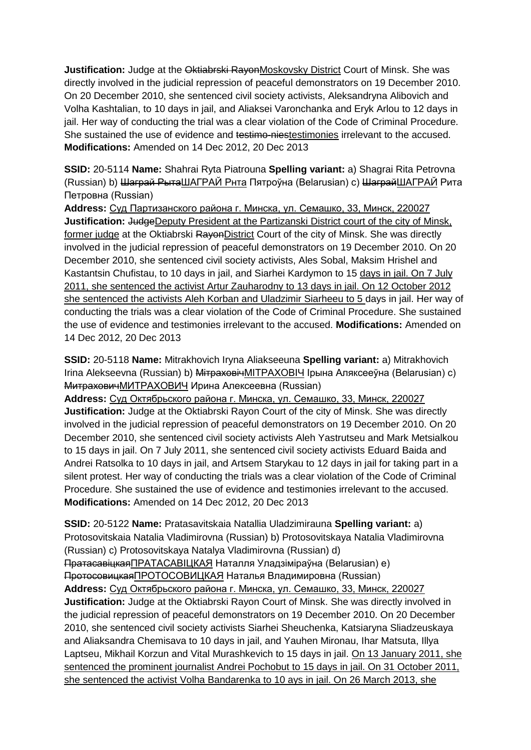**Justification:** Judge at the ~~Oktiabrski Rayon~~Moskovsky District Court of Minsk. She was directly involved in the judicial repression of peaceful demonstrators on 19 December 2010. On 20 December 2010, she sentenced civil society activists, Aleksandryna Alibovich and Volha Kashtalian, to 10 days in jail, and Aliaksei Varonchanka and Eryk Arlou to 12 days in jail. Her way of conducting the trial was a clear violation of the Code of Criminal Procedure. She sustained the use of evidence and ~~testimo-nies~~testimonies irrelevant to the accused. **Modifications:** Amended on 14 Dec 2012, 20 Dec 2013

**SSID:** 20-5114 **Name:** Shahrai Ryta Piatrouna **Spelling variant:** a) Shagrai Rita Petrovna (Russian) b) ~~Шаграй Рыта~~ШАГРАЙ Рнта Пятроўна (Belarusian) c) ~~Шаграй~~ШАГРАЙ Рита Петровна (Russian)
**Address:** Суд Партизанского района г. Минска, ул. Семашко, 33, Минск, 220027
**Justification:** ~~Judge~~Deputy President at the Partizanski District court of the city of Minsk, former judge at the Oktiabrski ~~Rayon~~District Court of the city of Minsk. She was directly involved in the judicial repression of peaceful demonstrators on 19 December 2010. On 20 December 2010, she sentenced civil society activists, Ales Sobal, Maksim Hrishel and Kastantsin Chufistau, to 10 days in jail, and Siarhei Kardymon to 15 days in jail. On 7 July 2011, she sentenced the activist Artur Zauharodny to 13 days in jail. On 12 October 2012 she sentenced the activists Aleh Korban and Uladzimir Siarheeu to 5 days in jail. Her way of conducting the trials was a clear violation of the Code of Criminal Procedure. She sustained the use of evidence and testimonies irrelevant to the accused. **Modifications:** Amended on 14 Dec 2012, 20 Dec 2013

**SSID:** 20-5118 **Name:** Mitrakhovich Iryna Aliakseeuna **Spelling variant:** a) Mitrakhovich Irina Alekseevna (Russian) b) ~~Мітраховіч~~МІТРАХОВІЧ Ірына Аляксееўна (Belarusian) c) ~~Митрахович~~МИТРАХОВИЧ Ирина Алексеевна (Russian)
**Address:** Суд Октябрьского района г. Минска, ул. Семашко, 33, Минск, 220027
**Justification:** Judge at the Oktiabrski Rayon Court of the city of Minsk. She was directly involved in the judicial repression of peaceful demonstrators on 19 December 2010. On 20 December 2010, she sentenced civil society activists Aleh Yastrutseu and Mark Metsialkou to 15 days in jail. On 7 July 2011, she sentenced civil society activists Eduard Baida and Andrei Ratsolka to 10 days in jail, and Artsem Starykau to 12 days in jail for taking part in a silent protest. Her way of conducting the trials was a clear violation of the Code of Criminal Procedure. She sustained the use of evidence and testimonies irrelevant to the accused. **Modifications:** Amended on 14 Dec 2012, 20 Dec 2013

**SSID:** 20-5122 **Name:** Pratasavitskaia Natallia Uladzimirauna **Spelling variant:** a) Protosovitskaia Natalia Vladimirovna (Russian) b) Protosovitskaya Natalia Vladimirovna (Russian) c) Protosovitskaya Natalya Vladimirovna (Russian) d) ~~Пратасавіцкая~~ПРАТАСАВІЦКАЯ Наталля Уладзіміраўна (Belarusian) e) ~~Протосовицкая~~ПРОТОСОВИЦКАЯ Наталья Владимировна (Russian)
**Address:** Суд Октябрьского района г. Минска, ул. Семашко, 33, Минск, 220027
**Justification:** Judge at the Oktiabrski Rayon Court of Minsk. She was directly involved in the judicial repression of peaceful demonstrators on 19 December 2010. On 20 December 2010, she sentenced civil society activists Siarhei Sheuchenka, Katsiaryna Sliadzeuskaya and Aliaksandra Chemisava to 10 days in jail, and Yauhen Mironau, Ihar Matsuta, Illya Laptseu, Mikhail Korzun and Vital Murashkevich to 15 days in jail. On 13 January 2011, she sentenced the prominent journalist Andrei Pochobut to 15 days in jail. On 31 October 2011, she sentenced the activist Volha Bandarenka to 10 ays in jail. On 26 March 2013, she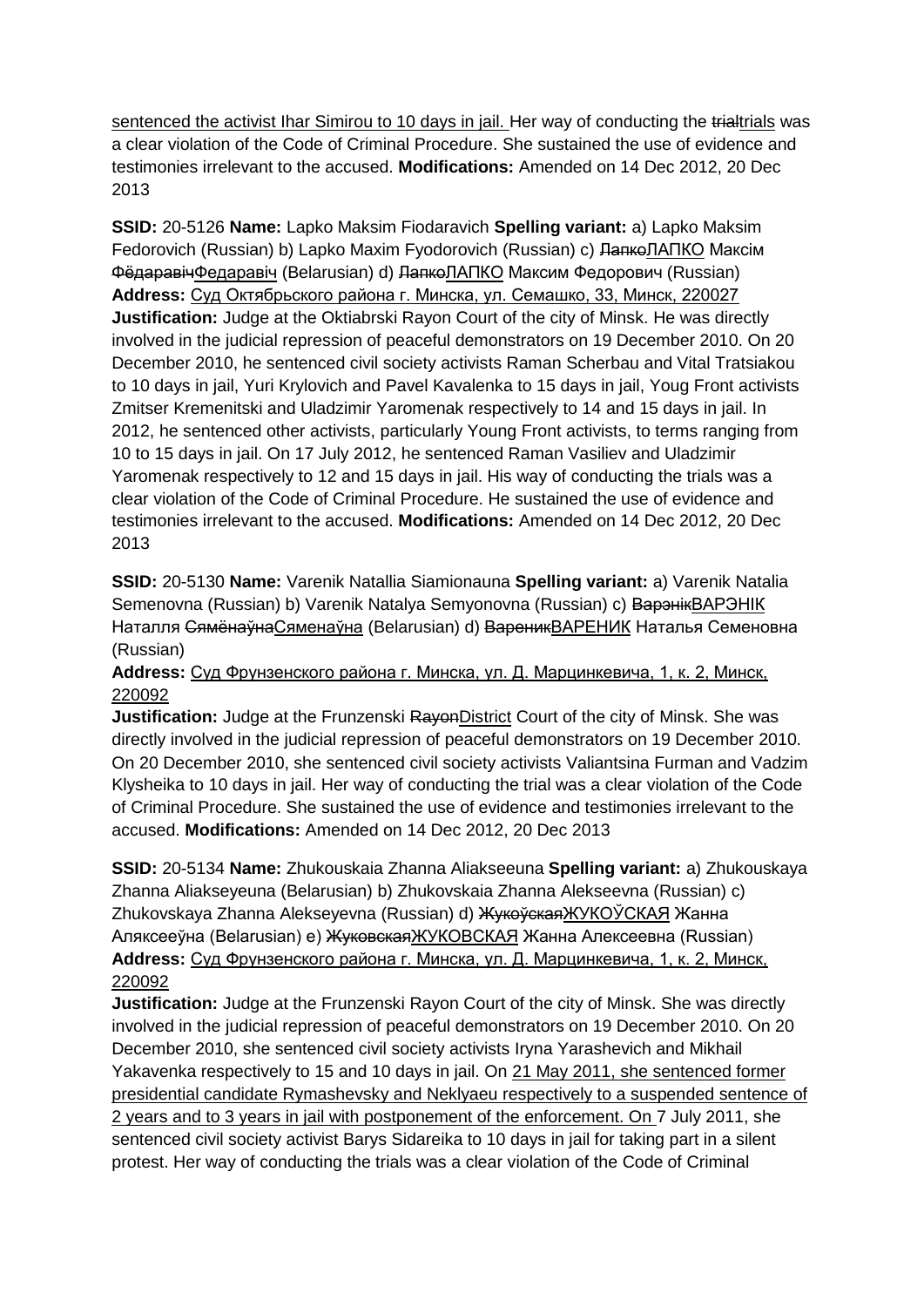sentenced the activist Ihar Simirou to 10 days in jail. Her way of conducting the ~~trial~~trials was a clear violation of the Code of Criminal Procedure. She sustained the use of evidence and testimonies irrelevant to the accused. **Modifications:** Amended on 14 Dec 2012, 20 Dec 2013

**SSID:** 20-5126 **Name:** Lapko Maksim Fiodaravich **Spelling variant:** a) Lapko Maksim Fedorovich (Russian) b) Lapko Maxim Fyodorovich (Russian) c) ~~Лапко~~ЛАПКО Максім ~~Фёдаравіч~~Федаравіч (Belarusian) d) ~~Лапко~~ЛАПКО Максим Федорович (Russian) **Address:** Суд Октябрьского района г. Минска, ул. Семашко, 33, Минск, 220027 **Justification:** Judge at the Oktiabrski Rayon Court of the city of Minsk. He was directly involved in the judicial repression of peaceful demonstrators on 19 December 2010. On 20 December 2010, he sentenced civil society activists Raman Scherbau and Vital Tratsiakou to 10 days in jail, Yuri Krylovich and Pavel Kavalenka to 15 days in jail, Youg Front activists Zmitser Kremenitski and Uladzimir Yaromenak respectively to 14 and 15 days in jail. In 2012, he sentenced other activists, particularly Young Front activists, to terms ranging from 10 to 15 days in jail. On 17 July 2012, he sentenced Raman Vasiliev and Uladzimir Yaromenak respectively to 12 and 15 days in jail. His way of conducting the trials was a clear violation of the Code of Criminal Procedure. He sustained the use of evidence and testimonies irrelevant to the accused. **Modifications:** Amended on 14 Dec 2012, 20 Dec 2013

**SSID:** 20-5130 **Name:** Varenik Natallia Siamionauna **Spelling variant:** a) Varenik Natalia Semenovna (Russian) b) Varenik Natalya Semyonovna (Russian) c) ~~Варэнік~~ВАРЭНІК Наталля ~~Сямёнаўна~~Сяменаўна (Belarusian) d) ~~Вареник~~ВАРЕНИК Наталья Семеновна (Russian)

**Address:** Суд Фрунзенского района г. Минска, ул. Д. Марцинкевича, 1, к. 2, Минск, 220092

**Justification:** Judge at the Frunzenski ~~Rayon~~District Court of the city of Minsk. She was directly involved in the judicial repression of peaceful demonstrators on 19 December 2010. On 20 December 2010, she sentenced civil society activists Valiantsina Furman and Vadzim Klysheika to 10 days in jail. Her way of conducting the trial was a clear violation of the Code of Criminal Procedure. She sustained the use of evidence and testimonies irrelevant to the accused. **Modifications:** Amended on 14 Dec 2012, 20 Dec 2013

**SSID:** 20-5134 **Name:** Zhukouskaia Zhanna Aliakseeuna **Spelling variant:** a) Zhukouskaya Zhanna Aliakseyeuna (Belarusian) b) Zhukovskaia Zhanna Alekseevna (Russian) c) Zhukovskaya Zhanna Alekseyevna (Russian) d) ~~Жукоўская~~ЖУКОЎСКАЯ Жанна Аляксееўна (Belarusian) e) ~~Жуковская~~ЖУКОВСКАЯ Жанна Алексеевна (Russian) **Address:** Суд Фрунзенского района г. Минска, ул. Д. Марцинкевича, 1, к. 2, Минск, 220092

**Justification:** Judge at the Frunzenski Rayon Court of the city of Minsk. She was directly involved in the judicial repression of peaceful demonstrators on 19 December 2010. On 20 December 2010, she sentenced civil society activists Iryna Yarashevich and Mikhail Yakavenka respectively to 15 and 10 days in jail. On 21 May 2011, she sentenced former presidential candidate Rymashevsky and Neklyaeu respectively to a suspended sentence of 2 years and to 3 years in jail with postponement of the enforcement. On 7 July 2011, she sentenced civil society activist Barys Sidareika to 10 days in jail for taking part in a silent protest. Her way of conducting the trials was a clear violation of the Code of Criminal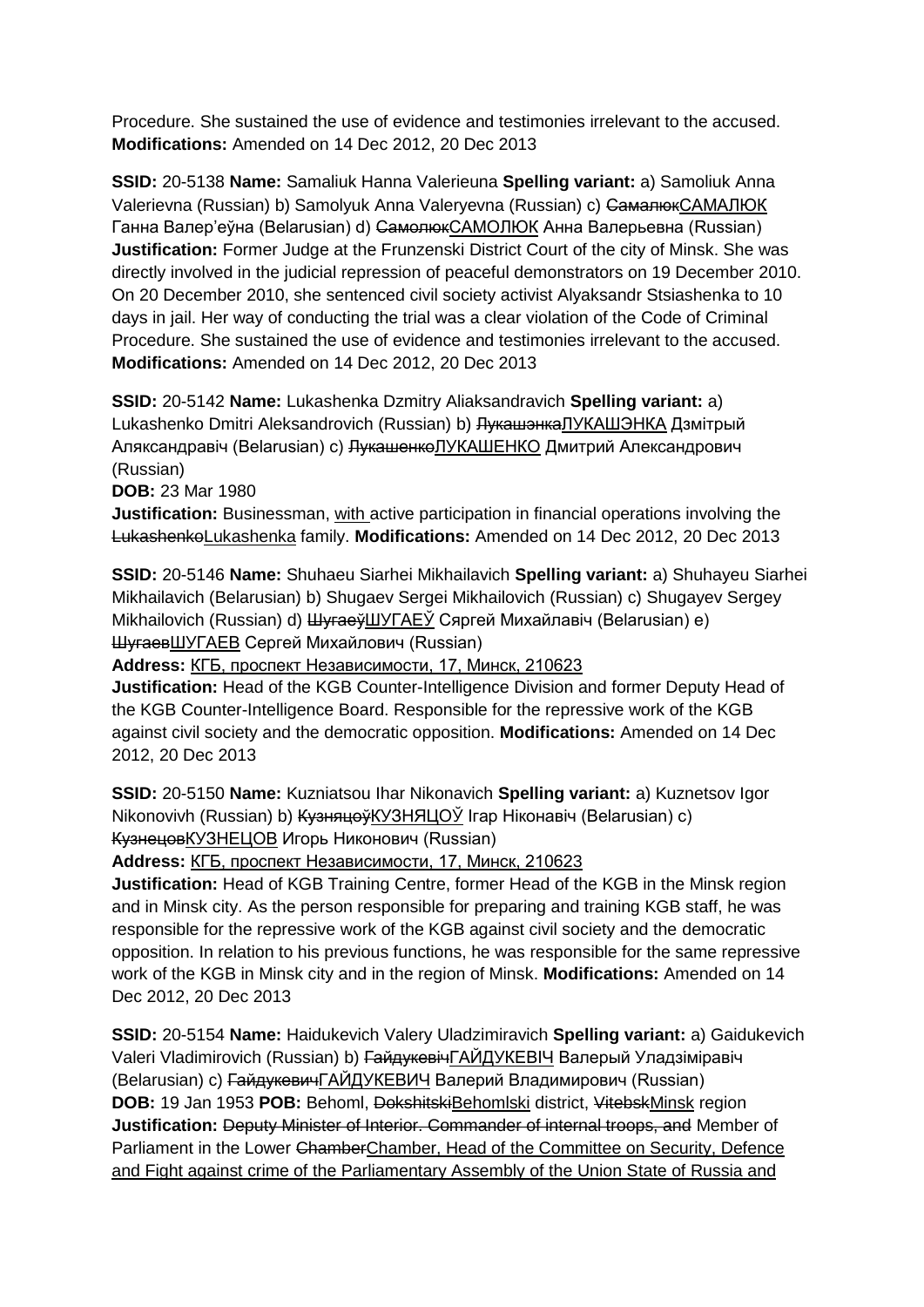Procedure. She sustained the use of evidence and testimonies irrelevant to the accused. **Modifications:** Amended on 14 Dec 2012, 20 Dec 2013

**SSID:** 20-5138 **Name:** Samaliuk Hanna Valerieuna **Spelling variant:** a) Samoliuk Anna Valerievna (Russian) b) Samolyuk Anna Valeryevna (Russian) c) ~~Самалюк~~САМАЛЮК Ганна Валер'еўна (Belarusian) d) ~~Самолюк~~САМОЛЮК Анна Валерьевна (Russian) **Justification:** Former Judge at the Frunzenski District Court of the city of Minsk. She was directly involved in the judicial repression of peaceful demonstrators on 19 December 2010. On 20 December 2010, she sentenced civil society activist Alyaksandr Stsiashenka to 10 days in jail. Her way of conducting the trial was a clear violation of the Code of Criminal Procedure. She sustained the use of evidence and testimonies irrelevant to the accused. **Modifications:** Amended on 14 Dec 2012, 20 Dec 2013

**SSID:** 20-5142 **Name:** Lukashenka Dzmitry Aliaksandravich **Spelling variant:** a) Lukashenko Dmitri Aleksandrovich (Russian) b) ~~Лукашэнка~~ЛУКАШЭНКА Дзмітрый Аляксандравіч (Belarusian) c) ~~Лукашенко~~ЛУКАШЕНКО Дмитрий Александрович (Russian)
**DOB:** 23 Mar 1980
**Justification:** Businessman, with active participation in financial operations involving the ~~Lukashenko~~Lukashenka family. **Modifications:** Amended on 14 Dec 2012, 20 Dec 2013

**SSID:** 20-5146 **Name:** Shuhaeu Siarhei Mikhailavich **Spelling variant:** a) Shuhayeu Siarhei Mikhailavich (Belarusian) b) Shugaev Sergei Mikhailovich (Russian) c) Shugayev Sergey Mikhailovich (Russian) d) ~~Шугаеў~~ШУГАЕЎ Сяргей Михайлавіч (Belarusian) e) ~~Шугаев~~ШУГАЕВ Сергей Михайлович (Russian)
**Address:** КГБ, проспект Независимости, 17, Минск, 210623
**Justification:** Head of the KGB Counter-Intelligence Division and former Deputy Head of the KGB Counter-Intelligence Board. Responsible for the repressive work of the KGB against civil society and the democratic opposition. **Modifications:** Amended on 14 Dec 2012, 20 Dec 2013

**SSID:** 20-5150 **Name:** Kuzniatsou Ihar Nikonavich **Spelling variant:** a) Kuznetsov Igor Nikonovivh (Russian) b) ~~Кузняцоў~~КУЗНЯЦОЎ Ігар Ніконавіч (Belarusian) c) ~~Кузнецов~~КУЗНЕЦОВ Игорь Никонович (Russian)
**Address:** КГБ, проспект Независимости, 17, Минск, 210623
**Justification:** Head of KGB Training Centre, former Head of the KGB in the Minsk region and in Minsk city. As the person responsible for preparing and training KGB staff, he was responsible for the repressive work of the KGB against civil society and the democratic opposition. In relation to his previous functions, he was responsible for the same repressive work of the KGB in Minsk city and in the region of Minsk. **Modifications:** Amended on 14 Dec 2012, 20 Dec 2013

**SSID:** 20-5154 **Name:** Haidukevich Valery Uladzimiravich **Spelling variant:** a) Gaidukevich Valeri Vladimirovich (Russian) b) ~~Гайдукевіч~~ГАЙДУКЕВІЧ Валерый Уладзіміравіч (Belarusian) c) ~~Гайдукевич~~ГАЙДУКЕВИЧ Валерий Владимирович (Russian)
**DOB:** 19 Jan 1953 **POB:** Behoml, ~~Dokshitski~~Behomlski district, ~~Vitebsk~~Minsk region
**Justification:** ~~Deputy Minister of Interior. Commander of internal troops, and~~ Member of Parliament in the Lower ~~Chamber~~Chamber, Head of the Committee on Security, Defence and Fight against crime of the Parliamentary Assembly of the Union State of Russia and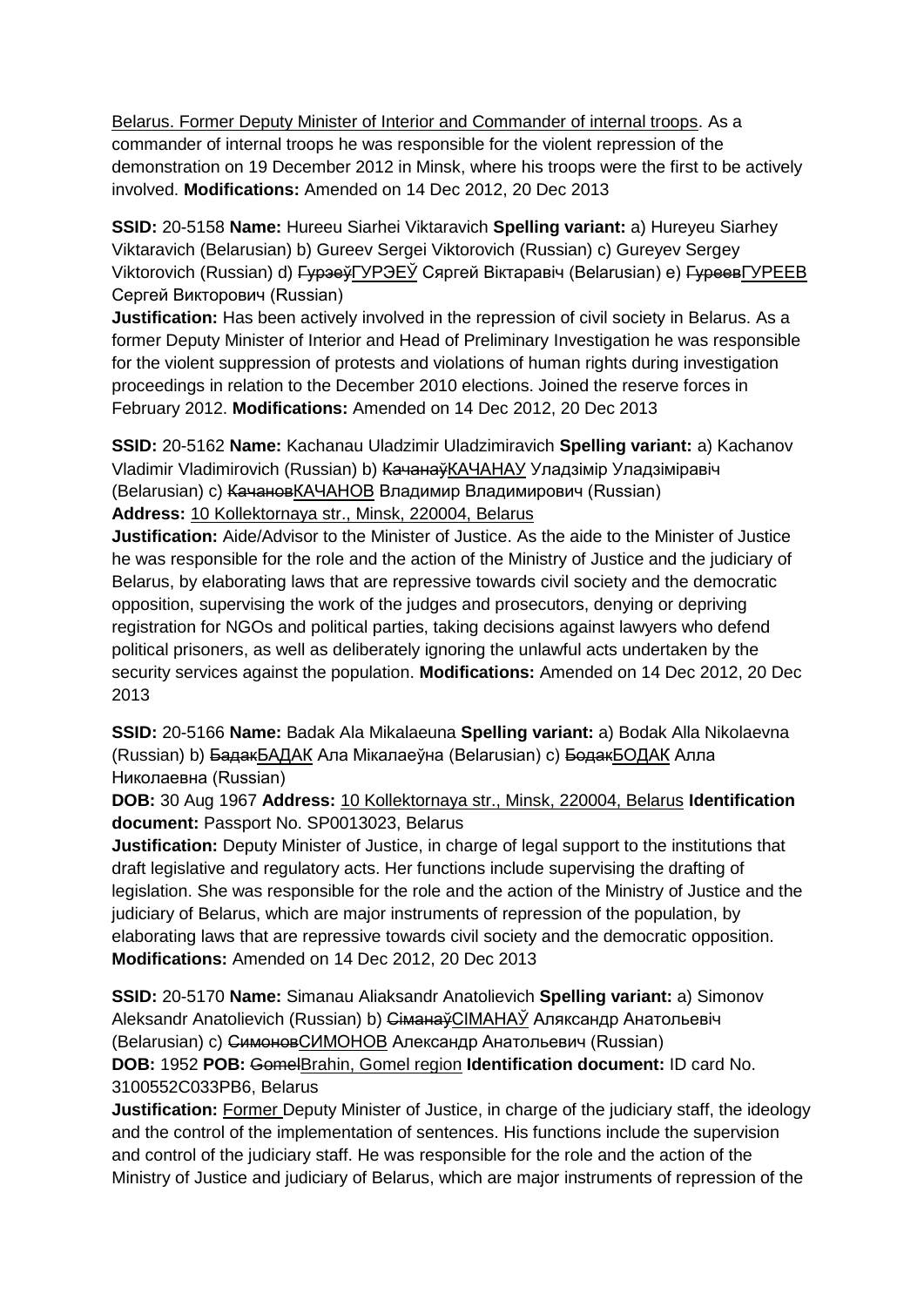Belarus. Former Deputy Minister of Interior and Commander of internal troops. As a commander of internal troops he was responsible for the violent repression of the demonstration on 19 December 2012 in Minsk, where his troops were the first to be actively involved. **Modifications:** Amended on 14 Dec 2012, 20 Dec 2013

**SSID:** 20-5158 **Name:** Hureeu Siarhei Viktaravich **Spelling variant:** a) Hureyeu Siarhey Viktaravich (Belarusian) b) Gureev Sergei Viktorovich (Russian) c) Gureyev Sergey Viktorovich (Russian) d) ~~Гурэеў~~ГУРЭЕЎ Сяргей Віктаравіч (Belarusian) e) ~~Гуреев~~ГУРЕЕВ Сергей Викторович (Russian)
**Justification:** Has been actively involved in the repression of civil society in Belarus. As a former Deputy Minister of Interior and Head of Preliminary Investigation he was responsible for the violent suppression of protests and violations of human rights during investigation proceedings in relation to the December 2010 elections. Joined the reserve forces in February 2012. **Modifications:** Amended on 14 Dec 2012, 20 Dec 2013

**SSID:** 20-5162 **Name:** Kachanau Uladzimir Uladzimiravich **Spelling variant:** a) Kachanov Vladimir Vladimirovich (Russian) b) ~~Качанаў~~КАЧАНАУ Уладзімір Уладзіміравіч (Belarusian) c) ~~Качанов~~КАЧАНОВ Владимир Владимирович (Russian)
**Address:** 10 Kollektornaya str., Minsk, 220004, Belarus
**Justification:** Aide/Advisor to the Minister of Justice. As the aide to the Minister of Justice he was responsible for the role and the action of the Ministry of Justice and the judiciary of Belarus, by elaborating laws that are repressive towards civil society and the democratic opposition, supervising the work of the judges and prosecutors, denying or depriving registration for NGOs and political parties, taking decisions against lawyers who defend political prisoners, as well as deliberately ignoring the unlawful acts undertaken by the security services against the population. **Modifications:** Amended on 14 Dec 2012, 20 Dec 2013

**SSID:** 20-5166 **Name:** Badak Ala Mikalaeuna **Spelling variant:** a) Bodak Alla Nikolaevna (Russian) b) ~~Бадак~~БАДАК Ала Мікалаеўна (Belarusian) c) ~~Бодак~~БОДАК Алла Николаевна (Russian)
**DOB:** 30 Aug 1967 **Address:** 10 Kollektornaya str., Minsk, 220004, Belarus **Identification document:** Passport No. SP0013023, Belarus
**Justification:** Deputy Minister of Justice, in charge of legal support to the institutions that draft legislative and regulatory acts. Her functions include supervising the drafting of legislation. She was responsible for the role and the action of the Ministry of Justice and the judiciary of Belarus, which are major instruments of repression of the population, by elaborating laws that are repressive towards civil society and the democratic opposition. **Modifications:** Amended on 14 Dec 2012, 20 Dec 2013

**SSID:** 20-5170 **Name:** Simanau Aliaksandr Anatolievich **Spelling variant:** a) Simonov Aleksandr Anatolievich (Russian) b) ~~Сіманаў~~СІМАНАЎ Аляксандр Анатольевіч (Belarusian) c) ~~Симонов~~СИМОНОВ Александр Анатольевич (Russian)
**DOB:** 1952 **POB:** ~~Gomel~~Brahin, Gomel region **Identification document:** ID card No. 3100552C033PB6, Belarus
**Justification:** Former Deputy Minister of Justice, in charge of the judiciary staff, the ideology and the control of the implementation of sentences. His functions include the supervision and control of the judiciary staff. He was responsible for the role and the action of the Ministry of Justice and judiciary of Belarus, which are major instruments of repression of the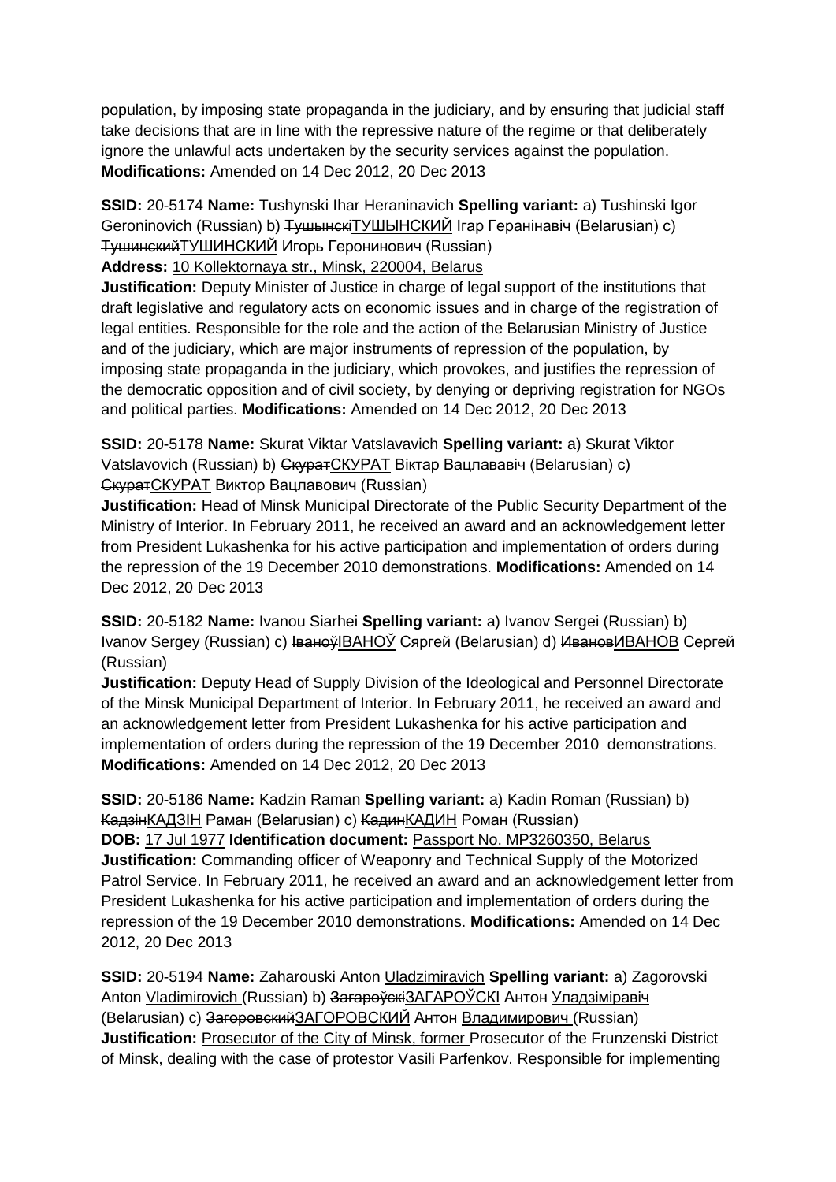population, by imposing state propaganda in the judiciary, and by ensuring that judicial staff take decisions that are in line with the repressive nature of the regime or that deliberately ignore the unlawful acts undertaken by the security services against the population. **Modifications:** Amended on 14 Dec 2012, 20 Dec 2013

**SSID:** 20-5174 **Name:** Tushynski Ihar Heraninavich **Spelling variant:** a) Tushinski Igor Geroninovich (Russian) b) ~~Тушынскі~~ТУШЫНСКИЙ Ігар Геранінавіч (Belarusian) c) ~~Тушинский~~ТУШИНСКИЙ Игорь Геронинович (Russian)
**Address:** 10 Kollektornaya str., Minsk, 220004, Belarus
**Justification:** Deputy Minister of Justice in charge of legal support of the institutions that draft legislative and regulatory acts on economic issues and in charge of the registration of legal entities. Responsible for the role and the action of the Belarusian Ministry of Justice and of the judiciary, which are major instruments of repression of the population, by imposing state propaganda in the judiciary, which provokes, and justifies the repression of the democratic opposition and of civil society, by denying or depriving registration for NGOs and political parties. **Modifications:** Amended on 14 Dec 2012, 20 Dec 2013

**SSID:** 20-5178 **Name:** Skurat Viktar Vatslavavich **Spelling variant:** a) Skurat Viktor Vatslavovich (Russian) b) ~~Скурат~~СКУРАТ Віктар Вацлававіч (Belarusian) c) ~~Скурат~~СКУРАТ Виктор Вацлавович (Russian)
**Justification:** Head of Minsk Municipal Directorate of the Public Security Department of the Ministry of Interior. In February 2011, he received an award and an acknowledgement letter from President Lukashenka for his active participation and implementation of orders during the repression of the 19 December 2010 demonstrations. **Modifications:** Amended on 14 Dec 2012, 20 Dec 2013

**SSID:** 20-5182 **Name:** Ivanou Siarhei **Spelling variant:** a) Ivanov Sergei (Russian) b) Ivanov Sergey (Russian) c) ~~Іваноў~~ІВАНОЎ Сяргей (Belarusian) d) ~~Иванов~~ИВАНОВ Сергей (Russian)
**Justification:** Deputy Head of Supply Division of the Ideological and Personnel Directorate of the Minsk Municipal Department of Interior. In February 2011, he received an award and an acknowledgement letter from President Lukashenka for his active participation and implementation of orders during the repression of the 19 December 2010 demonstrations. **Modifications:** Amended on 14 Dec 2012, 20 Dec 2013

**SSID:** 20-5186 **Name:** Kadzin Raman **Spelling variant:** a) Kadin Roman (Russian) b) ~~Кадзін~~КАДЗІН Раман (Belarusian) c) ~~Кадин~~КАДИН Роман (Russian)
**DOB:** 17 Jul 1977 **Identification document:** Passport No. MP3260350, Belarus
**Justification:** Commanding officer of Weaponry and Technical Supply of the Motorized Patrol Service. In February 2011, he received an award and an acknowledgement letter from President Lukashenka for his active participation and implementation of orders during the repression of the 19 December 2010 demonstrations. **Modifications:** Amended on 14 Dec 2012, 20 Dec 2013

**SSID:** 20-5194 **Name:** Zaharouski Anton Uladzimiravich **Spelling variant:** a) Zagorovski Anton Vladimirovich (Russian) b) ~~Загароўскі~~ЗАГАРОЎСКІ Антон Уладзіміравіч (Belarusian) c) ~~Загоровский~~ЗАГОРОВСКИЙ Антон Владимирович (Russian)
**Justification:** Prosecutor of the City of Minsk, former Prosecutor of the Frunzenski District of Minsk, dealing with the case of protestor Vasili Parfenkov. Responsible for implementing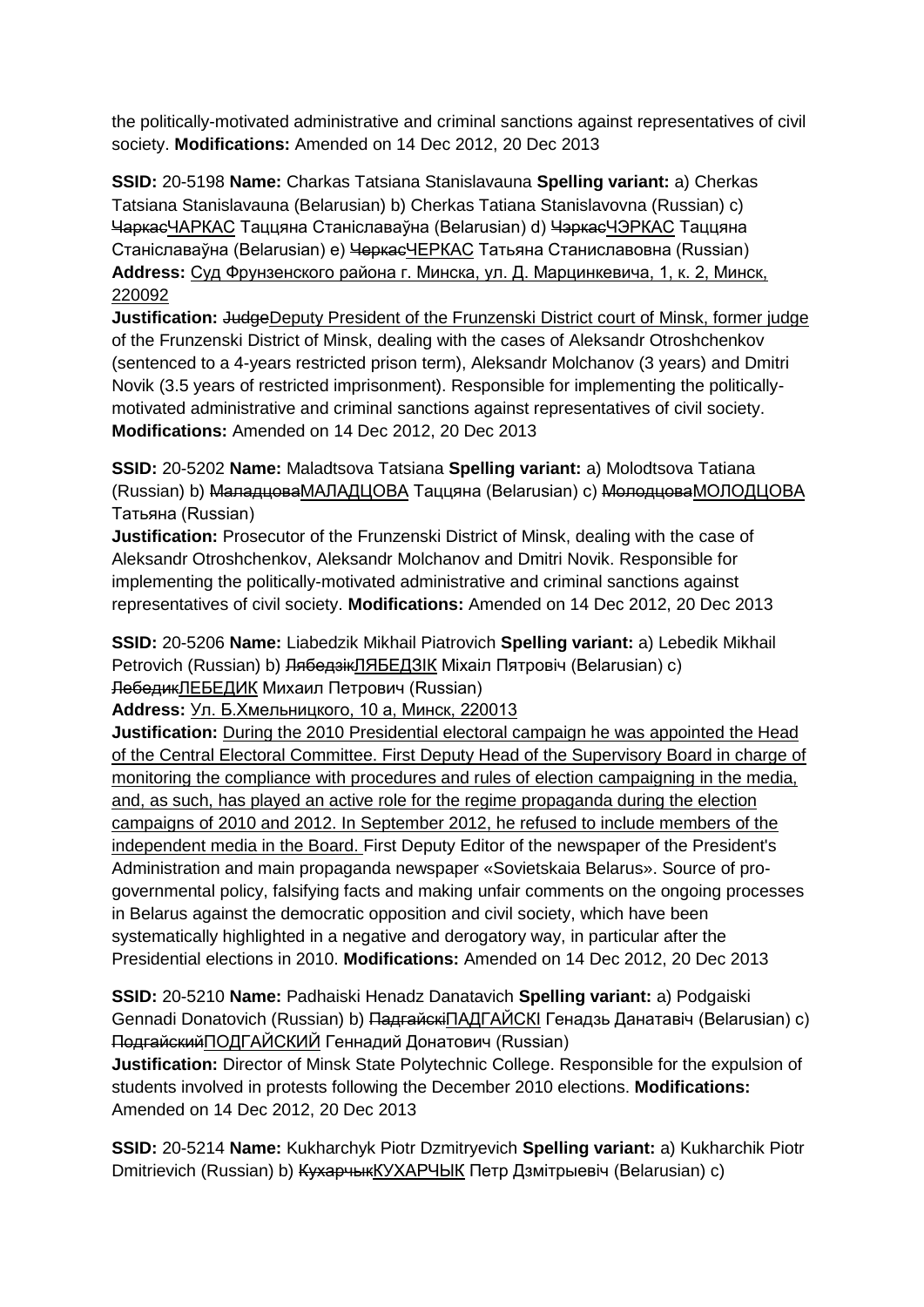the politically-motivated administrative and criminal sanctions against representatives of civil society. **Modifications:** Amended on 14 Dec 2012, 20 Dec 2013

**SSID:** 20-5198 **Name:** Charkas Tatsiana Stanislavauna **Spelling variant:** a) Cherkas Tatsiana Stanislavauna (Belarusian) b) Cherkas Tatiana Stanislavovna (Russian) c) ~~Чаркас~~ЧАРКАС Таццяна Станіславаўна (Belarusian) d) ~~Чэркас~~ЧЭРКАС Таццяна Станіславаўна (Belarusian) e) ~~Черкас~~ЧЕРКАС Татьяна Станиславовна (Russian) **Address:** Суд Фрунзенского района г. Минска, ул. Д. Марцинкевича, 1, к. 2, Минск, 220092

**Justification:** ~~Judge~~Deputy President of the Frunzenski District court of Minsk, former judge of the Frunzenski District of Minsk, dealing with the cases of Aleksandr Otroshchenkov (sentenced to a 4-years restricted prison term), Aleksandr Molchanov (3 years) and Dmitri Novik (3.5 years of restricted imprisonment). Responsible for implementing the politically-motivated administrative and criminal sanctions against representatives of civil society. **Modifications:** Amended on 14 Dec 2012, 20 Dec 2013

**SSID:** 20-5202 **Name:** Maladtsova Tatsiana **Spelling variant:** a) Molodtsova Tatiana (Russian) b) ~~Маладцова~~МАЛАДЦОВА Таццяна (Belarusian) c) ~~Молодцова~~МОЛОДЦОВА Татьяна (Russian)

**Justification:** Prosecutor of the Frunzenski District of Minsk, dealing with the case of Aleksandr Otroshchenkov, Aleksandr Molchanov and Dmitri Novik. Responsible for implementing the politically-motivated administrative and criminal sanctions against representatives of civil society. **Modifications:** Amended on 14 Dec 2012, 20 Dec 2013

**SSID:** 20-5206 **Name:** Liabedzik Mikhail Piatrovich **Spelling variant:** a) Lebedik Mikhail Petrovich (Russian) b) ~~Лябедзік~~ЛЯБЕДЗІК Міхаіл Пятровіч (Belarusian) c) ~~Лебедик~~ЛЕБЕДИК Михаил Петрович (Russian)

**Address:** Ул. Б.Хмельницкого, 10 а, Минск, 220013

**Justification:** During the 2010 Presidential electoral campaign he was appointed the Head of the Central Electoral Committee. First Deputy Head of the Supervisory Board in charge of monitoring the compliance with procedures and rules of election campaigning in the media, and, as such, has played an active role for the regime propaganda during the election campaigns of 2010 and 2012. In September 2012, he refused to include members of the independent media in the Board. First Deputy Editor of the newspaper of the President's Administration and main propaganda newspaper «Sovietskaia Belarus». Source of pro-governmental policy, falsifying facts and making unfair comments on the ongoing processes in Belarus against the democratic opposition and civil society, which have been systematically highlighted in a negative and derogatory way, in particular after the Presidential elections in 2010. **Modifications:** Amended on 14 Dec 2012, 20 Dec 2013

**SSID:** 20-5210 **Name:** Padhaiski Henadz Danatavich **Spelling variant:** a) Podgaiski Gennadi Donatovich (Russian) b) ~~Падгайскі~~ПАДГАЙСКІ Генадзь Данатавіч (Belarusian) c) ~~Подгайский~~ПОДГАЙСКИЙ Геннадий Донатович (Russian)

**Justification:** Director of Minsk State Polytechnic College. Responsible for the expulsion of students involved in protests following the December 2010 elections. **Modifications:** Amended on 14 Dec 2012, 20 Dec 2013

**SSID:** 20-5214 **Name:** Kukharchyk Piotr Dzmitryevich **Spelling variant:** a) Kukharchik Piotr Dmitrievich (Russian) b) ~~Кухарчык~~КУХАРЧЫК Петр Дзмітрыевіч (Belarusian) c)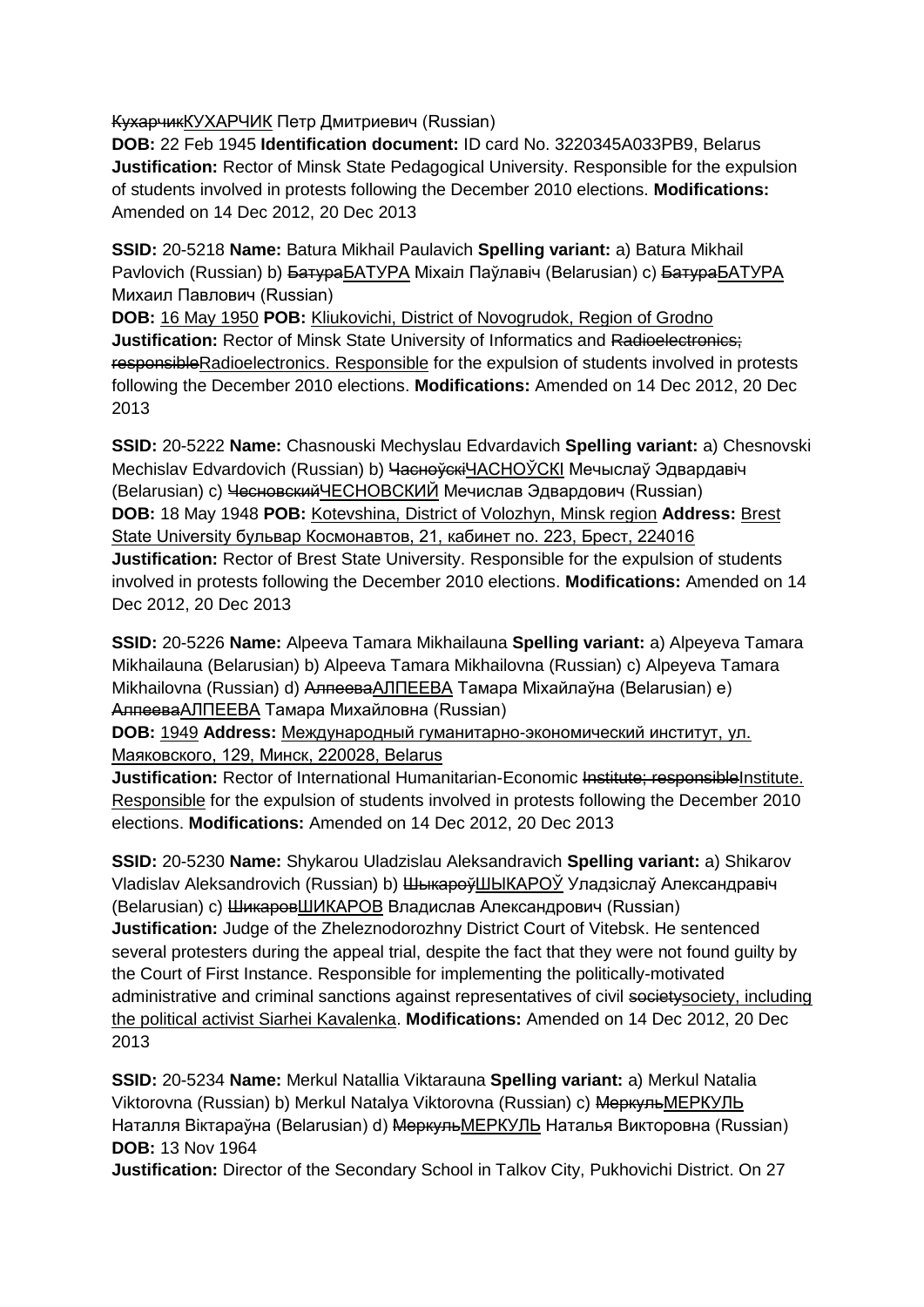~~Кухарчик~~КУХАРЧИК Петр Дмитриевич (Russian)
**DOB:** 22 Feb 1945 **Identification document:** ID card No. 3220345A033PB9, Belarus
**Justification:** Rector of Minsk State Pedagogical University. Responsible for the expulsion of students involved in protests following the December 2010 elections. **Modifications:** Amended on 14 Dec 2012, 20 Dec 2013

**SSID:** 20-5218 **Name:** Batura Mikhail Paulavich **Spelling variant:** a) Batura Mikhail Pavlovich (Russian) b) ~~Батура~~БАТУРА Міхаіл Паўлавіч (Belarusian) c) ~~Батура~~БАТУРА Михаил Павлович (Russian)
**DOB:** 16 May 1950 **POB:** Kliukovichi, District of Novogrudok, Region of Grodno
**Justification:** Rector of Minsk State University of Informatics and ~~Radioelectronics; responsible~~Radioelectronics. Responsible for the expulsion of students involved in protests following the December 2010 elections. **Modifications:** Amended on 14 Dec 2012, 20 Dec 2013

**SSID:** 20-5222 **Name:** Chasnouski Mechyslau Edvardavich **Spelling variant:** a) Chesnovski Mechislav Edvardovich (Russian) b) ~~Часноўскі~~ЧАСНОЎСКІ Мечыслаў Эдвардавіч (Belarusian) c) ~~Чесновский~~ЧЕСНОВСКИЙ Мечислав Эдвардович (Russian)
**DOB:** 18 May 1948 **POB:** Kotevshina, District of Volozhyn, Minsk region **Address:** Brest State University бульвар Космонавтов, 21, кабинет no. 223, Брест, 224016
**Justification:** Rector of Brest State University. Responsible for the expulsion of students involved in protests following the December 2010 elections. **Modifications:** Amended on 14 Dec 2012, 20 Dec 2013

**SSID:** 20-5226 **Name:** Alpeeva Tamara Mikhailauna **Spelling variant:** a) Alpeyeva Tamara Mikhailauna (Belarusian) b) Alpeeva Tamara Mikhailovna (Russian) c) Alpeyeva Tamara Mikhailovna (Russian) d) ~~Алпеева~~АЛПЕЕВА Тамара Міхайлаўна (Belarusian) e) ~~Алпеева~~АЛПЕЕВА Тамара Михайловна (Russian)
**DOB:** 1949 **Address:** Международный гуманитарно-экономический институт, ул. Маяковского, 129, Минск, 220028, Belarus
**Justification:** Rector of International Humanitarian-Economic ~~Institute; responsible~~Institute. Responsible for the expulsion of students involved in protests following the December 2010 elections. **Modifications:** Amended on 14 Dec 2012, 20 Dec 2013

**SSID:** 20-5230 **Name:** Shykarou Uladzislau Aleksandravich **Spelling variant:** a) Shikarov Vladislav Aleksandrovich (Russian) b) ~~Шыкароў~~ШЫКАРОЎ Уладзіслаў Александравіч (Belarusian) c) ~~Шикаров~~ШИКАРОВ Владислав Александрович (Russian)
**Justification:** Judge of the Zheleznodorozhny District Court of Vitebsk. He sentenced several protesters during the appeal trial, despite the fact that they were not found guilty by the Court of First Instance. Responsible for implementing the politically-motivated administrative and criminal sanctions against representatives of civil ~~society~~society, including the political activist Siarhei Kavalenka. **Modifications:** Amended on 14 Dec 2012, 20 Dec 2013

**SSID:** 20-5234 **Name:** Merkul Natallia Viktarauna **Spelling variant:** a) Merkul Natalia Viktorovna (Russian) b) Merkul Natalya Viktorovna (Russian) c) ~~Меркуль~~МЕРКУЛЬ Наталля Віктараўна (Belarusian) d) ~~Меркуль~~МЕРКУЛЬ Наталья Викторовна (Russian)
**DOB:** 13 Nov 1964
**Justification:** Director of the Secondary School in Talkov City, Pukhovichi District. On 27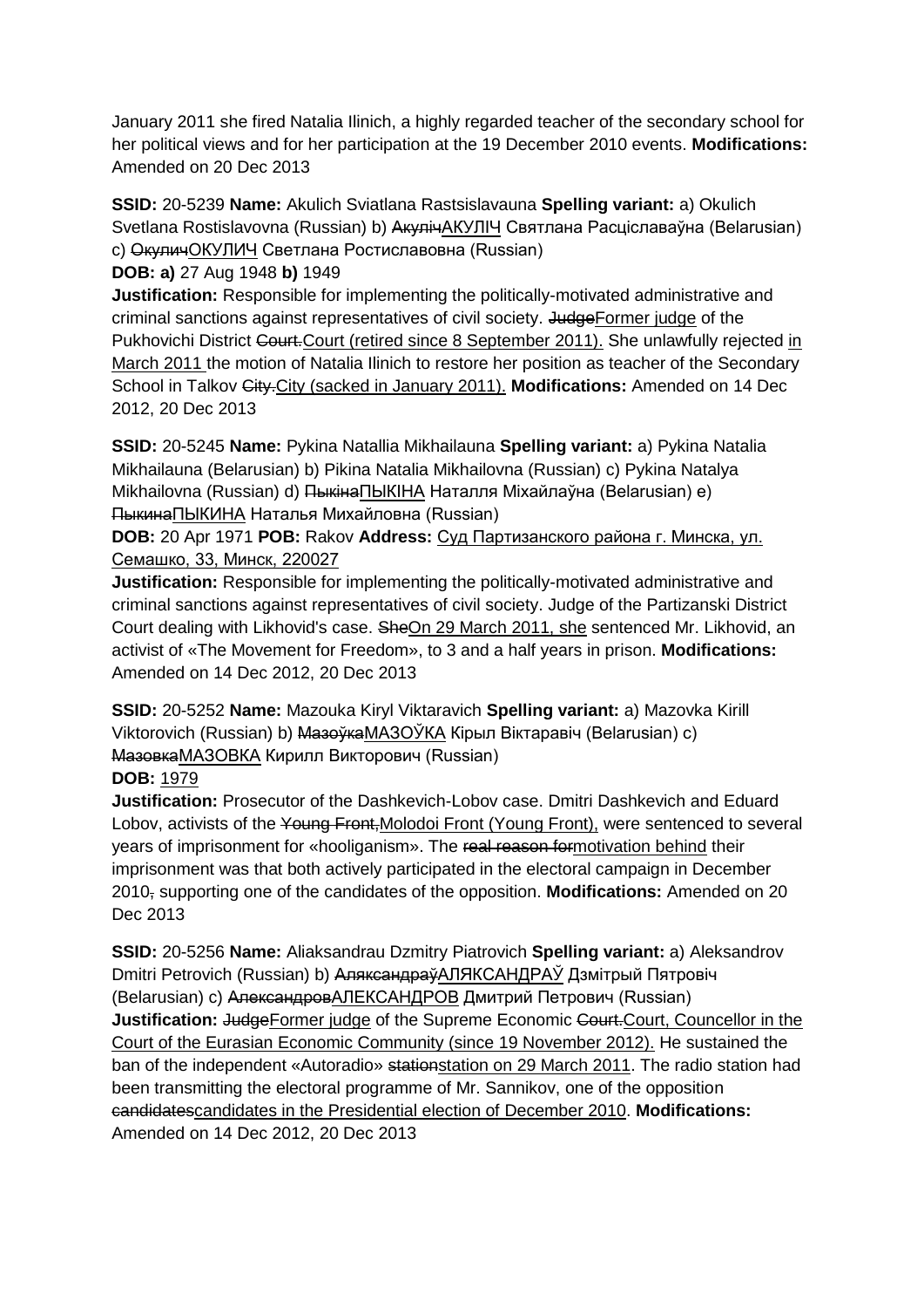January 2011 she fired Natalia Ilinich, a highly regarded teacher of the secondary school for her political views and for her participation at the 19 December 2010 events. **Modifications:** Amended on 20 Dec 2013

**SSID:** 20-5239 **Name:** Akulich Sviatlana Rastsislavauna **Spelling variant:** a) Okulich Svetlana Rostislavovna (Russian) b) ~~Акуліч~~АКУЛІЧ Святлана Расціславаўна (Belarusian) c) ~~Окулич~~ОКУЛИЧ Светлана Ростиславовна (Russian)
**DOB: a)** 27 Aug 1948 **b)** 1949
**Justification:** Responsible for implementing the politically-motivated administrative and criminal sanctions against representatives of civil society. ~~Judge~~Former judge of the Pukhovichi District ~~Court.~~Court (retired since 8 September 2011). She unlawfully rejected in March 2011 the motion of Natalia Ilinich to restore her position as teacher of the Secondary School in Talkov ~~City.~~City (sacked in January 2011). **Modifications:** Amended on 14 Dec 2012, 20 Dec 2013

**SSID:** 20-5245 **Name:** Pykina Natallia Mikhailauna **Spelling variant:** a) Pykina Natalia Mikhailauna (Belarusian) b) Pikina Natalia Mikhailovna (Russian) c) Pykina Natalya Mikhailovna (Russian) d) ~~Пыкіна~~ПЫКІНА Наталля Міхайлаўна (Belarusian) e) ~~Пыкина~~ПЫКИНА Наталья Михайловна (Russian)
**DOB:** 20 Apr 1971 **POB:** Rakov **Address:** Суд Партизанского района г. Минска, ул. Семашко, 33, Минск, 220027
**Justification:** Responsible for implementing the politically-motivated administrative and criminal sanctions against representatives of civil society. Judge of the Partizanski District Court dealing with Likhovid's case. ~~She~~On 29 March 2011, she sentenced Mr. Likhovid, an activist of «The Movement for Freedom», to 3 and a half years in prison. **Modifications:** Amended on 14 Dec 2012, 20 Dec 2013

**SSID:** 20-5252 **Name:** Mazouka Kiryl Viktaravich **Spelling variant:** a) Mazovka Kirill Viktorovich (Russian) b) ~~Мазоўка~~МАЗОЎКА Кірыл Віктаравіч (Belarusian) c) ~~Мазовка~~МАЗОВКА Кирилл Викторович (Russian)
**DOB:** 1979
**Justification:** Prosecutor of the Dashkevich-Lobov case. Dmitri Dashkevich and Eduard Lobov, activists of the ~~Young Front,~~Molodoi Front (Young Front), were sentenced to several years of imprisonment for «hooliganism». The ~~real reason for~~motivation behind their imprisonment was that both actively participated in the electoral campaign in December 2010~~,~~ supporting one of the candidates of the opposition. **Modifications:** Amended on 20 Dec 2013

**SSID:** 20-5256 **Name:** Aliaksandrau Dzmitry Piatrovich **Spelling variant:** a) Aleksandrov Dmitri Petrovich (Russian) b) ~~Аляксандраў~~АЛЯКСАНДРАЎ Дзмітрый Пятровіч (Belarusian) c) ~~Александров~~АЛЕКСАНДРОВ Дмитрий Петрович (Russian)
**Justification:** ~~Judge~~Former judge of the Supreme Economic ~~Court.~~Court, Councellor in the Court of the Eurasian Economic Community (since 19 November 2012). He sustained the ban of the independent «Autoradio» ~~station~~station on 29 March 2011. The radio station had been transmitting the electoral programme of Mr. Sannikov, one of the opposition ~~candidates~~candidates in the Presidential election of December 2010. **Modifications:** Amended on 14 Dec 2012, 20 Dec 2013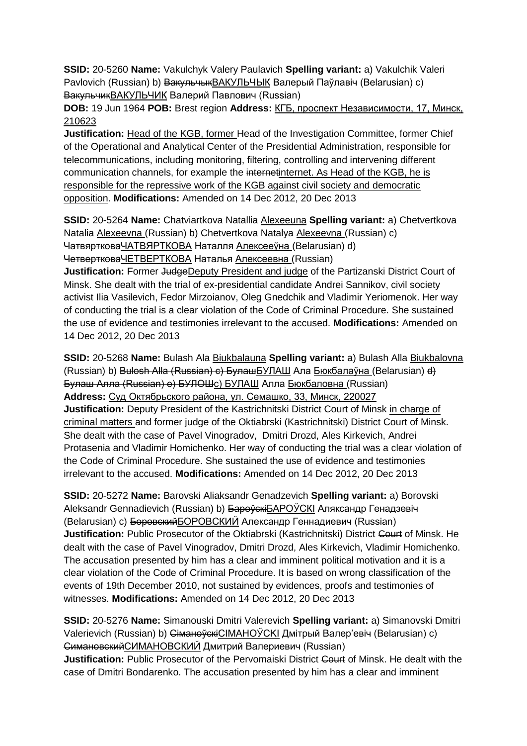**SSID:** 20-5260 **Name:** Vakulchyk Valery Paulavich **Spelling variant:** a) Vakulchik Valeri Pavlovich (Russian) b) ~~Вакульчык~~ВАКУЛЬЧЫК Валерый Паўлавіч (Belarusian) c) ~~Вакульчик~~ВАКУЛЬЧИК Валерий Павлович (Russian)

**DOB:** 19 Jun 1964 **POB:** Brest region **Address:** КГБ, проспект Независимости, 17, Минск, 210623

**Justification:** Head of the KGB, former Head of the Investigation Committee, former Chief of the Operational and Analytical Center of the Presidential Administration, responsible for telecommunications, including monitoring, filtering, controlling and intervening different communication channels, for example the ~~internet~~internet. As Head of the KGB, he is responsible for the repressive work of the KGB against civil society and democratic opposition. **Modifications:** Amended on 14 Dec 2012, 20 Dec 2013

**SSID:** 20-5264 **Name:** Chatviartkova Natallia Alexeeuna **Spelling variant:** a) Chetvertkova Natalia Alexeevna (Russian) b) Chetvertkova Natalya Alexeevna (Russian) c) ~~Чатвяр­ткова~~ЧАТВЯРТКОВА Наталля Алексееўна (Belarusian) d) ~~Четверткова~~ЧЕТВЕРТКОВА Наталья Алексеевна (Russian)

**Justification:** Former ~~Judge~~Deputy President and judge of the Partizanski District Court of Minsk. She dealt with the trial of ex-presidential candidate Andrei Sannikov, civil society activist Ilia Vasilevich, Fedor Mirzoianov, Oleg Gnedchik and Vladimir Yeriomenok. Her way of conducting the trial is a clear violation of the Code of Criminal Procedure. She sustained the use of evidence and testimonies irrelevant to the accused. **Modifications:** Amended on 14 Dec 2012, 20 Dec 2013

**SSID:** 20-5268 **Name:** Bulash Ala Biukbalauna **Spelling variant:** a) Bulash Alla Biukbalovna (Russian) b) ~~Bulosh Alla (Russian) c) Булаш~~БУЛАШ Ала Бюкбалаўна (Belarusian) ~~d) Булаш Алла (Russian) e) БУЛОШ~~c) БУЛАШ Алла Бюкбаловна (Russian)

**Address:** Суд Октябрьского района, ул. Семашко, 33, Минск, 220027

**Justification:** Deputy President of the Kastrichnitski District Court of Minsk in charge of criminal matters and former judge of the Oktiabrski (Kastrichnitski) District Court of Minsk. She dealt with the case of Pavel Vinogradov, Dmitri Drozd, Ales Kirkevich, Andrei Protasenia and Vladimir Homichenko. Her way of conducting the trial was a clear violation of the Code of Criminal Procedure. She sustained the use of evidence and testimonies irrelevant to the accused. **Modifications:** Amended on 14 Dec 2012, 20 Dec 2013

**SSID:** 20-5272 **Name:** Barovski Aliaksandr Genadzevich **Spelling variant:** a) Borovski Aleksandr Gennadievich (Russian) b) ~~Бароўскі~~БАРОЎСКІ Аляксандр Генадзевіч (Belarusian) c) ~~Боровский~~БОРОВСКИЙ Александр Геннадиевич (Russian)

**Justification:** Public Prosecutor of the Oktiabrski (Kastrichnitski) District ~~Court~~ of Minsk. He dealt with the case of Pavel Vinogradov, Dmitri Drozd, Ales Kirkevich, Vladimir Homichenko. The accusation presented by him has a clear and imminent political motivation and it is a clear violation of the Code of Criminal Procedure. It is based on wrong classification of the events of 19th December 2010, not sustained by evidences, proofs and testimonies of witnesses. **Modifications:** Amended on 14 Dec 2012, 20 Dec 2013

**SSID:** 20-5276 **Name:** Simanouski Dmitri Valerevich **Spelling variant:** a) Simanovski Dmitri Valerievich (Russian) b) ~~Сіманоўскі~~СІМАНОЎСКІ Дмітрый Валер'евіч (Belarusian) c) ~~Симановский~~СИМАНОВСКИЙ Дмитрий Валериевич (Russian)

**Justification:** Public Prosecutor of the Pervomaiski District ~~Court~~ of Minsk. He dealt with the case of Dmitri Bondarenko. The accusation presented by him has a clear and imminent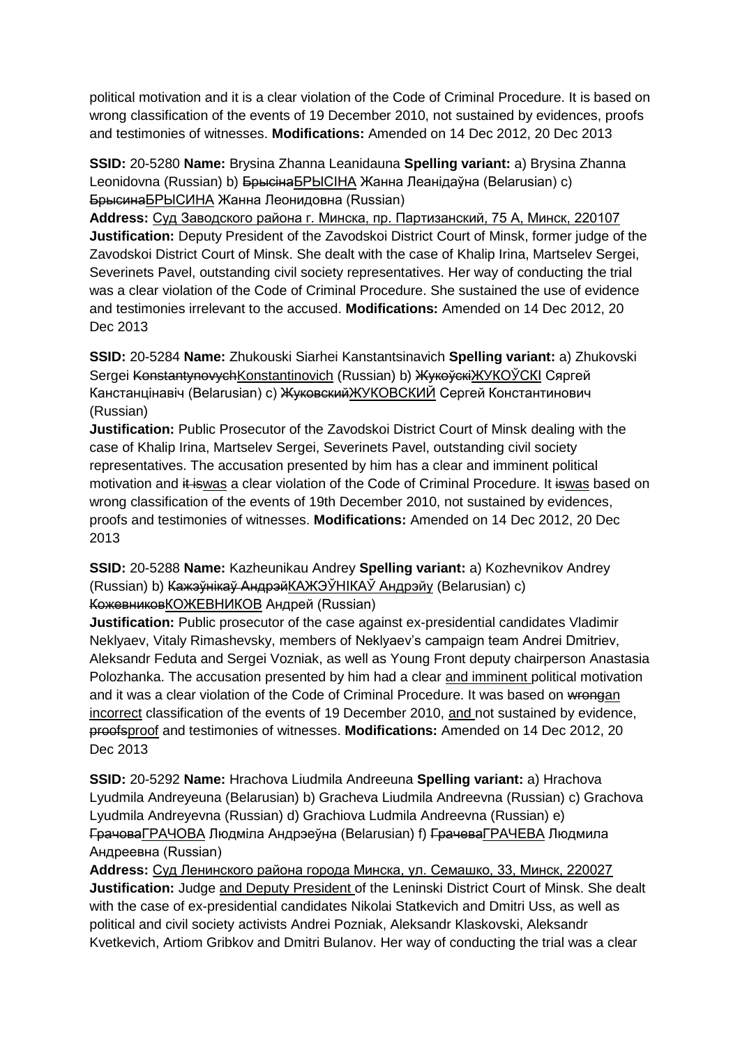political motivation and it is a clear violation of the Code of Criminal Procedure. It is based on wrong classification of the events of 19 December 2010, not sustained by evidences, proofs and testimonies of witnesses. **Modifications:** Amended on 14 Dec 2012, 20 Dec 2013

**SSID:** 20-5280 **Name:** Brysina Zhanna Leanidauna **Spelling variant:** a) Brysina Zhanna Leonidovna (Russian) b) ~~Брысіна~~БРЫСІНА Жанна Леанідаўна (Belarusian) c) ~~Брысина~~БРЫСИНА Жанна Леонидовна (Russian)
**Address:** Суд Заводского района г. Минска, пр. Партизанский, 75 А, Минск, 220107
**Justification:** Deputy President of the Zavodskoi District Court of Minsk, former judge of the Zavodskoi District Court of Minsk. She dealt with the case of Khalip Irina, Martselev Sergei, Severinets Pavel, outstanding civil society representatives. Her way of conducting the trial was a clear violation of the Code of Criminal Procedure. She sustained the use of evidence and testimonies irrelevant to the accused. **Modifications:** Amended on 14 Dec 2012, 20 Dec 2013

**SSID:** 20-5284 **Name:** Zhukouski Siarhei Kanstantsinavich **Spelling variant:** a) Zhukovski Sergei ~~Konstantynovych~~Konstantinovich (Russian) b) ~~Жукоўскі~~ЖУКОЎСКІ Сяргей Канстанцінавіч (Belarusian) c) ~~Жуковский~~ЖУКОВСКИЙ Сергей Константинович (Russian)
**Justification:** Public Prosecutor of the Zavodskoi District Court of Minsk dealing with the case of Khalip Irina, Martselev Sergei, Severinets Pavel, outstanding civil society representatives. The accusation presented by him has a clear and imminent political motivation and ~~it is~~was a clear violation of the Code of Criminal Procedure. It ~~is~~was based on wrong classification of the events of 19th December 2010, not sustained by evidences, proofs and testimonies of witnesses. **Modifications:** Amended on 14 Dec 2012, 20 Dec 2013

**SSID:** 20-5288 **Name:** Kazheunikau Andrey **Spelling variant:** a) Kozhevnikov Andrey (Russian) b) ~~Кажэўнікаў Андрэй~~КАЖЭЎНІКАЎ Андрэйу (Belarusian) c) ~~Кожевников~~КОЖЕВНИКОВ Андрей (Russian)
**Justification:** Public prosecutor of the case against ex-presidential candidates Vladimir Neklyaev, Vitaly Rimashevsky, members of Neklyaev's campaign team Andrei Dmitriev, Aleksandr Feduta and Sergei Vozniak, as well as Young Front deputy chairperson Anastasia Polozhanka. The accusation presented by him had a clear and imminent political motivation and it was a clear violation of the Code of Criminal Procedure. It was based on ~~wrong~~an incorrect classification of the events of 19 December 2010, and not sustained by evidence, ~~proofs~~proof and testimonies of witnesses. **Modifications:** Amended on 14 Dec 2012, 20 Dec 2013

**SSID:** 20-5292 **Name:** Hrachova Liudmila Andreeuna **Spelling variant:** a) Hrachova Lyudmila Andreyeuna (Belarusian) b) Gracheva Liudmila Andreevna (Russian) c) Grachova Lyudmila Andreyevna (Russian) d) Grachiova Ludmila Andreevna (Russian) e) ~~Грачова~~ГРАЧОВА Людміла Андрэеўна (Belarusian) f) ~~Грачева~~ГРАЧЕВА Людмила Андреевна (Russian)
**Address:** Суд Ленинского района города Минска, ул. Семашко, 33, Минск, 220027
**Justification:** Judge and Deputy President of the Leninski District Court of Minsk. She dealt with the case of ex-presidential candidates Nikolai Statkevich and Dmitri Uss, as well as political and civil society activists Andrei Pozniak, Aleksandr Klaskovski, Aleksandr Kvetkevich, Artiom Gribkov and Dmitri Bulanov. Her way of conducting the trial was a clear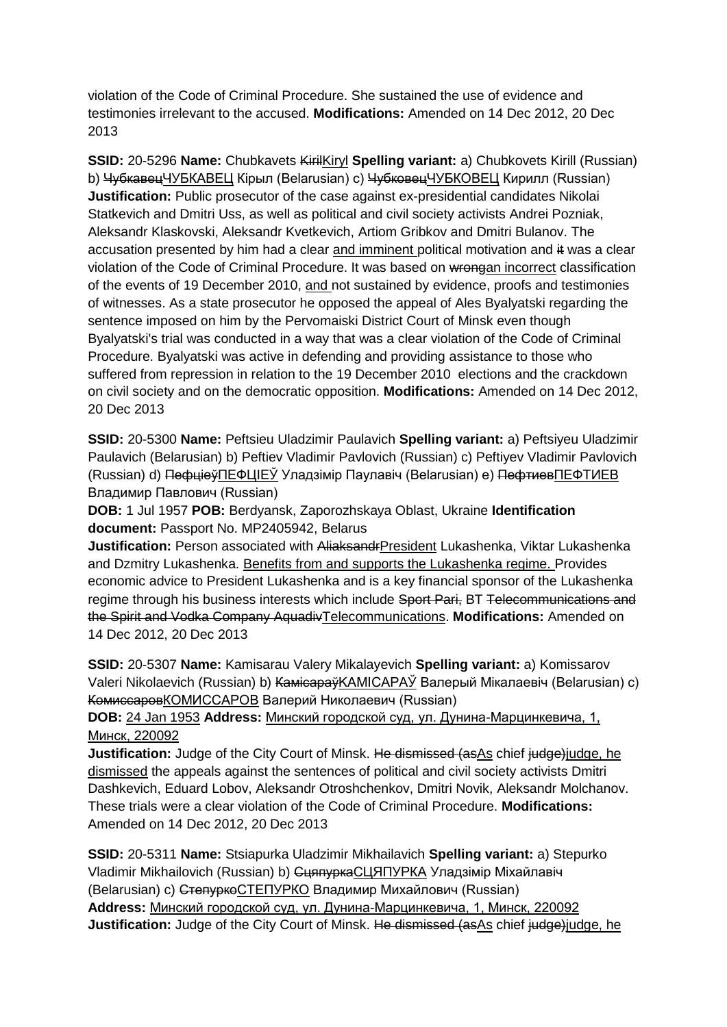violation of the Code of Criminal Procedure. She sustained the use of evidence and testimonies irrelevant to the accused. **Modifications:** Amended on 14 Dec 2012, 20 Dec 2013

**SSID:** 20-5296 **Name:** Chubkavets ~~Kiril~~Kiryl **Spelling variant:** a) Chubkovets Kirill (Russian) b) ~~Чубкавец~~ЧУБКАВЕЦ Кірыл (Belarusian) c) ~~Чубковец~~ЧУБКОВЕЦ Кирилл (Russian) **Justification:** Public prosecutor of the case against ex-presidential candidates Nikolai Statkevich and Dmitri Uss, as well as political and civil society activists Andrei Pozniak, Aleksandr Klaskovski, Aleksandr Kvetkevich, Artiom Gribkov and Dmitri Bulanov. The accusation presented by him had a clear and imminent political motivation and ~~it~~ was a clear violation of the Code of Criminal Procedure. It was based on ~~wrong~~an incorrect classification of the events of 19 December 2010, and not sustained by evidence, proofs and testimonies of witnesses. As a state prosecutor he opposed the appeal of Ales Byalyatski regarding the sentence imposed on him by the Pervomaiski District Court of Minsk even though Byalyatski's trial was conducted in a way that was a clear violation of the Code of Criminal Procedure. Byalyatski was active in defending and providing assistance to those who suffered from repression in relation to the 19 December 2010 elections and the crackdown on civil society and on the democratic opposition. **Modifications:** Amended on 14 Dec 2012, 20 Dec 2013

**SSID:** 20-5300 **Name:** Peftsieu Uladzimir Paulavich **Spelling variant:** a) Peftsiyeu Uladzimir Paulavich (Belarusian) b) Peftiev Vladimir Pavlovich (Russian) c) Peftiyev Vladimir Pavlovich (Russian) d) ~~Пефцieў~~ПЕФЦІЕЎ Уладзімір Паулавіч (Belarusian) e) ~~Пефтиев~~ПЕФТИЕВ Владимир Павлович (Russian)

**DOB:** 1 Jul 1957 **POB:** Berdyansk, Zaporozhskaya Oblast, Ukraine **Identification document:** Passport No. MP2405942, Belarus

**Justification:** Person associated with ~~Aliaksandr~~President Lukashenka, Viktar Lukashenka and Dzmitry Lukashenka. Benefits from and supports the Lukashenka regime. Provides economic advice to President Lukashenka and is a key financial sponsor of the Lukashenka regime through his business interests which include ~~Sport Pari,~~ BT ~~Telecommunications and the Spirit and Vodka Company Aquadiv~~Telecommunications. **Modifications:** Amended on 14 Dec 2012, 20 Dec 2013

**SSID:** 20-5307 **Name:** Kamisarau Valery Mikalayevich **Spelling variant:** a) Komissarov Valeri Nikolaevich (Russian) b) ~~Камісараў~~КАМІСАРАЎ Валерый Мікалаевіч (Belarusian) c) ~~Комиссаров~~КОМИССАРОВ Валерий Николаевич (Russian)

**DOB:** 24 Jan 1953 **Address:** Минский городской суд, ул. Дунина-Марцинкевича, 1, Минск, 220092

**Justification:** Judge of the City Court of Minsk. ~~He dismissed (as~~As chief ~~judge)~~judge, he dismissed the appeals against the sentences of political and civil society activists Dmitri Dashkevich, Eduard Lobov, Aleksandr Otroshchenkov, Dmitri Novik, Aleksandr Molchanov. These trials were a clear violation of the Code of Criminal Procedure. **Modifications:** Amended on 14 Dec 2012, 20 Dec 2013

**SSID:** 20-5311 **Name:** Stsiapurka Uladzimir Mikhailavich **Spelling variant:** a) Stepurko Vladimir Mikhailovich (Russian) b) ~~Сцяпурка~~СЦЯПУРКА Уладзімір Міхайлавіч (Belarusian) c) ~~Степурко~~СТЕПУРКО Владимир Михайлович (Russian)

**Address:** Минский городской суд, ул. Дунина-Марцинкевича, 1, Минск, 220092

**Justification:** Judge of the City Court of Minsk. ~~He dismissed (as~~As chief ~~judge)~~judge, he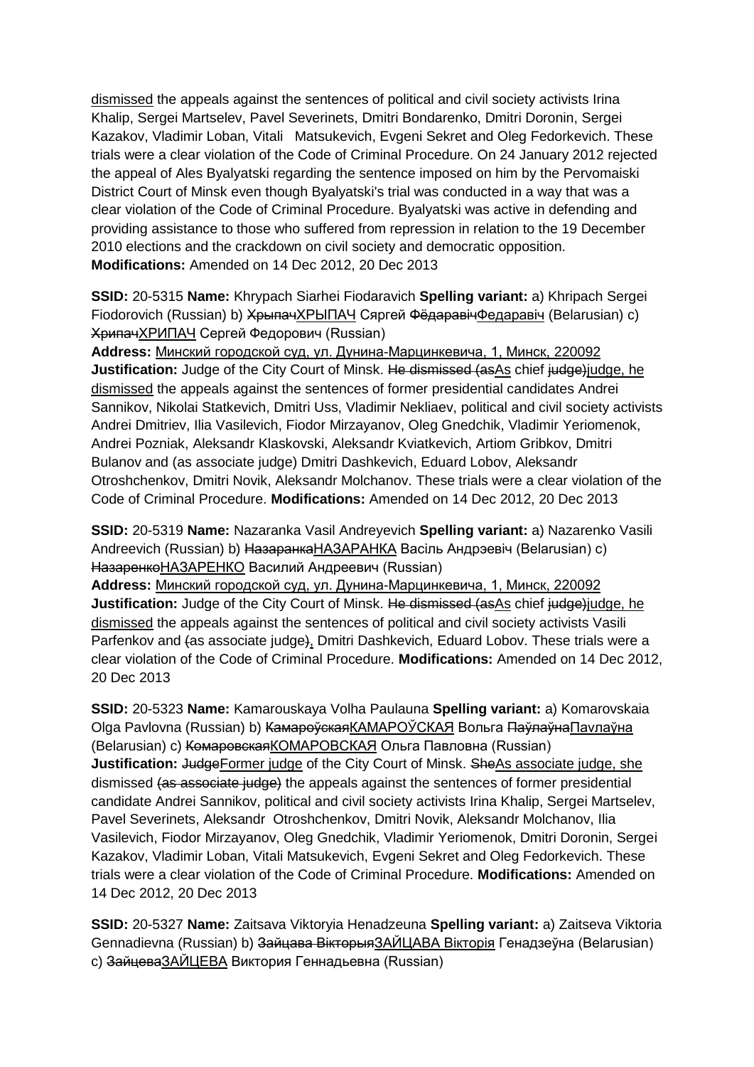dismissed the appeals against the sentences of political and civil society activists Irina Khalip, Sergei Martselev, Pavel Severinets, Dmitri Bondarenko, Dmitri Doronin, Sergei Kazakov, Vladimir Loban, Vitali Matsukevich, Evgeni Sekret and Oleg Fedorkevich. These trials were a clear violation of the Code of Criminal Procedure. On 24 January 2012 rejected the appeal of Ales Byalyatski regarding the sentence imposed on him by the Pervomaiski District Court of Minsk even though Byalyatski's trial was conducted in a way that was a clear violation of the Code of Criminal Procedure. Byalyatski was active in defending and providing assistance to those who suffered from repression in relation to the 19 December 2010 elections and the crackdown on civil society and democratic opposition. **Modifications:** Amended on 14 Dec 2012, 20 Dec 2013

**SSID:** 20-5315 **Name:** Khrypach Siarhei Fiodaravich **Spelling variant:** a) Khripach Sergei Fiodorovich (Russian) b) ~~Хрыпач~~ХРЫПАЧ Сяргей ~~Фёдаравіч~~Федаравіч (Belarusian) c) ~~Хрипач~~ХРИПАЧ Сергей Федорович (Russian)
**Address:** Минский городской суд, ул. Дунина-Марцинкевича, 1, Минск, 220092
**Justification:** Judge of the City Court of Minsk. ~~He dismissed (as~~As chief ~~judge)~~judge, he dismissed the appeals against the sentences of former presidential candidates Andrei Sannikov, Nikolai Statkevich, Dmitri Uss, Vladimir Nekliaev, political and civil society activists Andrei Dmitriev, Ilia Vasilevich, Fiodor Mirzayanov, Oleg Gnedchik, Vladimir Yeriomenok, Andrei Pozniak, Aleksandr Klaskovski, Aleksandr Kviatkevich, Artiom Gribkov, Dmitri Bulanov and (as associate judge) Dmitri Dashkevich, Eduard Lobov, Aleksandr Otroshchenkov, Dmitri Novik, Aleksandr Molchanov. These trials were a clear violation of the Code of Criminal Procedure. **Modifications:** Amended on 14 Dec 2012, 20 Dec 2013

**SSID:** 20-5319 **Name:** Nazaranka Vasil Andreyevich **Spelling variant:** a) Nazarenko Vasili Andreevich (Russian) b) ~~Назаранка~~НАЗАРАНКА Васіль Андрэевіч (Belarusian) c) ~~Назаренко~~НАЗАРЕНКО Василий Андреевич (Russian)
**Address:** Минский городской суд, ул. Дунина-Марцинкевича, 1, Минск, 220092
**Justification:** Judge of the City Court of Minsk. ~~He dismissed (as~~As chief ~~judge)~~judge, he dismissed the appeals against the sentences of political and civil society activists Vasili Parfenkov and ~~(as associate judge)~~, Dmitri Dashkevich, Eduard Lobov. These trials were a clear violation of the Code of Criminal Procedure. **Modifications:** Amended on 14 Dec 2012, 20 Dec 2013

**SSID:** 20-5323 **Name:** Kamarouskaya Volha Paulauna **Spelling variant:** a) Komarovskaia Olga Pavlovna (Russian) b) ~~Камароўская~~КАМАРОЎСКАЯ Вольга ~~Паўлаўна~~Паvлаўна (Belarusian) c) ~~Комаровская~~КОМАРОВСКАЯ Ольга Павловна (Russian)
**Justification:** ~~Judge~~Former judge of the City Court of Minsk. ~~She~~As associate judge, she dismissed ~~(as associate judge)~~ the appeals against the sentences of former presidential candidate Andrei Sannikov, political and civil society activists Irina Khalip, Sergei Martselev, Pavel Severinets, Aleksandr Otroshchenkov, Dmitri Novik, Aleksandr Molchanov, Ilia Vasilevich, Fiodor Mirzayanov, Oleg Gnedchik, Vladimir Yeriomenok, Dmitri Doronin, Sergei Kazakov, Vladimir Loban, Vitali Matsukevich, Evgeni Sekret and Oleg Fedorkevich. These trials were a clear violation of the Code of Criminal Procedure. **Modifications:** Amended on 14 Dec 2012, 20 Dec 2013

**SSID:** 20-5327 **Name:** Zaitsava Viktoryia Henadzeuna **Spelling variant:** a) Zaitseva Viktoria Gennadievna (Russian) b) ~~Зайцава Вікторыя~~ЗАЙЦАВА Вікторія Генадзеўна (Belarusian) c) ~~Зайцева~~ЗАЙЦЕВА Виктория Геннадьевна (Russian)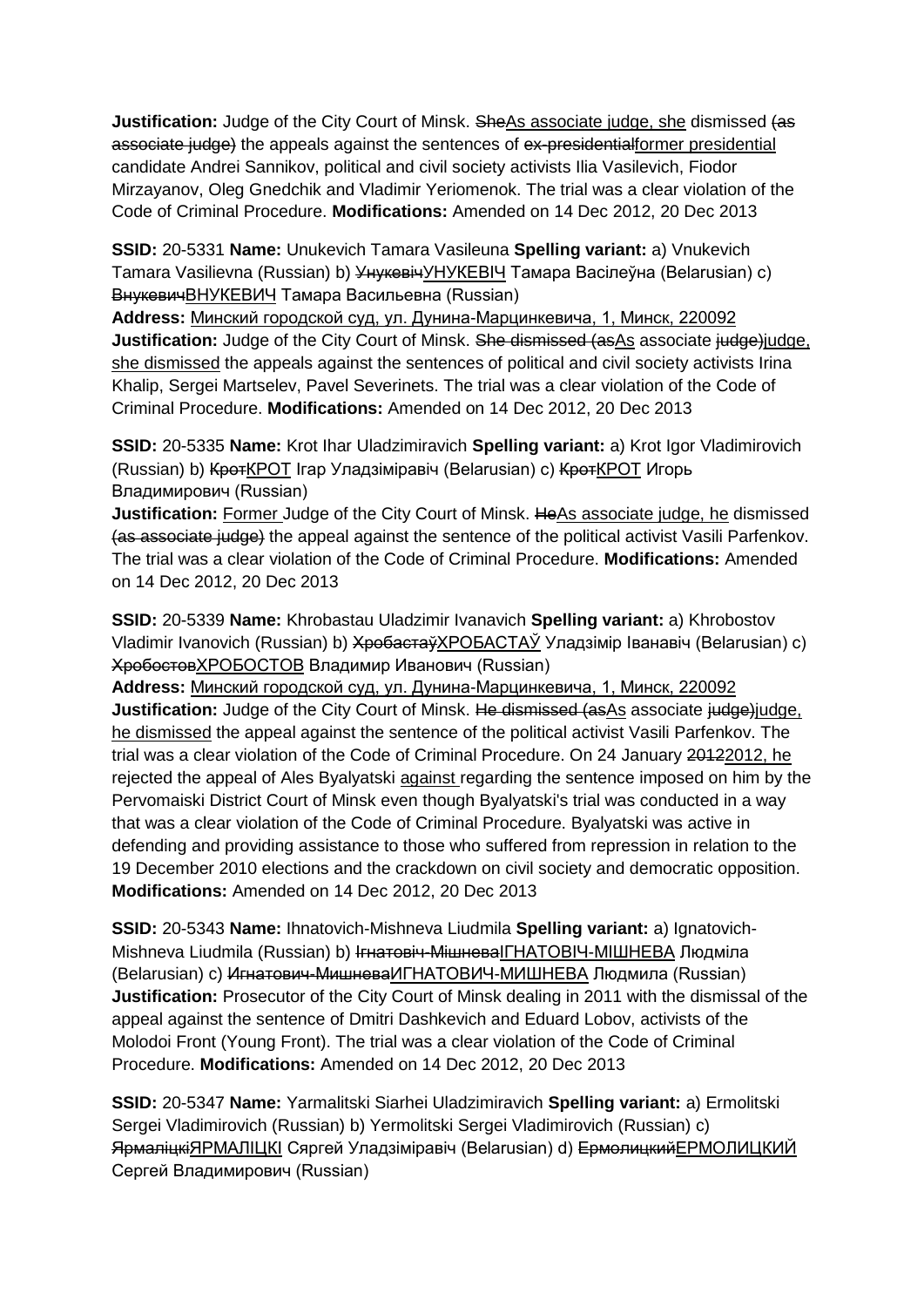**Justification:** Judge of the City Court of Minsk. ~~She~~<u>As associate judge, she</u> dismissed ~~(as associate judge)~~ the appeals against the sentences of ~~ex-presidential~~<u>former presidential</u> candidate Andrei Sannikov, political and civil society activists Ilia Vasilevich, Fiodor Mirzayanov, Oleg Gnedchik and Vladimir Yeriomenok. The trial was a clear violation of the Code of Criminal Procedure. **Modifications:** Amended on 14 Dec 2012, 20 Dec 2013

**SSID:** 20-5331 **Name:** Unukevich Tamara Vasileuna **Spelling variant:** a) Vnukevich Tamara Vasilievna (Russian) b) ~~Унукевіч~~<u>УНУКЕВІЧ</u> Тамара Васілеўна (Belarusian) c) ~~Внукевич~~<u>ВНУКЕВИЧ</u> Тамара Васильевна (Russian)
**Address:** <u>Минский городской суд, ул. Дунина-Марцинкевича, 1, Минск, 220092</u>
**Justification:** Judge of the City Court of Minsk. ~~She dismissed (as~~<u>As</u> associate ~~judge)~~<u>judge, she dismissed</u> the appeals against the sentences of political and civil society activists Irina Khalip, Sergei Martselev, Pavel Severinets. The trial was a clear violation of the Code of Criminal Procedure. **Modifications:** Amended on 14 Dec 2012, 20 Dec 2013

**SSID:** 20-5335 **Name:** Krot Ihar Uladzimiravich **Spelling variant:** a) Krot Igor Vladimirovich (Russian) b) ~~Крот~~<u>КРОТ</u> Ігар Уладзіміравіч (Belarusian) c) ~~Крот~~<u>КРОТ</u> Игорь Владимирович (Russian)
**Justification:** <u>Former</u> Judge of the City Court of Minsk. ~~He~~<u>As associate judge, he</u> dismissed ~~(as associate judge)~~ the appeal against the sentence of the political activist Vasili Parfenkov. The trial was a clear violation of the Code of Criminal Procedure. **Modifications:** Amended on 14 Dec 2012, 20 Dec 2013

**SSID:** 20-5339 **Name:** Khrobastau Uladzimir Ivanavich **Spelling variant:** a) Khrobostov Vladimir Ivanovich (Russian) b) ~~Хробастаў~~<u>ХРОБАСТАЎ</u> Уладзімір Іванавіч (Belarusian) c) ~~Хробостов~~<u>ХРОБОСТОВ</u> Владимир Иванович (Russian)
**Address:** <u>Минский городской суд, ул. Дунина-Марцинкевича, 1, Минск, 220092</u>
**Justification:** Judge of the City Court of Minsk. ~~He dismissed (as~~<u>As</u> associate ~~judge)~~<u>judge, he dismissed</u> the appeal against the sentence of the political activist Vasili Parfenkov. The trial was a clear violation of the Code of Criminal Procedure. On 24 January ~~2012~~<u>2012, he</u> rejected the appeal of Ales Byalyatski <u>against</u> regarding the sentence imposed on him by the Pervomaiski District Court of Minsk even though Byalyatski's trial was conducted in a way that was a clear violation of the Code of Criminal Procedure. Byalyatski was active in defending and providing assistance to those who suffered from repression in relation to the 19 December 2010 elections and the crackdown on civil society and democratic opposition. **Modifications:** Amended on 14 Dec 2012, 20 Dec 2013

**SSID:** 20-5343 **Name:** Ihnatovich-Mishneva Liudmila **Spelling variant:** a) Ignatovich-Mishneva Liudmila (Russian) b) ~~Ігнатовіч-Мішнева~~<u>ІГНАТОВІЧ-МІШНЕВА</u> Людміла (Belarusian) c) ~~Игнатович-Мишнева~~<u>ИГНАТОВИЧ-МИШНЕВА</u> Людмила (Russian)
**Justification:** Prosecutor of the City Court of Minsk dealing in 2011 with the dismissal of the appeal against the sentence of Dmitri Dashkevich and Eduard Lobov, activists of the Molodoi Front (Young Front). The trial was a clear violation of the Code of Criminal Procedure. **Modifications:** Amended on 14 Dec 2012, 20 Dec 2013

**SSID:** 20-5347 **Name:** Yarmalitski Siarhei Uladzimiravich **Spelling variant:** a) Ermolitski Sergei Vladimirovich (Russian) b) Yermolitski Sergei Vladimirovich (Russian) c) ~~Ярмаліцкі~~<u>ЯРМАЛІЦКІ</u> Сяргей Уладзіміравіч (Belarusian) d) ~~Ермолицкий~~<u>ЕРМОЛИЦКИЙ</u> Сергей Владимирович (Russian)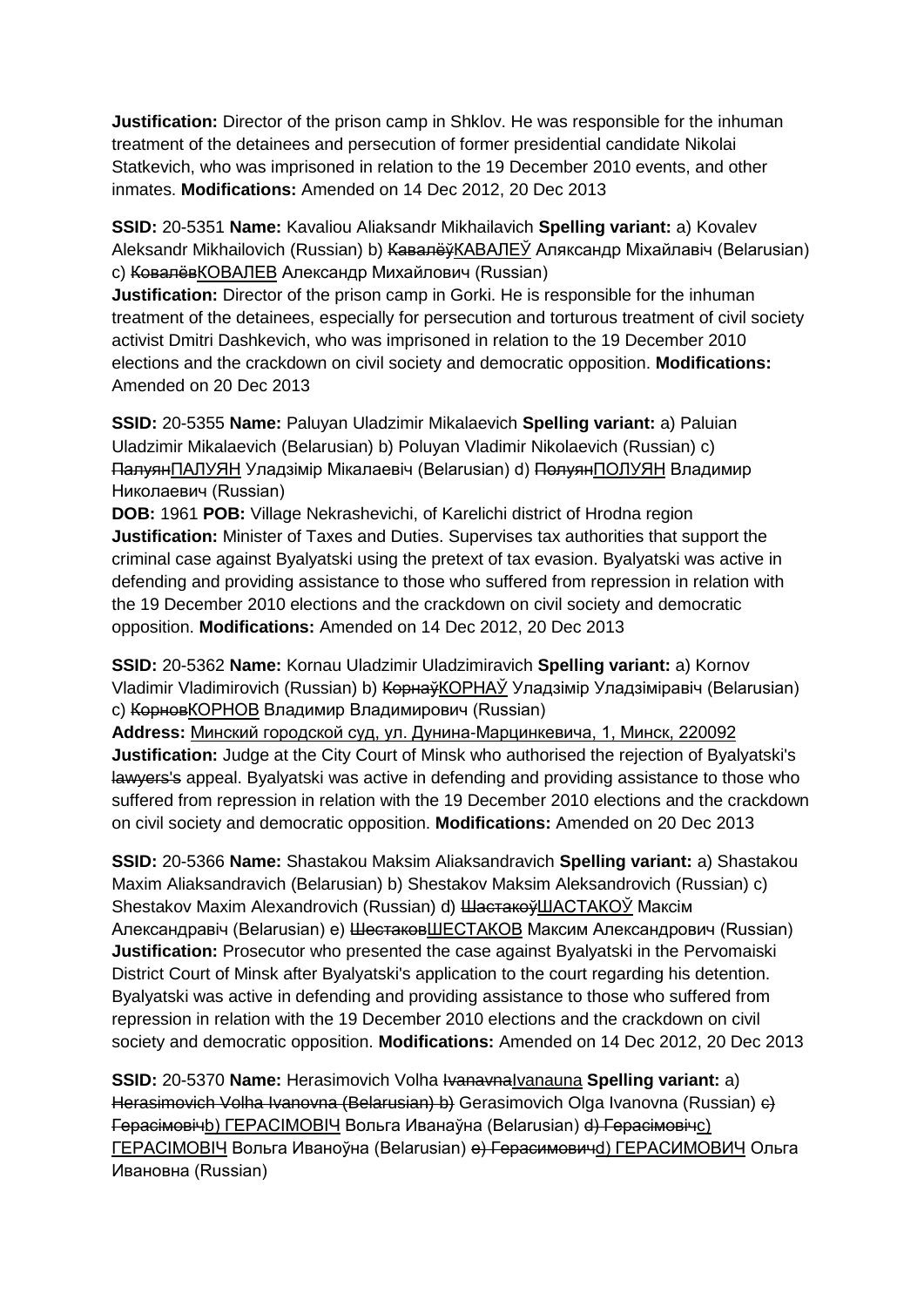**Justification:** Director of the prison camp in Shklov. He was responsible for the inhuman treatment of the detainees and persecution of former presidential candidate Nikolai Statkevich, who was imprisoned in relation to the 19 December 2010 events, and other inmates. **Modifications:** Amended on 14 Dec 2012, 20 Dec 2013

**SSID:** 20-5351 **Name:** Kavaliou Aliaksandr Mikhailavich **Spelling variant:** a) Kovalev Aleksandr Mikhailovich (Russian) b) ~~Кавалёў~~КАВАЛЕЎ Аляксандр Міхайлавіч (Belarusian) c) ~~Ковалёв~~КОВАЛЕВ Александр Михайлович (Russian)
**Justification:** Director of the prison camp in Gorki. He is responsible for the inhuman treatment of the detainees, especially for persecution and torturous treatment of civil society activist Dmitri Dashkevich, who was imprisoned in relation to the 19 December 2010 elections and the crackdown on civil society and democratic opposition. **Modifications:** Amended on 20 Dec 2013

**SSID:** 20-5355 **Name:** Paluyan Uladzimir Mikalaevich **Spelling variant:** a) Paluian Uladzimir Mikalaevich (Belarusian) b) Poluyan Vladimir Nikolaevich (Russian) c) ~~Палуян~~ПАЛУЯН Уладзімір Мікалаевіч (Belarusian) d) ~~Полуян~~ПОЛУЯН Владимир Николаевич (Russian)
**DOB:** 1961 **POB:** Village Nekrashevichi, of Karelichi district of Hrodna region
**Justification:** Minister of Taxes and Duties. Supervises tax authorities that support the criminal case against Byalyatski using the pretext of tax evasion. Byalyatski was active in defending and providing assistance to those who suffered from repression in relation with the 19 December 2010 elections and the crackdown on civil society and democratic opposition. **Modifications:** Amended on 14 Dec 2012, 20 Dec 2013

**SSID:** 20-5362 **Name:** Kornau Uladzimir Uladzimiravich **Spelling variant:** a) Kornov Vladimir Vladimirovich (Russian) b) ~~Корнаў~~КОРНАЎ Уладзімір Уладзіміравіч (Belarusian) c) ~~Корнов~~КОРНОВ Владимир Владимирович (Russian)
**Address:** Минский городской суд, ул. Дунина-Марцинкевича, 1, Минск, 220092
**Justification:** Judge at the City Court of Minsk who authorised the rejection of Byalyatski's ~~lawyers's~~ appeal. Byalyatski was active in defending and providing assistance to those who suffered from repression in relation with the 19 December 2010 elections and the crackdown on civil society and democratic opposition. **Modifications:** Amended on 20 Dec 2013

**SSID:** 20-5366 **Name:** Shastakou Maksim Aliaksandravich **Spelling variant:** a) Shastakou Maxim Aliaksandravich (Belarusian) b) Shestakov Maksim Aleksandrovich (Russian) c) Shestakov Maxim Alexandrovich (Russian) d) ~~Шастакоў~~ШАСТАКОЎ Максім Александравіч (Belarusian) e) ~~Шестаков~~ШЕСТАКОВ Максим Александрович (Russian)
**Justification:** Prosecutor who presented the case against Byalyatski in the Pervomaiski District Court of Minsk after Byalyatski's application to the court regarding his detention. Byalyatski was active in defending and providing assistance to those who suffered from repression in relation with the 19 December 2010 elections and the crackdown on civil society and democratic opposition. **Modifications:** Amended on 14 Dec 2012, 20 Dec 2013

**SSID:** 20-5370 **Name:** Herasimovich Volha ~~Ivanavna~~Ivanauna **Spelling variant:** a) ~~Herasimovich Volha Ivanovna (Belarusian) b)~~ Gerasimovich Olga Ivanovna (Russian) ~~c) Герасімовіч~~b) ГЕРАСІМОВІЧ Вольга Иванаўна (Belarusian) ~~d) Герасімовіч~~c) ГЕРАСІМОВІЧ Вольга Иваноўна (Belarusian) ~~e) Герасимович~~d) ГЕРАСИМОВИЧ Ольга Ивановна (Russian)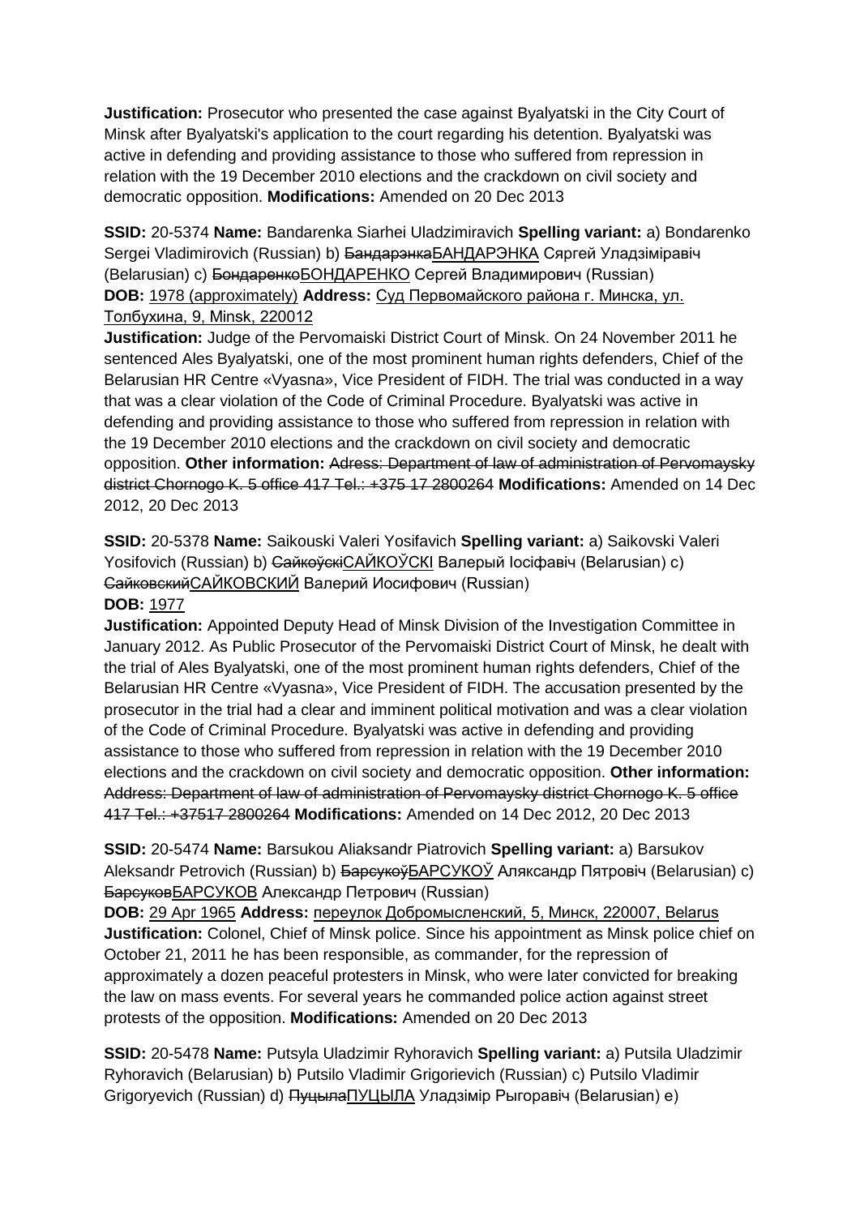**Justification:** Prosecutor who presented the case against Byalyatski in the City Court of Minsk after Byalyatski's application to the court regarding his detention. Byalyatski was active in defending and providing assistance to those who suffered from repression in relation with the 19 December 2010 elections and the crackdown on civil society and democratic opposition. **Modifications:** Amended on 20 Dec 2013

**SSID:** 20-5374 **Name:** Bandarenka Siarhei Uladzimiravich **Spelling variant:** a) Bondarenko Sergei Vladimirovich (Russian) b) ~~Бандарэнка~~БАНДАРЭНКА Сяргей Уладзіміравіч (Belarusian) c) ~~Бондаренко~~БОНДАРЕНКО Сергей Владимирович (Russian)
**DOB:** 1978 (approximately) **Address:** Суд Первомайского района г. Минска, ул. Толбухина, 9, Minsk, 220012
**Justification:** Judge of the Pervomaiski District Court of Minsk. On 24 November 2011 he sentenced Ales Byalyatski, one of the most prominent human rights defenders, Chief of the Belarusian HR Centre «Vyasna», Vice President of FIDH. The trial was conducted in a way that was a clear violation of the Code of Criminal Procedure. Byalyatski was active in defending and providing assistance to those who suffered from repression in relation with the 19 December 2010 elections and the crackdown on civil society and democratic opposition. **Other information:** ~~Adress: Department of law of administration of Pervomaysky district Chornogo K. 5 office 417 Tel.: +375 17 2800264~~ **Modifications:** Amended on 14 Dec 2012, 20 Dec 2013

**SSID:** 20-5378 **Name:** Saikouski Valeri Yosifavich **Spelling variant:** a) Saikovski Valeri Yosifovich (Russian) b) ~~Сайкоўскі~~САЙКОЎСКІ Валерый Іосіфавіч (Belarusian) c) ~~Сайковский~~САЙКОВСКИЙ Валерий Иосифович (Russian)
**DOB:** 1977
**Justification:** Appointed Deputy Head of Minsk Division of the Investigation Committee in January 2012. As Public Prosecutor of the Pervomaiski District Court of Minsk, he dealt with the trial of Ales Byalyatski, one of the most prominent human rights defenders, Chief of the Belarusian HR Centre «Vyasna», Vice President of FIDH. The accusation presented by the prosecutor in the trial had a clear and imminent political motivation and was a clear violation of the Code of Criminal Procedure. Byalyatski was active in defending and providing assistance to those who suffered from repression in relation with the 19 December 2010 elections and the crackdown on civil society and democratic opposition. **Other information:** ~~Address: Department of law of administration of Pervomaysky district Chornogo K. 5 office 417 Tel.: +37517 2800264~~ **Modifications:** Amended on 14 Dec 2012, 20 Dec 2013

**SSID:** 20-5474 **Name:** Barsukou Aliaksandr Piatrovich **Spelling variant:** a) Barsukov Aleksandr Petrovich (Russian) b) ~~Барсукоў~~БАРСУКОЎ Аляксандр Пятровіч (Belarusian) c) ~~Барсуков~~БАРСУКОВ Александр Петрович (Russian)
**DOB:** 29 Apr 1965 **Address:** переулок Добромысленский, 5, Минск, 220007, Belarus
**Justification:** Colonel, Chief of Minsk police. Since his appointment as Minsk police chief on October 21, 2011 he has been responsible, as commander, for the repression of approximately a dozen peaceful protesters in Minsk, who were later convicted for breaking the law on mass events. For several years he commanded police action against street protests of the opposition. **Modifications:** Amended on 20 Dec 2013

**SSID:** 20-5478 **Name:** Putsyla Uladzimir Ryhoravich **Spelling variant:** a) Putsila Uladzimir Ryhoravich (Belarusian) b) Putsilo Vladimir Grigorievich (Russian) c) Putsilo Vladimir Grigoryevich (Russian) d) ~~Пуцыла~~ПУЦЫЛА Уладзімір Рыгоравіч (Belarusian) e)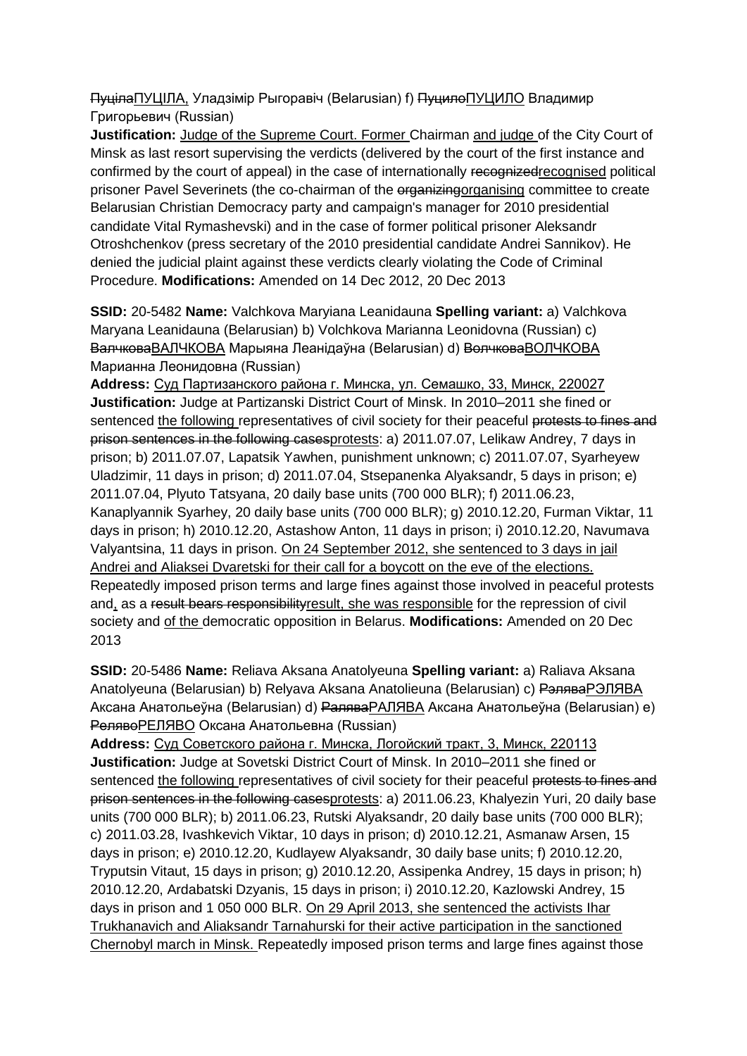~~Пуціла~~ПУЦІЛА, Уладзімір Рыгоравіч (Belarusian) f) ~~Пуцило~~ПУЦИЛО Владимир Григорьевич (Russian)

**Justification:** Judge of the Supreme Court. Former Chairman and judge of the City Court of Minsk as last resort supervising the verdicts (delivered by the court of the first instance and confirmed by the court of appeal) in the case of internationally ~~recognized~~recognised political prisoner Pavel Severinets (the co-chairman of the ~~organizing~~organising committee to create Belarusian Christian Democracy party and campaign's manager for 2010 presidential candidate Vital Rymashevski) and in the case of former political prisoner Aleksandr Otroshchenkov (press secretary of the 2010 presidential candidate Andrei Sannikov). He denied the judicial plaint against these verdicts clearly violating the Code of Criminal Procedure. **Modifications:** Amended on 14 Dec 2012, 20 Dec 2013

**SSID:** 20-5482 **Name:** Valchkova Maryiana Leanidauna **Spelling variant:** a) Valchkova Maryana Leanidauna (Belarusian) b) Volchkova Marianna Leonidovna (Russian) c) ~~Валчкова~~ВАЛЧКОВА Марыяна Леанідаўна (Belarusian) d) ~~Волчкова~~ВОЛЧКОВА Марианна Леонидовна (Russian)

**Address:** Суд Партизанского района г. Минска, ул. Семашко, 33, Минск, 220027

**Justification:** Judge at Partizanski District Court of Minsk. In 2010–2011 she fined or sentenced the following representatives of civil society for their peaceful ~~protests to fines and prison sentences in the following cases~~protests: a) 2011.07.07, Lelikaw Andrey, 7 days in prison; b) 2011.07.07, Lapatsik Yawhen, punishment unknown; c) 2011.07.07, Syarheyew Uladzimir, 11 days in prison; d) 2011.07.04, Stsepanenka Alyaksandr, 5 days in prison; e) 2011.07.04, Plyuto Tatsyana, 20 daily base units (700 000 BLR); f) 2011.06.23, Kanaplyannik Syarhey, 20 daily base units (700 000 BLR); g) 2010.12.20, Furman Viktar, 11 days in prison; h) 2010.12.20, Astashow Anton, 11 days in prison; i) 2010.12.20, Navumava Valyantsina, 11 days in prison. On 24 September 2012, she sentenced to 3 days in jail Andrei and Aliaksei Dvaretski for their call for a boycott on the eve of the elections. Repeatedly imposed prison terms and large fines against those involved in peaceful protests and, as a ~~result bears responsibility~~result, she was responsible for the repression of civil society and of the democratic opposition in Belarus. **Modifications:** Amended on 20 Dec 2013

**SSID:** 20-5486 **Name:** Reliava Aksana Anatolyeuna **Spelling variant:** a) Raliava Aksana Anatolyeuna (Belarusian) b) Relyava Aksana Anatolieuna (Belarusian) c) ~~Рэлява~~РЭЛЯВА Аксана Анатольеўна (Belarusian) d) ~~Ралява~~РАЛЯВА Аксана Анатольеўна (Belarusian) e) ~~Релявo~~РЕЛЯВО Оксана Анатольевна (Russian)

**Address:** Суд Советского района г. Минска, Логойский тракт, 3, Минск, 220113

**Justification:** Judge at Sovetski District Court of Minsk. In 2010–2011 she fined or sentenced the following representatives of civil society for their peaceful ~~protests to fines and prison sentences in the following cases~~protests: a) 2011.06.23, Khalyezin Yuri, 20 daily base units (700 000 BLR); b) 2011.06.23, Rutski Alyaksandr, 20 daily base units (700 000 BLR); c) 2011.03.28, Ivashkevich Viktar, 10 days in prison; d) 2010.12.21, Asmanaw Arsen, 15 days in prison; e) 2010.12.20, Kudlayew Alyaksandr, 30 daily base units; f) 2010.12.20, Tryputsin Vitaut, 15 days in prison; g) 2010.12.20, Assipenka Andrey, 15 days in prison; h) 2010.12.20, Ardabatski Dzyanis, 15 days in prison; i) 2010.12.20, Kazlowski Andrey, 15 days in prison and 1 050 000 BLR. On 29 April 2013, she sentenced the activists Ihar Trukhanavich and Aliaksandr Tarnahurski for their active participation in the sanctioned Chernobyl march in Minsk. Repeatedly imposed prison terms and large fines against those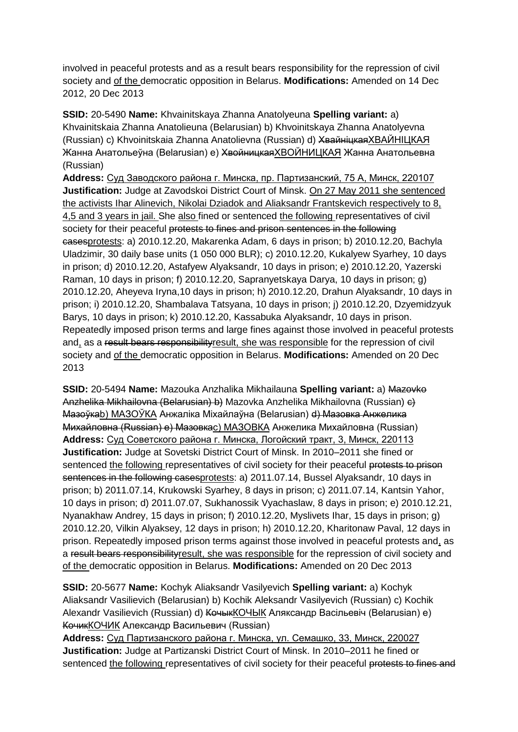involved in peaceful protests and as a result bears responsibility for the repression of civil society and of the democratic opposition in Belarus. **Modifications:** Amended on 14 Dec 2012, 20 Dec 2013

**SSID:** 20-5490 **Name:** Khvainitskaya Zhanna Anatolyeuna **Spelling variant:** a) Khvainitskaia Zhanna Anatolieuna (Belarusian) b) Khvoinitskaya Zhanna Anatolyevna (Russian) c) Khvoinitskaia Zhanna Anatolievna (Russian) d) ~~Хвайніцкая~~ХВАЙНІЦКАЯ Жанна Анатольеўна (Belarusian) e) ~~Хвойницкая~~ХВОЙНИЦКАЯ Жанна Анатольевна (Russian)
**Address:** Суд Заводского района г. Минска, пр. Партизанский, 75 А, Минск, 220107
**Justification:** Judge at Zavodskoi District Court of Minsk. On 27 May 2011 she sentenced the activists Ihar Alinevich, Nikolai Dziadok and Aliaksandr Frantskevich respectively to 8, 4,5 and 3 years in jail. She also fined or sentenced the following representatives of civil society for their peaceful ~~protests to fines and prison sentences in the following cases~~protests: a) 2010.12.20, Makarenka Adam, 6 days in prison; b) 2010.12.20, Bachyla Uladzimir, 30 daily base units (1 050 000 BLR); c) 2010.12.20, Kukalyew Syarhey, 10 days in prison; d) 2010.12.20, Astafyew Alyaksandr, 10 days in prison; e) 2010.12.20, Yazerski Raman, 10 days in prison; f) 2010.12.20, Sapranyetskaya Darya, 10 days in prison; g) 2010.12.20, Aheyeva Iryna,10 days in prison; h) 2010.12.20, Drahun Alyaksandr, 10 days in prison; i) 2010.12.20, Shambalava Tatsyana, 10 days in prison; j) 2010.12.20, Dzyemidzyuk Barys, 10 days in prison; k) 2010.12.20, Kassabuka Alyaksandr, 10 days in prison. Repeatedly imposed prison terms and large fines against those involved in peaceful protests and, as a ~~result bears responsibility~~result, she was responsible for the repression of civil society and of the democratic opposition in Belarus. **Modifications:** Amended on 20 Dec 2013

**SSID:** 20-5494 **Name:** Mazouka Anzhalika Mikhailauna **Spelling variant:** a) ~~Mazovko Anzhelika Mikhailovna (Belarusian) b)~~ Mazovka Anzhelika Mikhailovna (Russian) ~~c) Мазоўка~~b) МАЗОЎКА Анжаліка Міхайлаўна (Belarusian) ~~d) Мазовка Анжелика Михайловна (Russian) e) Мазовка~~c) МАЗОВКА Анжелика Михайловна (Russian)
**Address:** Суд Советского района г. Минска, Логойский тракт, 3, Минск, 220113
**Justification:** Judge at Sovetski District Court of Minsk. In 2010–2011 she fined or sentenced the following representatives of civil society for their peaceful ~~protests to prison sentences in the following cases~~protests: a) 2011.07.14, Bussel Alyaksandr, 10 days in prison; b) 2011.07.14, Krukowski Syarhey, 8 days in prison; c) 2011.07.14, Kantsin Yahor, 10 days in prison; d) 2011.07.07, Sukhanossik Vyachaslaw, 8 days in prison; e) 2010.12.21, Nyanakhaw Andrey, 15 days in prison; f) 2010.12.20, Myslivets Ihar, 15 days in prison; g) 2010.12.20, Vilkin Alyaksey, 12 days in prison; h) 2010.12.20, Kharitonaw Paval, 12 days in prison. Repeatedly imposed prison terms against those involved in peaceful protests and, as a ~~result bears responsibility~~result, she was responsible for the repression of civil society and of the democratic opposition in Belarus. **Modifications:** Amended on 20 Dec 2013

**SSID:** 20-5677 **Name:** Kochyk Aliaksandr Vasilyevich **Spelling variant:** a) Kochyk Aliaksandr Vasilievich (Belarusian) b) Kochik Aleksandr Vasilyevich (Russian) c) Kochik Alexandr Vasilievich (Russian) d) ~~Кочык~~КОЧЫК Аляксандр Васільевіч (Belarusian) e) ~~Кочик~~КОЧИК Александр Васильевич (Russian)
**Address:** Суд Партизанского района г. Минска, ул. Семашко, 33, Минск, 220027
**Justification:** Judge at Partizanski District Court of Minsk. In 2010–2011 he fined or sentenced the following representatives of civil society for their peaceful ~~protests to fines and~~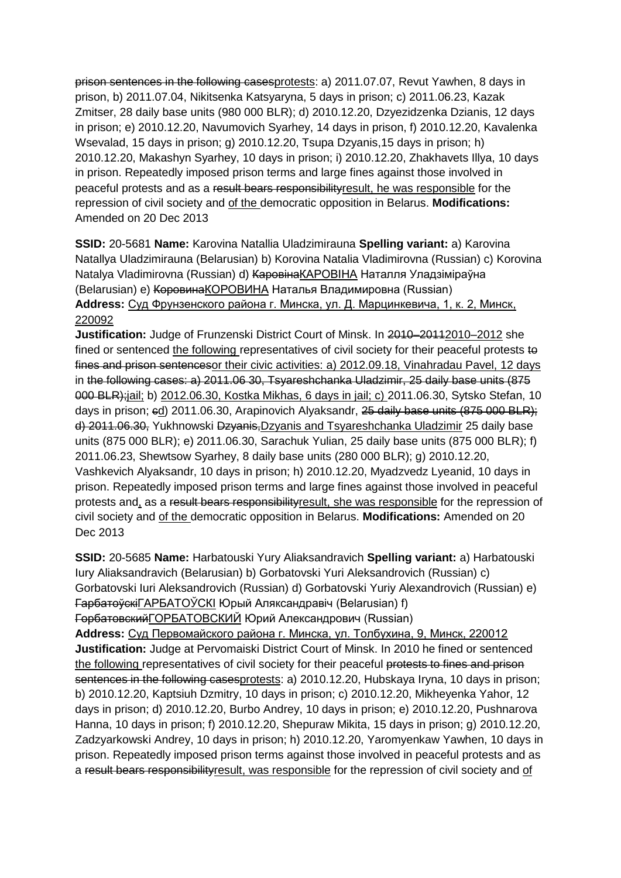~~prison sentences in the following cases~~<u>protests</u>: a) 2011.07.07, Revut Yawhen, 8 days in prison, b) 2011.07.04, Nikitsenka Katsyaryna, 5 days in prison; c) 2011.06.23, Kazak Zmitser, 28 daily base units (980 000 BLR); d) 2010.12.20, Dzyezidzenka Dzianis, 12 days in prison; e) 2010.12.20, Navumovich Syarhey, 14 days in prison, f) 2010.12.20, Kavalenka Wsevalad, 15 days in prison; g) 2010.12.20, Tsupa Dzyanis,15 days in prison; h) 2010.12.20, Makashyn Syarhey, 10 days in prison; i) 2010.12.20, Zhakhavets Illya, 10 days in prison. Repeatedly imposed prison terms and large fines against those involved in peaceful protests and as a ~~result bears responsibility~~<u>result, he was responsible</u> for the repression of civil society and <u>of the </u>democratic opposition in Belarus. **Modifications:** Amended on 20 Dec 2013

**SSID:** 20-5681 **Name:** Karovina Natallia Uladzimirauna **Spelling variant:** a) Karovina Natallya Uladzimirauna (Belarusian) b) Korovina Natalia Vladimirovna (Russian) c) Korovina Natalya Vladimirovna (Russian) d) ~~Каровіна~~<u>КАРОВІНА</u> Наталля Уладзіміраўна (Belarusian) e) ~~Коровина~~<u>КОРОВИНА</u> Наталья Владимировна (Russian)
**Address:** <u>Суд Фрунзенского района г. Минска, ул. Д. Марцинкевича, 1, к. 2, Минск, 220092</u>
**Justification:** Judge of Frunzenski District Court of Minsk. In ~~2010–2011~~<u>2010–2012</u> she fined or sentenced <u>the following </u>representatives of civil society for their peaceful protests ~~to fines and prison sentences~~<u>or their civic activities: a) 2012.09.18, Vinahradau Pavel, 12 days</u> in ~~the following cases: a) 2011.06 30, Tsyareshchanka Uladzimir, 25 daily base units (875 000 BLR);~~<u>jail;</u> b) <u>2012.06.30, Kostka Mikhas, 6 days in jail; c) </u>2011.06.30, Sytsko Stefan, 10 days in prison; ~~c~~<u>d</u>) 2011.06.30, Arapinovich Alyaksandr, ~~25 daily base units (875 000 BLR); d) 2011.06.30,~~ Yukhnowski ~~Dzyanis,~~<u>Dzyanis and Tsyareshchanka Uladzimir</u> 25 daily base units (875 000 BLR); e) 2011.06.30, Sarachuk Yulian, 25 daily base units (875 000 BLR); f) 2011.06.23, Shewtsow Syarhey, 8 daily base units (280 000 BLR); g) 2010.12.20, Vashkevich Alyaksandr, 10 days in prison; h) 2010.12.20, Myadzvedz Lyeanid, 10 days in prison. Repeatedly imposed prison terms and large fines against those involved in peaceful protests and<u>,</u> as a ~~result bears responsibility~~<u>result, she was responsible</u> for the repression of civil society and <u>of the </u>democratic opposition in Belarus. **Modifications:** Amended on 20 Dec 2013

**SSID:** 20-5685 **Name:** Harbatouski Yury Aliaksandravich **Spelling variant:** a) Harbatouski Iury Aliaksandravich (Belarusian) b) Gorbatovski Yuri Aleksandrovich (Russian) c) Gorbatovski Iuri Aleksandrovich (Russian) d) Gorbatovski Yuriy Alexandrovich (Russian) e) ~~Гарбатоўскі~~<u>ГАРБАТОЎСКІ</u> Юрый Аляксандравіч (Belarusian) f) ~~Горбатовский~~<u>ГОРБАТОВСКИЙ</u> Юрий Александрович (Russian)
**Address:** <u>Суд Первомайского района г. Минска, ул. Толбухина, 9, Минск, 220012</u>
**Justification:** Judge at Pervomaiski District Court of Minsk. In 2010 he fined or sentenced <u>the following </u>representatives of civil society for their peaceful ~~protests to fines and prison sentences in the following cases~~<u>protests</u>: a) 2010.12.20, Hubskaya Iryna, 10 days in prison; b) 2010.12.20, Kaptsiuh Dzmitry, 10 days in prison; c) 2010.12.20, Mikheyenka Yahor, 12 days in prison; d) 2010.12.20, Burbo Andrey, 10 days in prison; e) 2010.12.20, Pushnarova Hanna, 10 days in prison; f) 2010.12.20, Shepuraw Mikita, 15 days in prison; g) 2010.12.20, Zadzyarkowski Andrey, 10 days in prison; h) 2010.12.20, Yaromyenkaw Yawhen, 10 days in prison. Repeatedly imposed prison terms against those involved in peaceful protests and as a ~~result bears responsibility~~<u>result, was responsible</u> for the repression of civil society and <u>of</u>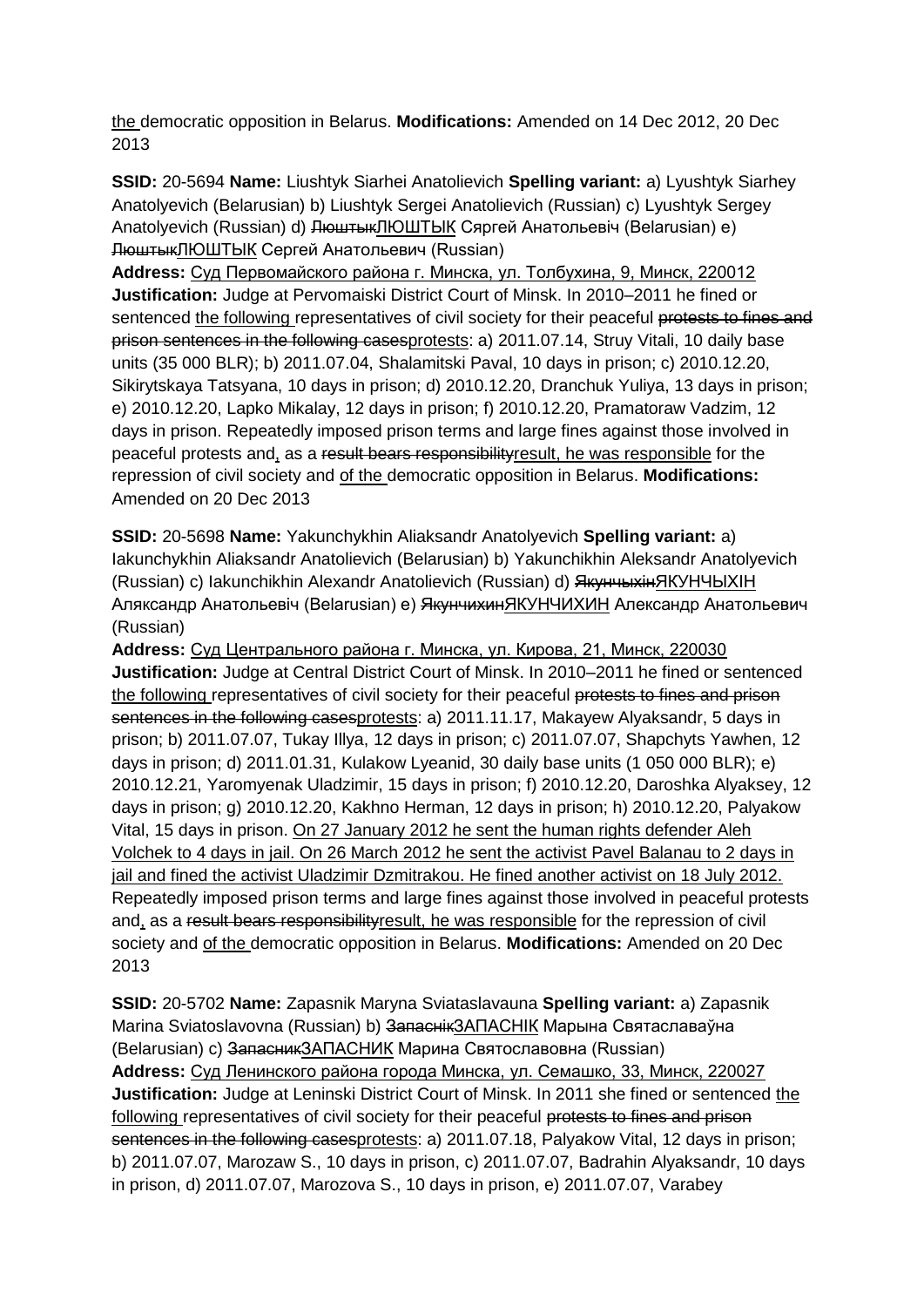the democratic opposition in Belarus. **Modifications:** Amended on 14 Dec 2012, 20 Dec 2013

**SSID:** 20-5694 **Name:** Liushtyk Siarhei Anatolievich **Spelling variant:** a) Lyushtyk Siarhey Anatolyevich (Belarusian) b) Liushtyk Sergei Anatolievich (Russian) c) Lyushtyk Sergey Anatolyevich (Russian) d) ~~Люштык~~ЛЮШТЫК Сяргей Анатольевіч (Belarusian) e) ~~Люштык~~ЛЮШТЫК Сергей Анатольевич (Russian)
**Address:** Суд Первомайского района г. Минска, ул. Толбухина, 9, Минск, 220012
**Justification:** Judge at Pervomaiski District Court of Minsk. In 2010–2011 he fined or sentenced the following representatives of civil society for their peaceful ~~protests to fines and prison sentences in the following cases~~protests: a) 2011.07.14, Struy Vitali, 10 daily base units (35 000 BLR); b) 2011.07.04, Shalamitski Paval, 10 days in prison; c) 2010.12.20, Sikirytskaya Tatsyana, 10 days in prison; d) 2010.12.20, Dranchuk Yuliya, 13 days in prison; e) 2010.12.20, Lapko Mikalay, 12 days in prison; f) 2010.12.20, Pramatoraw Vadzim, 12 days in prison. Repeatedly imposed prison terms and large fines against those involved in peaceful protests and, as a ~~result bears responsibility~~result, he was responsible for the repression of civil society and of the democratic opposition in Belarus. **Modifications:** Amended on 20 Dec 2013

**SSID:** 20-5698 **Name:** Yakunchykhin Aliaksandr Anatolyevich **Spelling variant:** a) Iakunchykhin Aliaksandr Anatolievich (Belarusian) b) Yakunchikhin Aleksandr Anatolyevich (Russian) c) Iakunchikhin Alexandr Anatolievich (Russian) d) ~~Якунчыхін~~ЯКУНЧЫХІН Аляксандр Анатольевіч (Belarusian) e) ~~Якунчихин~~ЯКУНЧИХИН Александр Анатольевич (Russian)
**Address:** Суд Центрального района г. Минска, ул. Кирова, 21, Минск, 220030
**Justification:** Judge at Central District Court of Minsk. In 2010–2011 he fined or sentenced the following representatives of civil society for their peaceful ~~protests to fines and prison sentences in the following cases~~protests: a) 2011.11.17, Makayew Alyaksandr, 5 days in prison; b) 2011.07.07, Tukay Illya, 12 days in prison; c) 2011.07.07, Shapchyts Yawhen, 12 days in prison; d) 2011.01.31, Kulakow Lyeanid, 30 daily base units (1 050 000 BLR); e) 2010.12.21, Yaromyenak Uladzimir, 15 days in prison; f) 2010.12.20, Daroshka Alyaksey, 12 days in prison; g) 2010.12.20, Kakhno Herman, 12 days in prison; h) 2010.12.20, Palyakow Vital, 15 days in prison. On 27 January 2012 he sent the human rights defender Aleh Volchek to 4 days in jail. On 26 March 2012 he sent the activist Pavel Balanau to 2 days in jail and fined the activist Uladzimir Dzmitrakou. He fined another activist on 18 July 2012. Repeatedly imposed prison terms and large fines against those involved in peaceful protests and, as a ~~result bears responsibility~~result, he was responsible for the repression of civil society and of the democratic opposition in Belarus. **Modifications:** Amended on 20 Dec 2013

**SSID:** 20-5702 **Name:** Zapasnik Maryna Sviataslavauna **Spelling variant:** a) Zapasnik Marina Sviatoslavovna (Russian) b) ~~Запаснік~~ЗАПАСНІК Марына Святаславаўна (Belarusian) c) ~~Запасник~~ЗАПАСНИК Марина Святославовна (Russian)
**Address:** Суд Ленинского района города Минска, ул. Семашко, 33, Минск, 220027
**Justification:** Judge at Leninski District Court of Minsk. In 2011 she fined or sentenced the following representatives of civil society for their peaceful ~~protests to fines and prison sentences in the following cases~~protests: a) 2011.07.18, Palyakow Vital, 12 days in prison; b) 2011.07.07, Marozaw S., 10 days in prison, c) 2011.07.07, Badrahin Alyaksandr, 10 days in prison, d) 2011.07.07, Marozova S., 10 days in prison, e) 2011.07.07, Varabey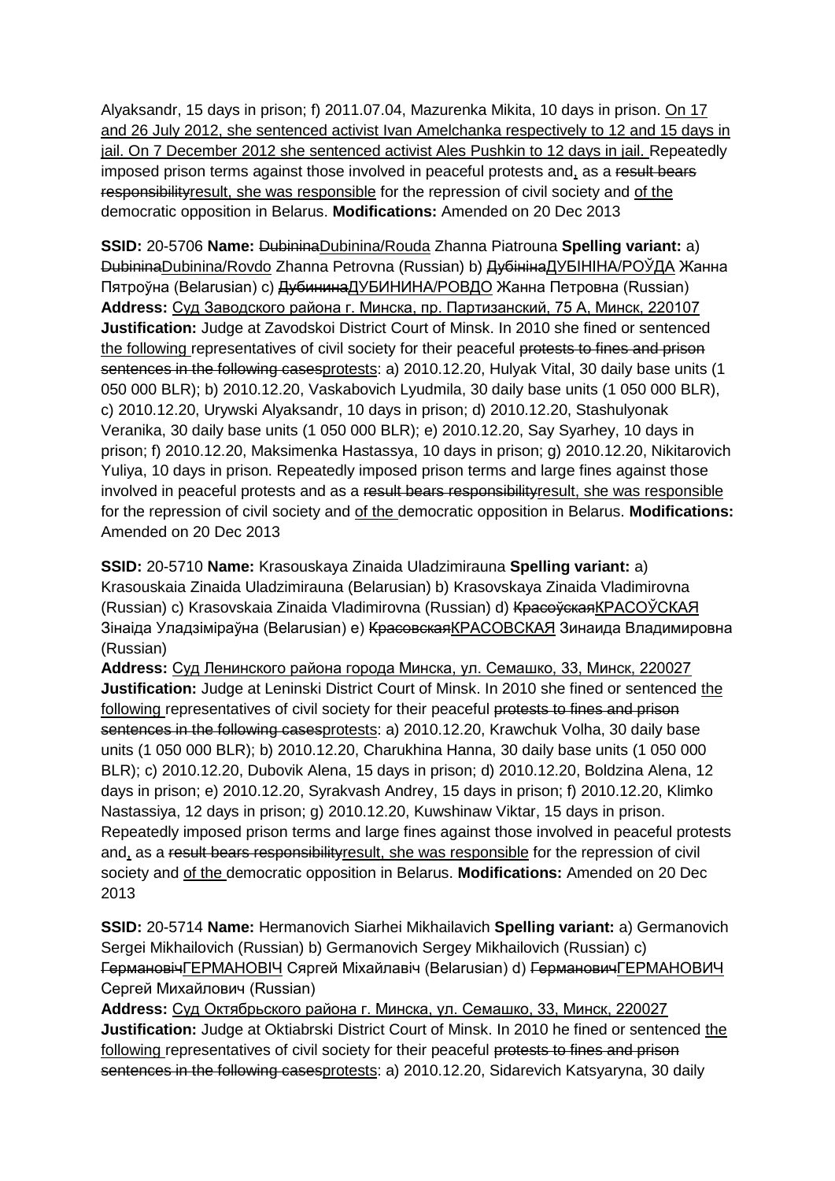Alyaksandr, 15 days in prison; f) 2011.07.04, Mazurenka Mikita, 10 days in prison. <u>On 17 and 26 July 2012, she sentenced activist Ivan Amelchanka respectively to 12 and 15 days in jail. On 7 December 2012 she sentenced activist Ales Pushkin to 12 days in jail.</u> Repeatedly imposed prison terms against those involved in peaceful protests and<u>,</u> as a ~~result bears responsibility~~<u>result, she was responsible</u> for the repression of civil society and <u>of the</u> democratic opposition in Belarus. **Modifications:** Amended on 20 Dec 2013

**SSID:** 20-5706 **Name:** ~~Dubinina~~<u>Dubinina/Rouda</u> Zhanna Piatrouna **Spelling variant:** a) ~~Dubinina~~<u>Dubinina/Rovdo</u> Zhanna Petrovna (Russian) b) ~~Дубініна~~<u>ДУБІНІНА/РОЎДА</u> Жанна Пятроўна (Belarusian) c) ~~Дубинина~~<u>ДУБИНИНА/РОВДО</u> Жанна Петровна (Russian) **Address:** <u>Суд Заводского района г. Минска, пр. Партизанский, 75 А, Минск, 220107</u> **Justification:** Judge at Zavodskoi District Court of Minsk. In 2010 she fined or sentenced <u>the following</u> representatives of civil society for their peaceful ~~protests to fines and prison sentences in the following cases~~<u>protests</u>: a) 2010.12.20, Hulyak Vital, 30 daily base units (1 050 000 BLR); b) 2010.12.20, Vaskabovich Lyudmila, 30 daily base units (1 050 000 BLR), c) 2010.12.20, Urywski Alyaksandr, 10 days in prison; d) 2010.12.20, Stashulyonak Veranika, 30 daily base units (1 050 000 BLR); e) 2010.12.20, Say Syarhey, 10 days in prison; f) 2010.12.20, Maksimenka Hastassya, 10 days in prison; g) 2010.12.20, Nikitarovich Yuliya, 10 days in prison. Repeatedly imposed prison terms and large fines against those involved in peaceful protests and as a ~~result bears responsibility~~<u>result, she was responsible</u> for the repression of civil society and <u>of the</u> democratic opposition in Belarus. **Modifications:** Amended on 20 Dec 2013

**SSID:** 20-5710 **Name:** Krasouskaya Zinaida Uladzimirauna **Spelling variant:** a) Krasouskaia Zinaida Uladzimirauna (Belarusian) b) Krasovskaya Zinaida Vladimirovna (Russian) c) Krasovskaia Zinaida Vladimirovna (Russian) d) ~~Красоўская~~<u>КРАСОЎСКАЯ</u> Зінаіда Уладзіміраўна (Belarusian) e) ~~Красовская~~<u>КРАСОВСКАЯ</u> Зинаида Владимировна (Russian)
**Address:** <u>Суд Ленинского района города Минска, ул. Семашко, 33, Минск, 220027</u> **Justification:** Judge at Leninski District Court of Minsk. In 2010 she fined or sentenced <u>the following</u> representatives of civil society for their peaceful ~~protests to fines and prison sentences in the following cases~~<u>protests</u>: a) 2010.12.20, Krawchuk Volha, 30 daily base units (1 050 000 BLR); b) 2010.12.20, Charukhina Hanna, 30 daily base units (1 050 000 BLR); c) 2010.12.20, Dubovik Alena, 15 days in prison; d) 2010.12.20, Boldzina Alena, 12 days in prison; e) 2010.12.20, Syrakvash Andrey, 15 days in prison; f) 2010.12.20, Klimko Nastassiya, 12 days in prison; g) 2010.12.20, Kuwshinaw Viktar, 15 days in prison. Repeatedly imposed prison terms and large fines against those involved in peaceful protests and<u>,</u> as a ~~result bears responsibility~~<u>result, she was responsible</u> for the repression of civil society and <u>of the</u> democratic opposition in Belarus. **Modifications:** Amended on 20 Dec 2013

**SSID:** 20-5714 **Name:** Hermanovich Siarhei Mikhailavich **Spelling variant:** a) Germanovich Sergei Mikhailovich (Russian) b) Germanovich Sergey Mikhailovich (Russian) c) ~~Германовіч~~<u>ГЕРМАНОВІЧ</u> Сяргей Міхайлавіч (Belarusian) d) ~~Германович~~<u>ГЕРМАНОВИЧ</u> Сергей Михайлович (Russian)
**Address:** <u>Суд Октябрьского района г. Минска, ул. Семашко, 33, Минск, 220027</u> **Justification:** Judge at Oktiabrski District Court of Minsk. In 2010 he fined or sentenced <u>the following</u> representatives of civil society for their peaceful ~~protests to fines and prison sentences in the following cases~~<u>protests</u>: a) 2010.12.20, Sidarevich Katsyaryna, 30 daily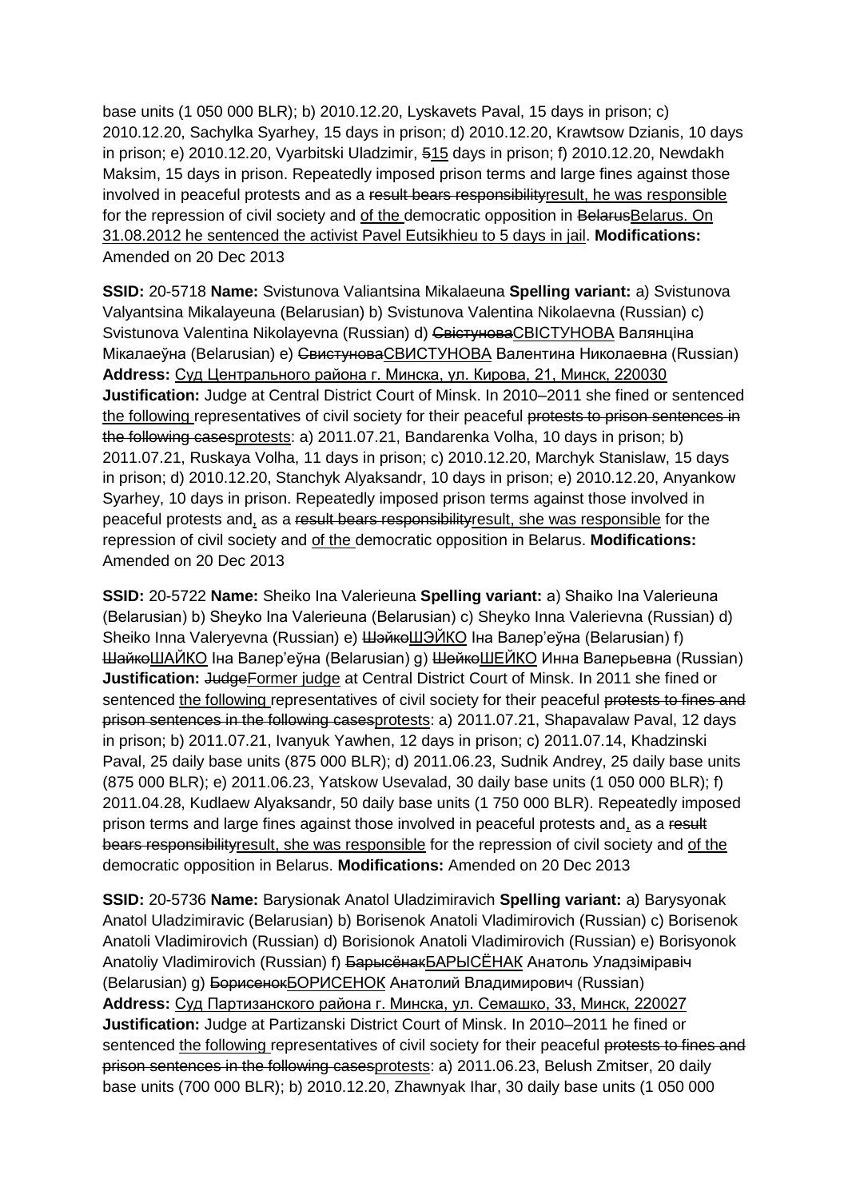base units (1 050 000 BLR); b) 2010.12.20, Lyskavets Paval, 15 days in prison; c) 2010.12.20, Sachylka Syarhey, 15 days in prison; d) 2010.12.20, Krawtsow Dzianis, 10 days in prison; e) 2010.12.20, Vyarbitski Uladzimir, ~~5~~15 days in prison; f) 2010.12.20, Newdakh Maksim, 15 days in prison. Repeatedly imposed prison terms and large fines against those involved in peaceful protests and as a ~~result bears responsibility~~result, he was responsible for the repression of civil society and of the democratic opposition in ~~Belarus~~Belarus. On 31.08.2012 he sentenced the activist Pavel Eutsikhieu to 5 days in jail. **Modifications:** Amended on 20 Dec 2013

**SSID:** 20-5718 **Name:** Svistunova Valiantsina Mikalaeuna **Spelling variant:** a) Svistunova Valyantsina Mikalayeuna (Belarusian) b) Svistunova Valentina Nikolaevna (Russian) c) Svistunova Valentina Nikolayevna (Russian) d) ~~Свістунова~~СВІСТУНОВА Валянціна Мікалаеўна (Belarusian) e) ~~Свистунова~~СВИСТУНОВА Валентина Николаевна (Russian) **Address:** Суд Центрального района г. Минска, ул. Кирова, 21, Минск, 220030 **Justification:** Judge at Central District Court of Minsk. In 2010–2011 she fined or sentenced the following representatives of civil society for their peaceful ~~protests to prison sentences in the following cases~~protests: a) 2011.07.21, Bandarenka Volha, 10 days in prison; b) 2011.07.21, Ruskaya Volha, 11 days in prison; c) 2010.12.20, Marchyk Stanislaw, 15 days in prison; d) 2010.12.20, Stanchyk Alyaksandr, 10 days in prison; e) 2010.12.20, Anyankow Syarhey, 10 days in prison. Repeatedly imposed prison terms against those involved in peaceful protests and, as a ~~result bears responsibility~~result, she was responsible for the repression of civil society and of the democratic opposition in Belarus. **Modifications:** Amended on 20 Dec 2013

**SSID:** 20-5722 **Name:** Sheiko Ina Valerieuna **Spelling variant:** a) Shaiko Ina Valerieuna (Belarusian) b) Sheyko Ina Valerieuna (Belarusian) c) Sheyko Inna Valerievna (Russian) d) Sheiko Inna Valeryevna (Russian) e) ~~Шэйко~~ШЭЙКО Іна Валер'еўна (Belarusian) f) ~~Шайко~~ШАЙКО Іна Валер'еўна (Belarusian) g) ~~Шейко~~ШЕЙКО Инна Валерьевна (Russian) **Justification:** ~~Judge~~Former judge at Central District Court of Minsk. In 2011 she fined or sentenced the following representatives of civil society for their peaceful ~~protests to fines and prison sentences in the following cases~~protests: a) 2011.07.21, Shapavalaw Paval, 12 days in prison; b) 2011.07.21, Ivanyuk Yawhen, 12 days in prison; c) 2011.07.14, Khadzinski Paval, 25 daily base units (875 000 BLR); d) 2011.06.23, Sudnik Andrey, 25 daily base units (875 000 BLR); e) 2011.06.23, Yatskow Usevalad, 30 daily base units (1 050 000 BLR); f) 2011.04.28, Kudlaew Alyaksandr, 50 daily base units (1 750 000 BLR). Repeatedly imposed prison terms and large fines against those involved in peaceful protests and, as a ~~result bears responsibility~~result, she was responsible for the repression of civil society and of the democratic opposition in Belarus. **Modifications:** Amended on 20 Dec 2013

**SSID:** 20-5736 **Name:** Barysionak Anatol Uladzimiravich **Spelling variant:** a) Barysyonak Anatol Uladzimiravic (Belarusian) b) Borisenok Anatoli Vladimirovich (Russian) c) Borisenok Anatoli Vladimirovich (Russian) d) Borisionok Anatoli Vladimirovich (Russian) e) Borisyonok Anatoliy Vladimirovich (Russian) f) ~~Барысёнак~~БАРЫСЁНАК Анатоль Уладзіміравіч (Belarusian) g) ~~Борисенок~~БОРИСЕНОК Анатолий Владимирович (Russian) **Address:** Суд Партизанского района г. Минска, ул. Семашко, 33, Минск, 220027 **Justification:** Judge at Partizanski District Court of Minsk. In 2010–2011 he fined or sentenced the following representatives of civil society for their peaceful ~~protests to fines and prison sentences in the following cases~~protests: a) 2011.06.23, Belush Zmitser, 20 daily base units (700 000 BLR); b) 2010.12.20, Zhawnyak Ihar, 30 daily base units (1 050 000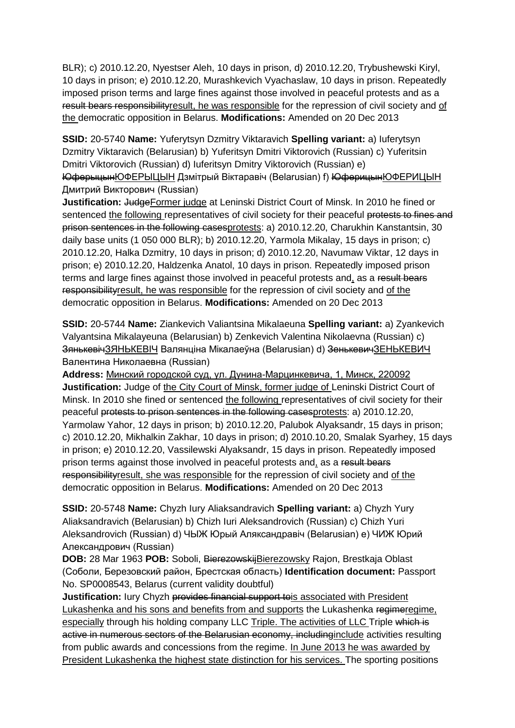BLR); c) 2010.12.20, Nyestser Aleh, 10 days in prison, d) 2010.12.20, Trybushewski Kiryl, 10 days in prison; e) 2010.12.20, Murashkevich Vyachaslaw, 10 days in prison. Repeatedly imposed prison terms and large fines against those involved in peaceful protests and as a ~~result bears responsibility~~result, he was responsible for the repression of civil society and of the democratic opposition in Belarus. **Modifications:** Amended on 20 Dec 2013

**SSID:** 20-5740 **Name:** Yuferytsyn Dzmitry Viktaravich **Spelling variant:** a) Iuferytsyn Dzmitry Viktaravich (Belarusian) b) Yuferitsyn Dmitri Viktorovich (Russian) c) Yuferitsin Dmitri Viktorovich (Russian) d) Iuferitsyn Dmitry Viktorovich (Russian) e) ~~Юферыцын~~ЮФЕРЫЦЫН Дзмітрый Віктаравіч (Belarusian) f) ~~Юферицын~~ЮФЕРИЦЫН Дмитрий Викторович (Russian)

**Justification:** ~~Judge~~Former judge at Leninski District Court of Minsk. In 2010 he fined or sentenced the following representatives of civil society for their peaceful ~~protests to fines and prison sentences in the following cases~~protests: a) 2010.12.20, Charukhin Kanstantsin, 30 daily base units (1 050 000 BLR); b) 2010.12.20, Yarmola Mikalay, 15 days in prison; c) 2010.12.20, Halka Dzmitry, 10 days in prison; d) 2010.12.20, Navumaw Viktar, 12 days in prison; e) 2010.12.20, Haldzenka Anatol, 10 days in prison. Repeatedly imposed prison terms and large fines against those involved in peaceful protests and, as a ~~result bears responsibility~~result, he was responsible for the repression of civil society and of the democratic opposition in Belarus. **Modifications:** Amended on 20 Dec 2013

**SSID:** 20-5744 **Name:** Ziankevich Valiantsina Mikalaeuna **Spelling variant:** a) Zyankevich Valyantsina Mikalayeuna (Belarusian) b) Zenkevich Valentina Nikolaevna (Russian) c) ~~Зянькевіч~~ЗЯНЬКЕВІЧ Валянціна Мікалаеўна (Belarusian) d) ~~Зенькевич~~ЗЕНЬКЕВИЧ Валентина Николаевна (Russian)

**Address:** Минский городской суд, ул. Дунина-Марцинкевича, 1, Минск, 220092

**Justification:** Judge of the City Court of Minsk, former judge of Leninski District Court of Minsk. In 2010 she fined or sentenced the following representatives of civil society for their peaceful ~~protests to prison sentences in the following cases~~protests: a) 2010.12.20, Yarmolaw Yahor, 12 days in prison; b) 2010.12.20, Palubok Alyaksandr, 15 days in prison; c) 2010.12.20, Mikhalkin Zakhar, 10 days in prison; d) 2010.10.20, Smalak Syarhey, 15 days in prison; e) 2010.12.20, Vassilewski Alyaksandr, 15 days in prison. Repeatedly imposed prison terms against those involved in peaceful protests and, as a ~~result bears responsibility~~result, she was responsible for the repression of civil society and of the democratic opposition in Belarus. **Modifications:** Amended on 20 Dec 2013

**SSID:** 20-5748 **Name:** Chyzh Iury Aliaksandravich **Spelling variant:** a) Chyzh Yury Aliaksandravich (Belarusian) b) Chizh Iuri Aleksandrovich (Russian) c) Chizh Yuri Aleksandrovich (Russian) d) ЧЫЖ Юрый Аляксандравіч (Belarusian) e) ЧИЖ Юрий Александрович (Russian)

**DOB:** 28 Mar 1963 **POB:** Soboli, ~~Bierezowskij~~Bierezowsky Rajon, Brestkaja Oblast (Соболи, Березовский район, Брестская область) **Identification document:** Passport No. SP0008543, Belarus (current validity doubtful)

**Justification:** Iury Chyzh ~~provides financial support to~~is associated with President Lukashenka and his sons and benefits from and supports the Lukashenka ~~regime~~regime, especially through his holding company LLC Triple. The activities of LLC Triple ~~which is active in numerous sectors of the Belarusian economy, including~~include activities resulting from public awards and concessions from the regime. In June 2013 he was awarded by President Lukashenka the highest state distinction for his services. The sporting positions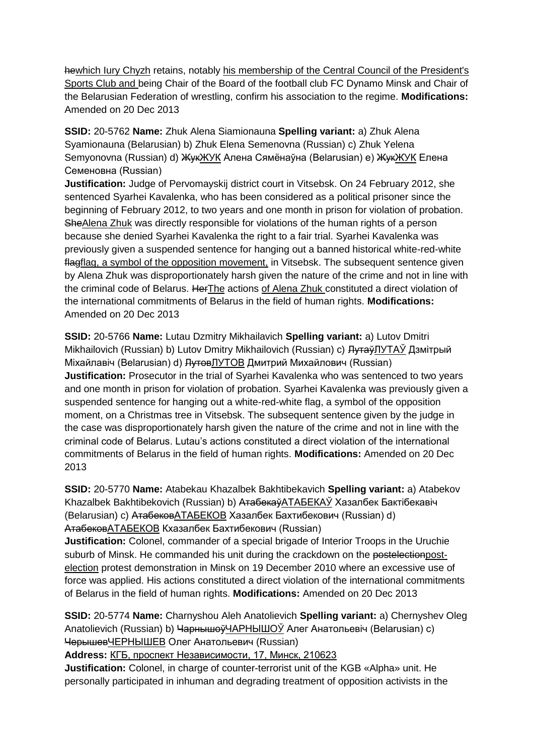hewhich Iury Chyzh retains, notably his membership of the Central Council of the President's Sports Club and being Chair of the Board of the football club FC Dynamo Minsk and Chair of the Belarusian Federation of wrestling, confirm his association to the regime. **Modifications:** Amended on 20 Dec 2013

**SSID:** 20-5762 **Name:** Zhuk Alena Siamionauna **Spelling variant:** a) Zhuk Alena Syamionauna (Belarusian) b) Zhuk Elena Semenovna (Russian) c) Zhuk Yelena Semyonovna (Russian) d) ЖукЖУК Алена Сямёнаўна (Belarusian) e) ЖукЖУК Елена Семеновна (Russian)
**Justification:** Judge of Pervomayskij district court in Vitsebsk. On 24 February 2012, she sentenced Syarhei Kavalenka, who has been considered as a political prisoner since the beginning of February 2012, to two years and one month in prison for violation of probation. SheAlena Zhuk was directly responsible for violations of the human rights of a person because she denied Syarhei Kavalenka the right to a fair trial. Syarhei Kavalenka was previously given a suspended sentence for hanging out a banned historical white-red-white flagflag, a symbol of the opposition movement, in Vitsebsk. The subsequent sentence given by Alena Zhuk was disproportionately harsh given the nature of the crime and not in line with the criminal code of Belarus. HerThe actions of Alena Zhuk constituted a direct violation of the international commitments of Belarus in the field of human rights. **Modifications:** Amended on 20 Dec 2013

**SSID:** 20-5766 **Name:** Lutau Dzmitry Mikhailavich **Spelling variant:** a) Lutov Dmitri Mikhailovich (Russian) b) Lutov Dmitry Mikhailovich (Russian) c) ЛутаўЛУТАЎ Дзмітрый Міхайлавіч (Belarusian) d) ЛутовЛУТОВ Дмитрий Михайлович (Russian)
**Justification:** Prosecutor in the trial of Syarhei Kavalenka who was sentenced to two years and one month in prison for violation of probation. Syarhei Kavalenka was previously given a suspended sentence for hanging out a white-red-white flag, a symbol of the opposition moment, on a Christmas tree in Vitsebsk. The subsequent sentence given by the judge in the case was disproportionately harsh given the nature of the crime and not in line with the criminal code of Belarus. Lutau's actions constituted a direct violation of the international commitments of Belarus in the field of human rights. **Modifications:** Amended on 20 Dec 2013

**SSID:** 20-5770 **Name:** Atabekau Khazalbek Bakhtibekavich **Spelling variant:** a) Atabekov Khazalbek Bakhtibekovich (Russian) b) АтабекаўАТАБЕКАЎ Хазалбек Бактібекавіч (Belarusian) c) АтабековАТАБЕКОВ Хазалбек Бахтибекович (Russian) d) АтабековАТАБЕКОВ Кхазалбек Бахтибекович (Russian)
**Justification:** Colonel, commander of a special brigade of Interior Troops in the Uruchie suburb of Minsk. He commanded his unit during the crackdown on the postelectionpost-election protest demonstration in Minsk on 19 December 2010 where an excessive use of force was applied. His actions constituted a direct violation of the international commitments of Belarus in the field of human rights. **Modifications:** Amended on 20 Dec 2013

**SSID:** 20-5774 **Name:** Charnyshou Aleh Anatolievich **Spelling variant:** a) Chernyshev Oleg Anatolievich (Russian) b) ЧарнышоўЧАРНЫШОЎ Алег Анатольевіч (Belarusian) c) ЧерышевЧЕРНЫШЕВ Олег Анатольевич (Russian)
**Address:** КГБ, проспект Независимости, 17, Минск, 210623
**Justification:** Colonel, in charge of counter-terrorist unit of the KGB «Alpha» unit. He personally participated in inhuman and degrading treatment of opposition activists in the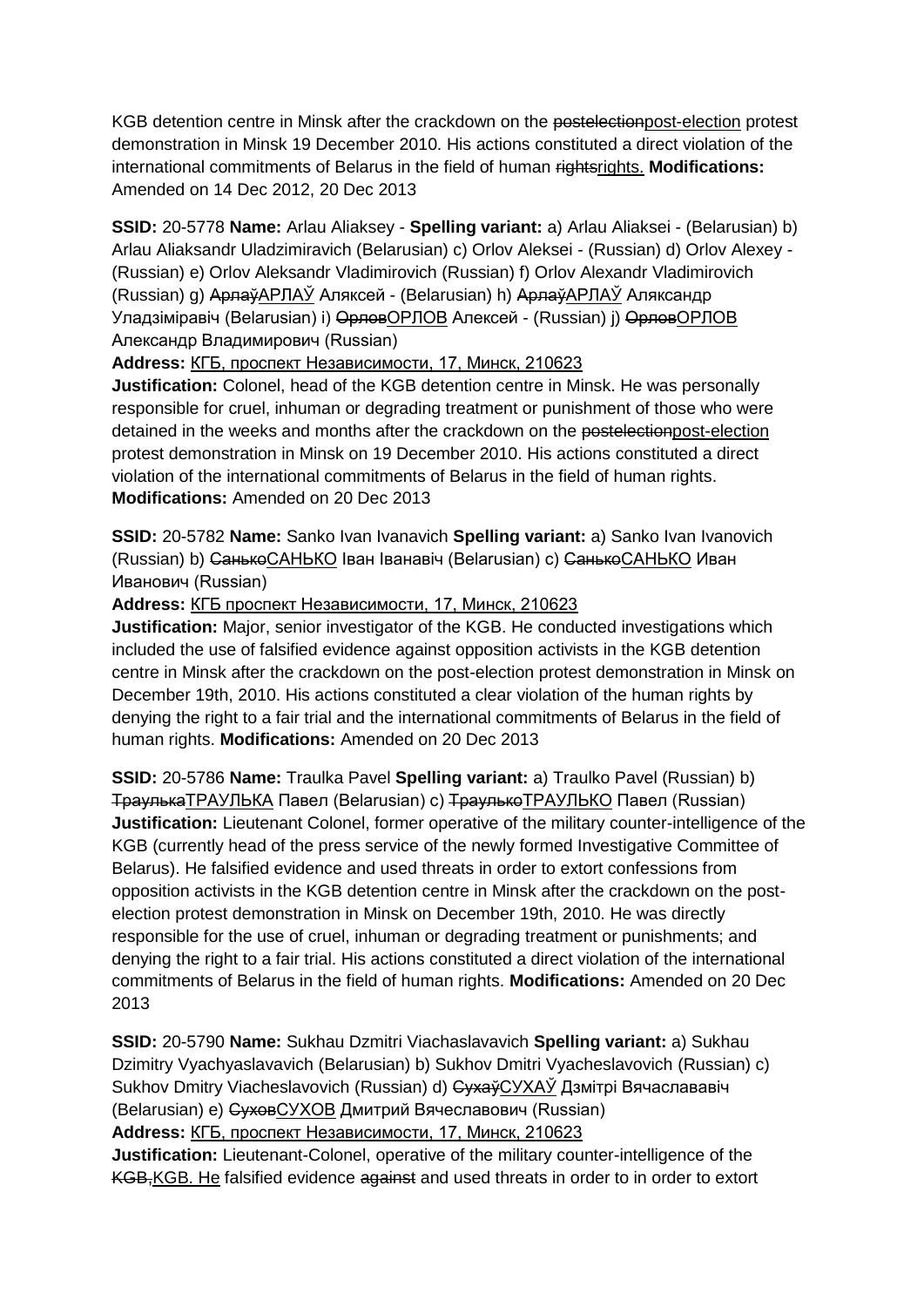KGB detention centre in Minsk after the crackdown on the ~~postelection~~post-election protest demonstration in Minsk 19 December 2010. His actions constituted a direct violation of the international commitments of Belarus in the field of human ~~rights~~rights. **Modifications:** Amended on 14 Dec 2012, 20 Dec 2013

**SSID:** 20-5778 **Name:** Arlau Aliaksey - **Spelling variant:** a) Arlau Aliaksei - (Belarusian) b) Arlau Aliaksandr Uladzimiravich (Belarusian) c) Orlov Aleksei - (Russian) d) Orlov Alexey - (Russian) e) Orlov Aleksandr Vladimirovich (Russian) f) Orlov Alexandr Vladimirovich (Russian) g) ~~Арлаў~~АРЛАЎ Аляксей - (Belarusian) h) ~~Арлаў~~АРЛАЎ Аляксандр Уладзіміравіч (Belarusian) i) ~~Орлов~~ОРЛОВ Алексей - (Russian) j) ~~Орлов~~ОРЛОВ Александр Владимирович (Russian)

**Address:** КГБ, проспект Независимости, 17, Минск, 210623

**Justification:** Colonel, head of the KGB detention centre in Minsk. He was personally responsible for cruel, inhuman or degrading treatment or punishment of those who were detained in the weeks and months after the crackdown on the ~~postelection~~post-election protest demonstration in Minsk on 19 December 2010. His actions constituted a direct violation of the international commitments of Belarus in the field of human rights. **Modifications:** Amended on 20 Dec 2013

**SSID:** 20-5782 **Name:** Sanko Ivan Ivanavich **Spelling variant:** a) Sanko Ivan Ivanovich (Russian) b) ~~Санько~~САНЬКО Іван Іванавіч (Belarusian) c) ~~Санько~~САНЬКО Иван Иванович (Russian)

**Address:** КГБ проспект Независимости, 17, Минск, 210623

**Justification:** Major, senior investigator of the KGB. He conducted investigations which included the use of falsified evidence against opposition activists in the KGB detention centre in Minsk after the crackdown on the post-election protest demonstration in Minsk on December 19th, 2010. His actions constituted a clear violation of the human rights by denying the right to a fair trial and the international commitments of Belarus in the field of human rights. **Modifications:** Amended on 20 Dec 2013

**SSID:** 20-5786 **Name:** Traulka Pavel **Spelling variant:** a) Traulko Pavel (Russian) b) ~~Траулька~~ТРАУЛЬКА Павел (Belarusian) c) ~~Траулько~~ТРАУЛЬКО Павел (Russian)

**Justification:** Lieutenant Colonel, former operative of the military counter-intelligence of the KGB (currently head of the press service of the newly formed Investigative Committee of Belarus). He falsified evidence and used threats in order to extort confessions from opposition activists in the KGB detention centre in Minsk after the crackdown on the post-election protest demonstration in Minsk on December 19th, 2010. He was directly responsible for the use of cruel, inhuman or degrading treatment or punishments; and denying the right to a fair trial. His actions constituted a direct violation of the international commitments of Belarus in the field of human rights. **Modifications:** Amended on 20 Dec 2013

**SSID:** 20-5790 **Name:** Sukhau Dzmitri Viachaslavavich **Spelling variant:** a) Sukhau Dzimitry Vyachyaslavavich (Belarusian) b) Sukhov Dmitri Vyacheslavovich (Russian) c) Sukhov Dmitry Viacheslavovich (Russian) d) ~~Сухаў~~СУХАЎ Дзмітрі Вячаслававіч (Belarusian) e) ~~Сухов~~СУХОВ Дмитрий Вячеславович (Russian)

**Address:** КГБ, проспект Независимости, 17, Минск, 210623

**Justification:** Lieutenant-Colonel, operative of the military counter-intelligence of the ~~KGB,~~KGB. He falsified evidence ~~against~~ and used threats in order to in order to extort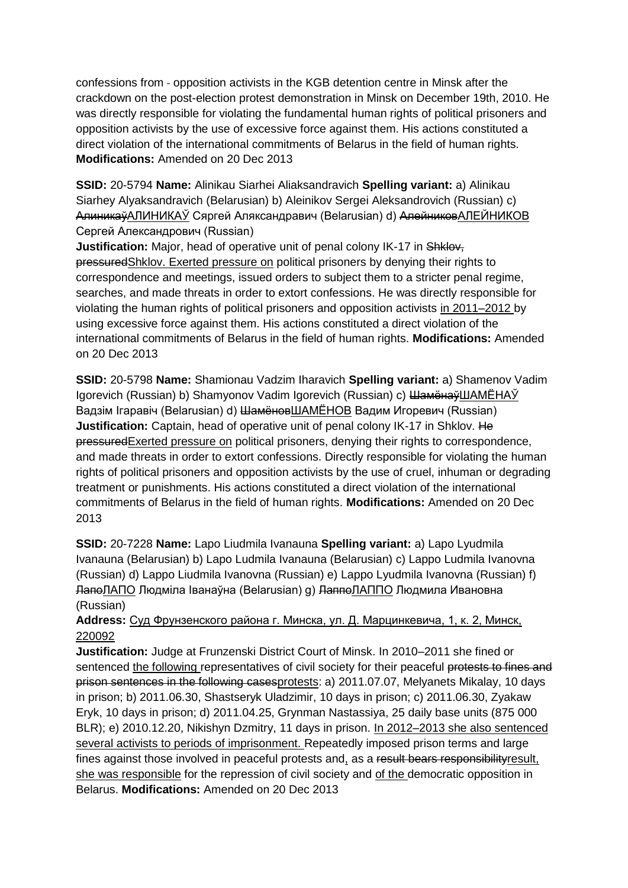confessions from - opposition activists in the KGB detention centre in Minsk after the crackdown on the post-election protest demonstration in Minsk on December 19th, 2010. He was directly responsible for violating the fundamental human rights of political prisoners and opposition activists by the use of excessive force against them. His actions constituted a direct violation of the international commitments of Belarus in the field of human rights. **Modifications:** Amended on 20 Dec 2013

**SSID:** 20-5794 **Name:** Alinikau Siarhei Aliaksandravich **Spelling variant:** a) Alinikau Siarhey Alyaksandravich (Belarusian) b) Aleinikov Sergei Aleksandrovich (Russian) c) ~~Алиникаў~~АЛИНИКАЎ Сяргей Аляксандравич (Belarusian) d) ~~Алейников~~АЛЕЙНИКОВ Сергей Александрович (Russian)
**Justification:** Major, head of operative unit of penal colony IK-17 in ~~Shklov, pressured~~Shklov. Exerted pressure on political prisoners by denying their rights to correspondence and meetings, issued orders to subject them to a stricter penal regime, searches, and made threats in order to extort confessions. He was directly responsible for violating the human rights of political prisoners and opposition activists in 2011–2012 by using excessive force against them. His actions constituted a direct violation of the international commitments of Belarus in the field of human rights. **Modifications:** Amended on 20 Dec 2013

**SSID:** 20-5798 **Name:** Shamionau Vadzim Iharavich **Spelling variant:** a) Shamenov Vadim Igorevich (Russian) b) Shamyonov Vadim Igorevich (Russian) c) ~~Шамёнаў~~ШАМЁНАЎ Вадзім Ігаравіч (Belarusian) d) ~~Шамёнов~~ШАМЁНОВ Вадим Игоревич (Russian)
**Justification:** Captain, head of operative unit of penal colony IK-17 in Shklov. ~~He pressured~~Exerted pressure on political prisoners, denying their rights to correspondence, and made threats in order to extort confessions. Directly responsible for violating the human rights of political prisoners and opposition activists by the use of cruel, inhuman or degrading treatment or punishments. His actions constituted a direct violation of the international commitments of Belarus in the field of human rights. **Modifications:** Amended on 20 Dec 2013

**SSID:** 20-7228 **Name:** Lapo Liudmila Ivanauna **Spelling variant:** a) Lapo Lyudmila Ivanauna (Belarusian) b) Lapo Ludmila Ivanauna (Belarusian) c) Lappo Ludmila Ivanovna (Russian) d) Lappo Liudmila Ivanovna (Russian) e) Lappo Lyudmila Ivanovna (Russian) f) ~~Лапо~~ЛАПО Людміла Іванаўна (Belarusian) g) ~~Лаппо~~ЛАППО Людмила Ивановна (Russian)
**Address:** Суд Фрунзенского района г. Минска, ул. Д. Марцинкевича, 1, к. 2, Минск, 220092
**Justification:** Judge at Frunzenski District Court of Minsk. In 2010–2011 she fined or sentenced the following representatives of civil society for their peaceful ~~protests to fines and prison sentences in the following cases~~protests: a) 2011.07.07, Melyanets Mikalay, 10 days in prison; b) 2011.06.30, Shastseryk Uladzimir, 10 days in prison; c) 2011.06.30, Zyakaw Eryk, 10 days in prison; d) 2011.04.25, Grynman Nastassiya, 25 daily base units (875 000 BLR); e) 2010.12.20, Nikishyn Dzmitry, 11 days in prison. In 2012–2013 she also sentenced several activists to periods of imprisonment. Repeatedly imposed prison terms and large fines against those involved in peaceful protests and, as a ~~result bears responsibility~~result, she was responsible for the repression of civil society and of the democratic opposition in Belarus. **Modifications:** Amended on 20 Dec 2013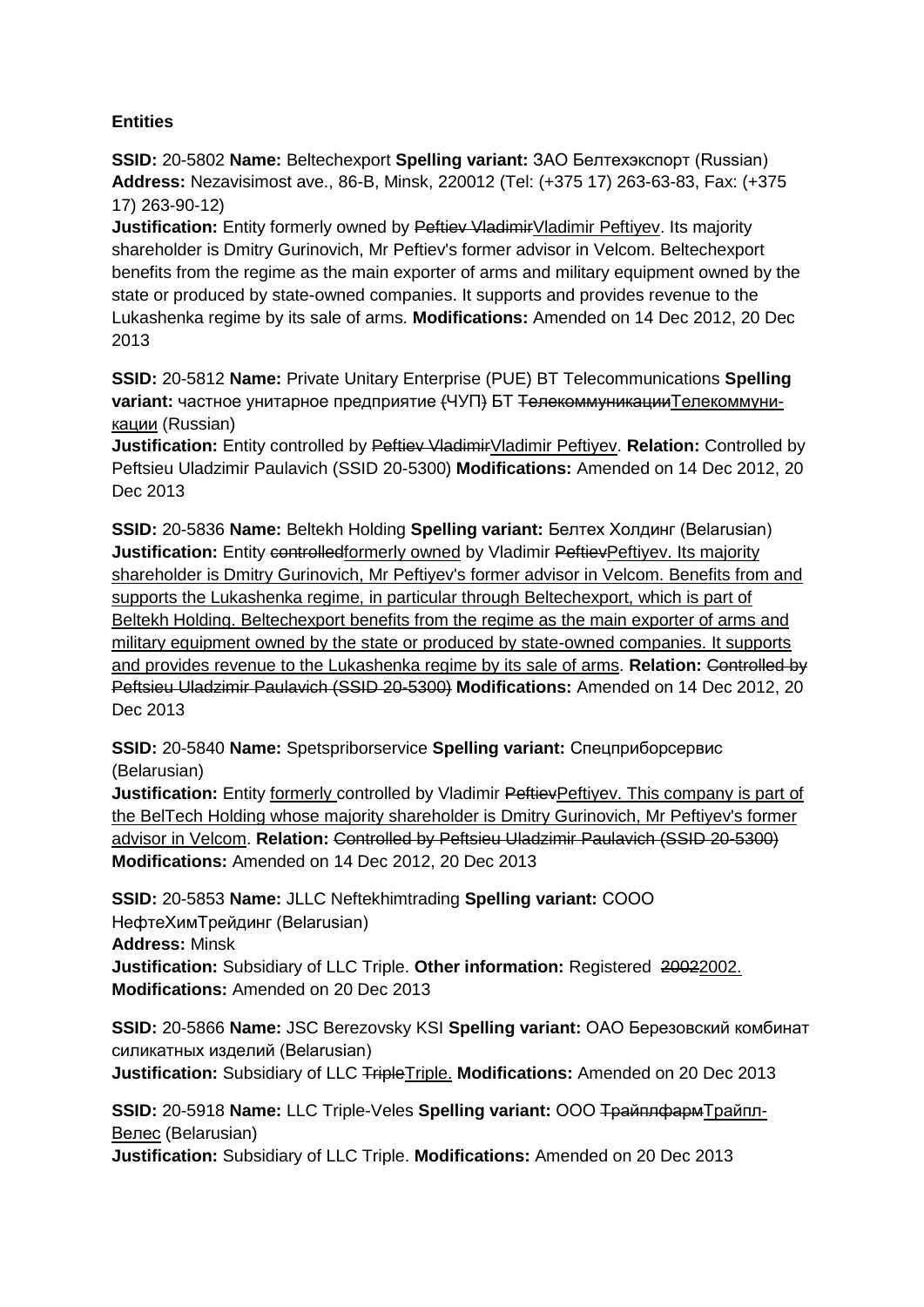**Entities**

**SSID:** 20-5802 **Name:** Beltechexport **Spelling variant:** ЗАО Белтехэкспорт (Russian) **Address:** Nezavisimost ave., 86-B, Minsk, 220012 (Tel: (+375 17) 263-63-83, Fax: (+375 17) 263-90-12)
**Justification:** Entity formerly owned by ~~Peftiev Vladimir~~Vladimir Peftiyev. Its majority shareholder is Dmitry Gurinovich, Mr Peftiev's former advisor in Velcom. Beltechexport benefits from the regime as the main exporter of arms and military equipment owned by the state or produced by state-owned companies. It supports and provides revenue to the Lukashenka regime by its sale of arms. **Modifications:** Amended on 14 Dec 2012, 20 Dec 2013

**SSID:** 20-5812 **Name:** Private Unitary Enterprise (PUE) BT Telecommunications **Spelling variant:** частное унитарное предприятие ~~(~~ЧУП~~)~~ БТ ~~Телекоммуникации~~Телекоммуни-кации (Russian)
**Justification:** Entity controlled by ~~Peftiev Vladimir~~Vladimir Peftiyev. **Relation:** Controlled by Peftsieu Uladzimir Paulavich (SSID 20-5300) **Modifications:** Amended on 14 Dec 2012, 20 Dec 2013

**SSID:** 20-5836 **Name:** Beltekh Holding **Spelling variant:** Белтех Холдинг (Belarusian)
**Justification:** Entity ~~controlled~~formerly owned by Vladimir ~~Peftiev~~Peftiyev. Its majority shareholder is Dmitry Gurinovich, Mr Peftiyev's former advisor in Velcom. Benefits from and supports the Lukashenka regime, in particular through Beltechexport, which is part of Beltekh Holding. Beltechexport benefits from the regime as the main exporter of arms and military equipment owned by the state or produced by state-owned companies. It supports and provides revenue to the Lukashenka regime by its sale of arms. **Relation:** ~~Controlled by Peftsieu Uladzimir Paulavich (SSID 20-5300)~~ **Modifications:** Amended on 14 Dec 2012, 20 Dec 2013

**SSID:** 20-5840 **Name:** Spetspriborservice **Spelling variant:** Спецприборсервис (Belarusian)
**Justification:** Entity formerly controlled by Vladimir ~~Peftiev~~Peftiyev. This company is part of the BelTech Holding whose majority shareholder is Dmitry Gurinovich, Mr Peftiyev's former advisor in Velcom. **Relation:** ~~Controlled by Peftsieu Uladzimir Paulavich (SSID 20-5300)~~ **Modifications:** Amended on 14 Dec 2012, 20 Dec 2013

**SSID:** 20-5853 **Name:** JLLC Neftekhimtrading **Spelling variant:** СООО НефтеХимТрейдинг (Belarusian)
**Address:** Minsk
**Justification:** Subsidiary of LLC Triple. **Other information:** Registered ~~2002~~2002.
**Modifications:** Amended on 20 Dec 2013

**SSID:** 20-5866 **Name:** JSC Berezovsky KSI **Spelling variant:** ОАО Березовский комбинат силикатных изделий (Belarusian)
**Justification:** Subsidiary of LLC ~~Triple~~Triple. **Modifications:** Amended on 20 Dec 2013

**SSID:** 20-5918 **Name:** LLC Triple-Veles **Spelling variant:** ООО ~~Трайплфарм~~Трайпл-Велес (Belarusian)
**Justification:** Subsidiary of LLC Triple. **Modifications:** Amended on 20 Dec 2013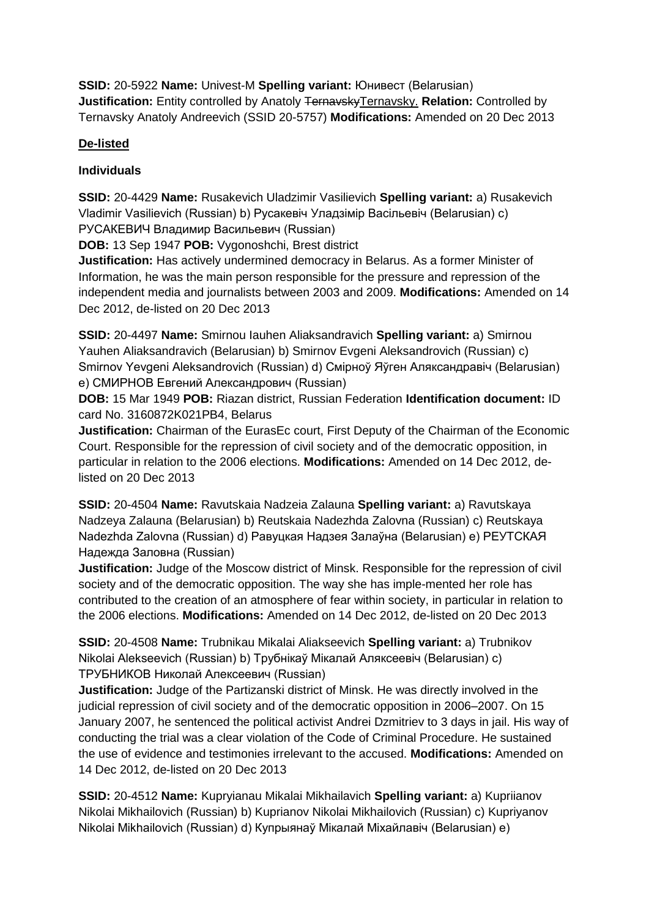**SSID:** 20-5922 **Name:** Univest-M **Spelling variant:** Юнивест (Belarusian)
**Justification:** Entity controlled by Anatoly ~~Ternavsky~~Ternavsky. **Relation:** Controlled by Ternavsky Anatoly Andreevich (SSID 20-5757) **Modifications:** Amended on 20 Dec 2013

## De-listed

### Individuals

**SSID:** 20-4429 **Name:** Rusakevich Uladzimir Vasilievich **Spelling variant:** a) Rusakevich Vladimir Vasilievich (Russian) b) Русакевіч Уладзімір Васільевіч (Belarusian) c) РУСАКЕВИЧ Владимир Васильевич (Russian)
**DOB:** 13 Sep 1947 **POB:** Vygonoshchi, Brest district
**Justification:** Has actively undermined democracy in Belarus. As a former Minister of Information, he was the main person responsible for the pressure and repression of the independent media and journalists between 2003 and 2009. **Modifications:** Amended on 14 Dec 2012, de-listed on 20 Dec 2013

**SSID:** 20-4497 **Name:** Smirnou Iauhen Aliaksandravich **Spelling variant:** a) Smirnou Yauhen Aliaksandravich (Belarusian) b) Smirnov Evgeni Aleksandrovich (Russian) c) Smirnov Yevgeni Aleksandrovich (Russian) d) Смірноў Яўген Аляксандравіч (Belarusian) e) СМИРНОВ Евгений Александрович (Russian)
**DOB:** 15 Mar 1949 **POB:** Riazan district, Russian Federation **Identification document:** ID card No. 3160872K021PB4, Belarus
**Justification:** Chairman of the EurasEc court, First Deputy of the Chairman of the Economic Court. Responsible for the repression of civil society and of the democratic opposition, in particular in relation to the 2006 elections. **Modifications:** Amended on 14 Dec 2012, de-listed on 20 Dec 2013

**SSID:** 20-4504 **Name:** Ravutskaia Nadzeia Zalauna **Spelling variant:** a) Ravutskaya Nadzeya Zalauna (Belarusian) b) Reutskaia Nadezhda Zalovna (Russian) c) Reutskaya Nadezhda Zalovna (Russian) d) Равуцкая Надзея Залаўна (Belarusian) e) РЕУТСКАЯ Надежда Заловна (Russian)
**Justification:** Judge of the Moscow district of Minsk. Responsible for the repression of civil society and of the democratic opposition. The way she has imple-mented her role has contributed to the creation of an atmosphere of fear within society, in particular in relation to the 2006 elections. **Modifications:** Amended on 14 Dec 2012, de-listed on 20 Dec 2013

**SSID:** 20-4508 **Name:** Trubnikau Mikalai Aliakseevich **Spelling variant:** a) Trubnikov Nikolai Alekseevich (Russian) b) Трубнікаў Мікалай Аляксеевіч (Belarusian) c) ТРУБНИКОВ Николай Алексеевич (Russian)
**Justification:** Judge of the Partizanski district of Minsk. He was directly involved in the judicial repression of civil society and of the democratic opposition in 2006–2007. On 15 January 2007, he sentenced the political activist Andrei Dzmitriev to 3 days in jail. His way of conducting the trial was a clear violation of the Code of Criminal Procedure. He sustained the use of evidence and testimonies irrelevant to the accused. **Modifications:** Amended on 14 Dec 2012, de-listed on 20 Dec 2013

**SSID:** 20-4512 **Name:** Kupryianau Mikalai Mikhailavich **Spelling variant:** a) Kupriianov Nikolai Mikhailovich (Russian) b) Kuprianov Nikolai Mikhailovich (Russian) c) Kupriyanov Nikolai Mikhailovich (Russian) d) Купрыянаў Мікалай Міхайлавіч (Belarusian) e)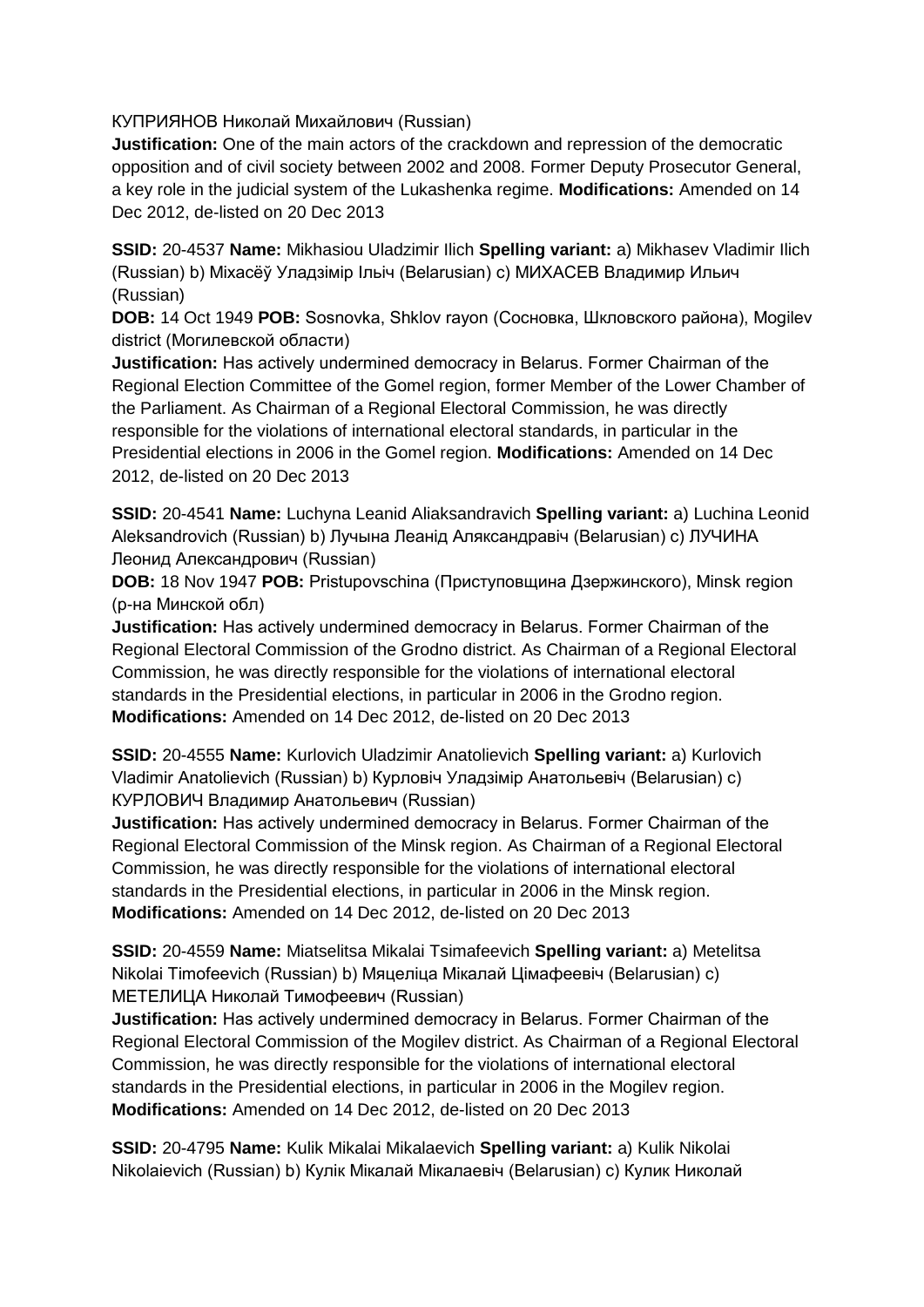КУПРИЯНОВ Николай Михайлович (Russian)
**Justification:** One of the main actors of the crackdown and repression of the democratic opposition and of civil society between 2002 and 2008. Former Deputy Prosecutor General, a key role in the judicial system of the Lukashenka regime. **Modifications:** Amended on 14 Dec 2012, de-listed on 20 Dec 2013

**SSID:** 20-4537 **Name:** Mikhasiou Uladzimir Ilich **Spelling variant:** a) Mikhasev Vladimir Ilich (Russian) b) Міхасёў Уладзімір Ільіч (Belarusian) c) МИХАСЕВ Владимир Ильич (Russian)
**DOB:** 14 Oct 1949 **POB:** Sosnovka, Shklov rayon (Сосновка, Шкловского района), Mogilev district (Могилевской области)
**Justification:** Has actively undermined democracy in Belarus. Former Chairman of the Regional Election Committee of the Gomel region, former Member of the Lower Chamber of the Parliament. As Chairman of a Regional Electoral Commission, he was directly responsible for the violations of international electoral standards, in particular in the Presidential elections in 2006 in the Gomel region. **Modifications:** Amended on 14 Dec 2012, de-listed on 20 Dec 2013

**SSID:** 20-4541 **Name:** Luchyna Leanid Aliaksandravich **Spelling variant:** a) Luchina Leonid Aleksandrovich (Russian) b) Лучына Леанід Аляксандравіч (Belarusian) c) ЛУЧИНА Леонид Александрович (Russian)
**DOB:** 18 Nov 1947 **POB:** Pristupovschina (Приступовщина Дзержинского), Minsk region (р-на Минской обл)
**Justification:** Has actively undermined democracy in Belarus. Former Chairman of the Regional Electoral Commission of the Grodno district. As Chairman of a Regional Electoral Commission, he was directly responsible for the violations of international electoral standards in the Presidential elections, in particular in 2006 in the Grodno region. **Modifications:** Amended on 14 Dec 2012, de-listed on 20 Dec 2013

**SSID:** 20-4555 **Name:** Kurlovich Uladzimir Anatolievich **Spelling variant:** a) Kurlovich Vladimir Anatolievich (Russian) b) Курловіч Уладзімір Анатольевіч (Belarusian) c) КУРЛОВИЧ Владимир Анатольевич (Russian)
**Justification:** Has actively undermined democracy in Belarus. Former Chairman of the Regional Electoral Commission of the Minsk region. As Chairman of a Regional Electoral Commission, he was directly responsible for the violations of international electoral standards in the Presidential elections, in particular in 2006 in the Minsk region. **Modifications:** Amended on 14 Dec 2012, de-listed on 20 Dec 2013

**SSID:** 20-4559 **Name:** Miatselitsa Mikalai Tsimafeevich **Spelling variant:** a) Metelitsa Nikolai Timofeevich (Russian) b) Мяцеліца Мікалай Цімафеевіч (Belarusian) c) МЕТЕЛИЦА Николай Тимофеевич (Russian)
**Justification:** Has actively undermined democracy in Belarus. Former Chairman of the Regional Electoral Commission of the Mogilev district. As Chairman of a Regional Electoral Commission, he was directly responsible for the violations of international electoral standards in the Presidential elections, in particular in 2006 in the Mogilev region. **Modifications:** Amended on 14 Dec 2012, de-listed on 20 Dec 2013

**SSID:** 20-4795 **Name:** Kulik Mikalai Mikalaevich **Spelling variant:** a) Kulik Nikolai Nikolaievich (Russian) b) Кулік Мікалай Мікалаевіч (Belarusian) c) Кулик Николай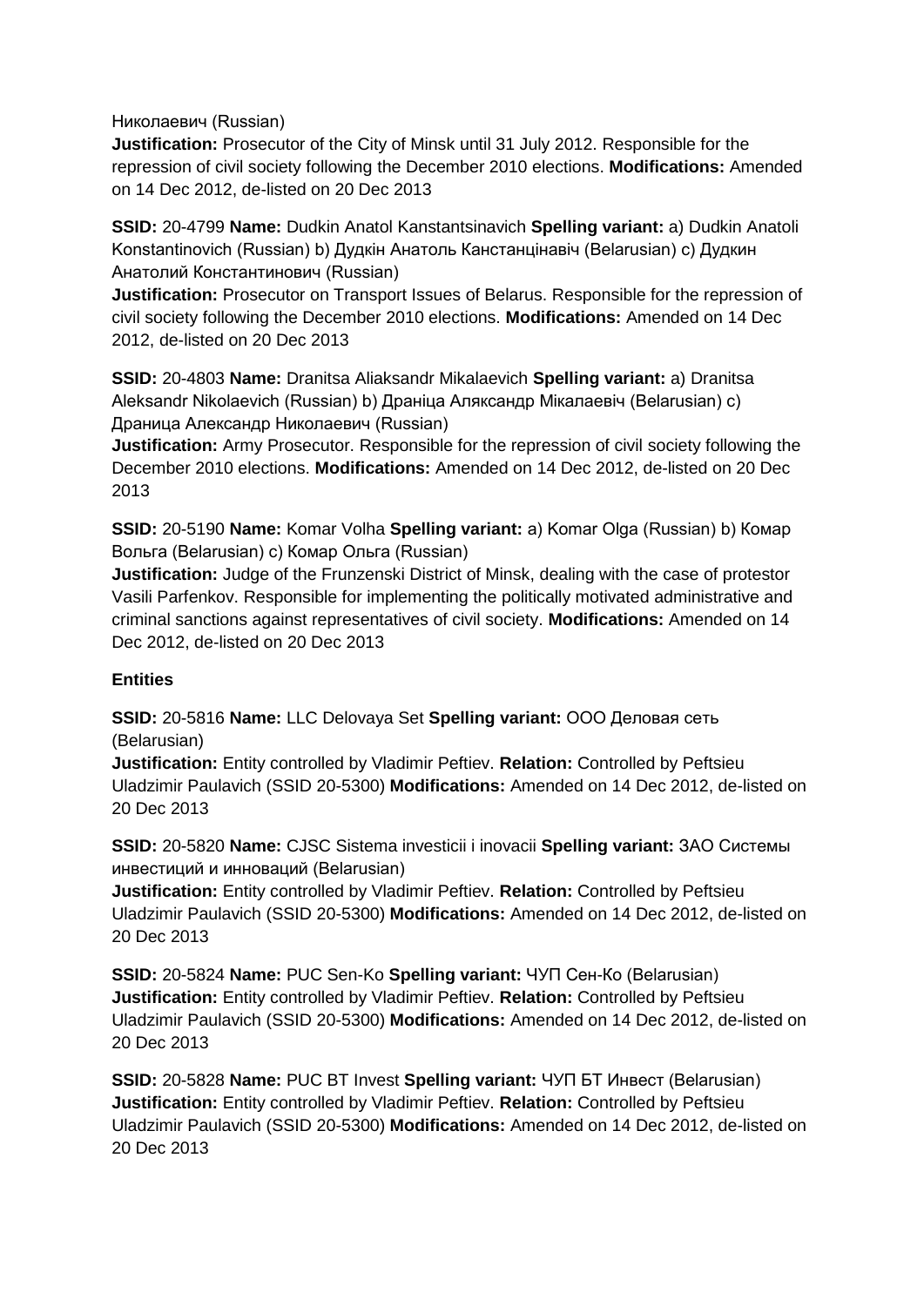Николаевич (Russian)
**Justification:** Prosecutor of the City of Minsk until 31 July 2012. Responsible for the repression of civil society following the December 2010 elections. **Modifications:** Amended on 14 Dec 2012, de-listed on 20 Dec 2013

**SSID:** 20-4799 **Name:** Dudkin Anatol Kanstantsinavich **Spelling variant:** a) Dudkin Anatoli Konstantinovich (Russian) b) Дудкін Анатоль Канстанцінавіч (Belarusian) c) Дудкин Анатолий Константинович (Russian)
**Justification:** Prosecutor on Transport Issues of Belarus. Responsible for the repression of civil society following the December 2010 elections. **Modifications:** Amended on 14 Dec 2012, de-listed on 20 Dec 2013

**SSID:** 20-4803 **Name:** Dranitsa Aliaksandr Mikalaevich **Spelling variant:** a) Dranitsa Aleksandr Nikolaevich (Russian) b) Драніца Аляксандр Мікалаевіч (Belarusian) c) Драница Александр Николаевич (Russian)
**Justification:** Army Prosecutor. Responsible for the repression of civil society following the December 2010 elections. **Modifications:** Amended on 14 Dec 2012, de-listed on 20 Dec 2013

**SSID:** 20-5190 **Name:** Komar Volha **Spelling variant:** a) Komar Olga (Russian) b) Комар Вольга (Belarusian) c) Комар Ольга (Russian)
**Justification:** Judge of the Frunzenski District of Minsk, dealing with the case of protestor Vasili Parfenkov. Responsible for implementing the politically motivated administrative and criminal sanctions against representatives of civil society. **Modifications:** Amended on 14 Dec 2012, de-listed on 20 Dec 2013

**Entities**

**SSID:** 20-5816 **Name:** LLC Delovaya Set **Spelling variant:** ООО Деловая сеть (Belarusian)
**Justification:** Entity controlled by Vladimir Peftiev. **Relation:** Controlled by Peftsieu Uladzimir Paulavich (SSID 20-5300) **Modifications:** Amended on 14 Dec 2012, de-listed on 20 Dec 2013

**SSID:** 20-5820 **Name:** CJSC Sistema investicii i inovacii **Spelling variant:** ЗАО Системы инвестиций и инноваций (Belarusian)
**Justification:** Entity controlled by Vladimir Peftiev. **Relation:** Controlled by Peftsieu Uladzimir Paulavich (SSID 20-5300) **Modifications:** Amended on 14 Dec 2012, de-listed on 20 Dec 2013

**SSID:** 20-5824 **Name:** PUC Sen-Ko **Spelling variant:** ЧУП Сен-Ко (Belarusian)
**Justification:** Entity controlled by Vladimir Peftiev. **Relation:** Controlled by Peftsieu Uladzimir Paulavich (SSID 20-5300) **Modifications:** Amended on 14 Dec 2012, de-listed on 20 Dec 2013

**SSID:** 20-5828 **Name:** PUC BT Invest **Spelling variant:** ЧУП БТ Инвест (Belarusian)
**Justification:** Entity controlled by Vladimir Peftiev. **Relation:** Controlled by Peftsieu Uladzimir Paulavich (SSID 20-5300) **Modifications:** Amended on 14 Dec 2012, de-listed on 20 Dec 2013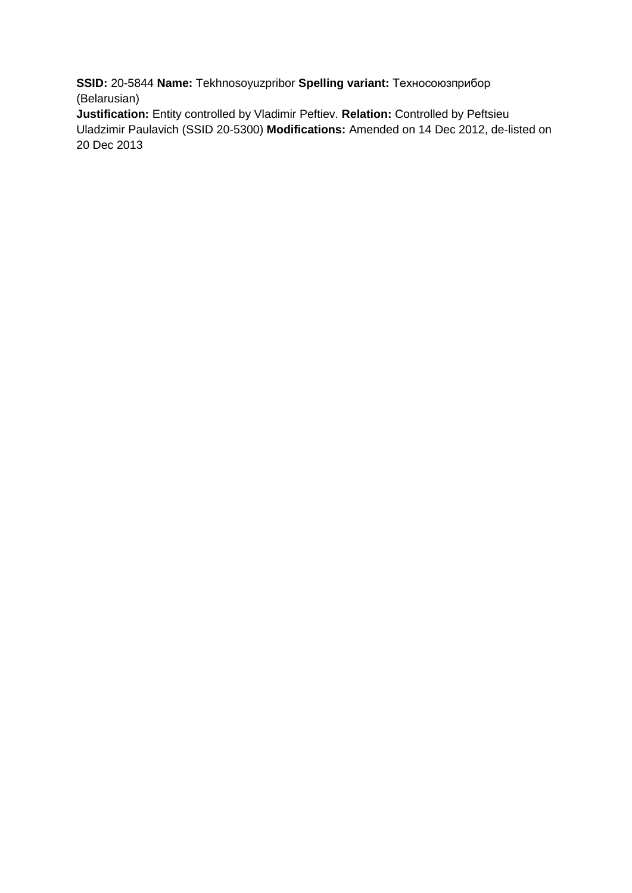**SSID:** 20-5844 **Name:** Tekhnosoyuzpribor **Spelling variant:** Техносоюзприбор (Belarusian)
**Justification:** Entity controlled by Vladimir Peftiev. **Relation:** Controlled by Peftsieu Uladzimir Paulavich (SSID 20-5300) **Modifications:** Amended on 14 Dec 2012, de-listed on 20 Dec 2013